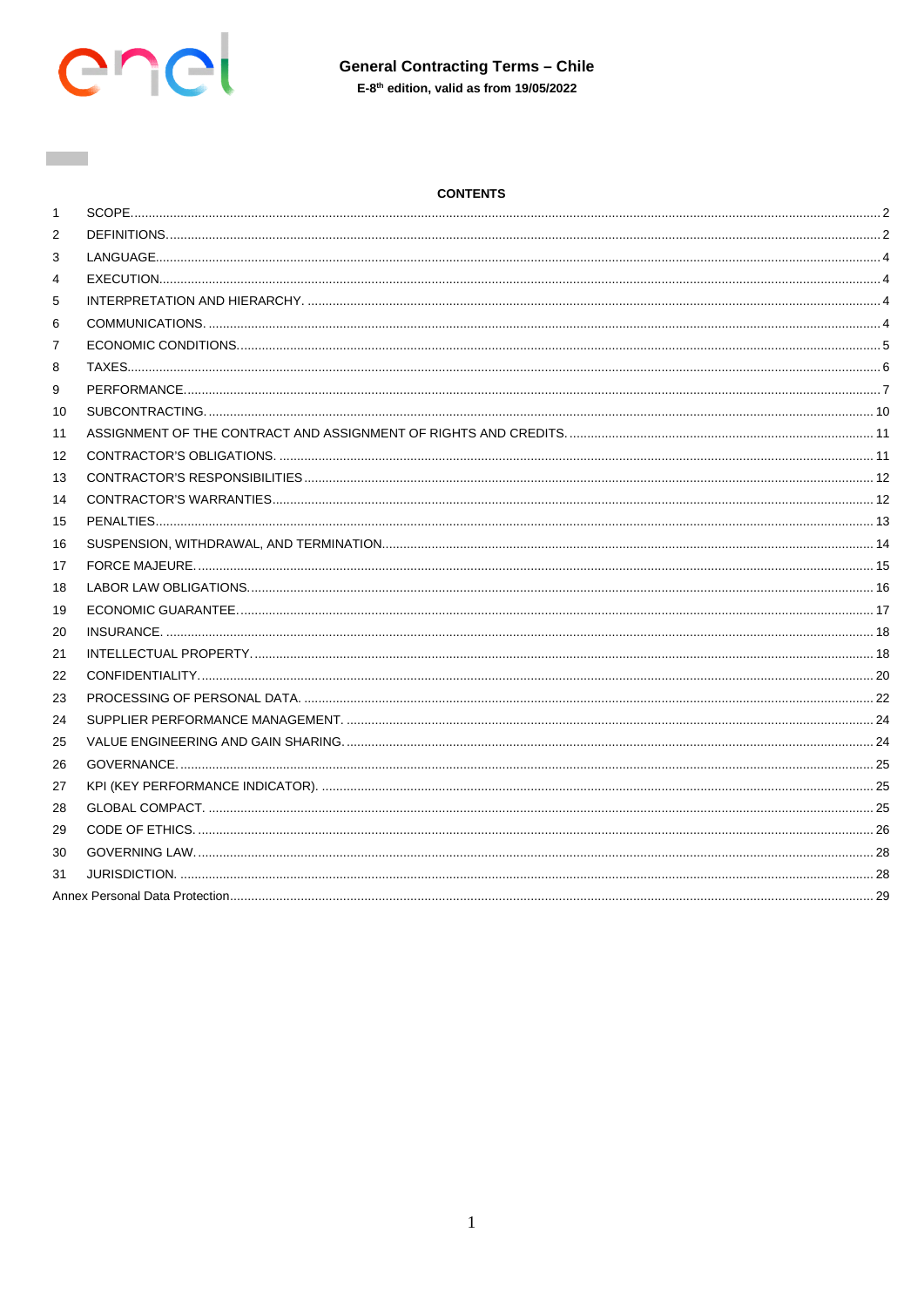**General Contracting Terms – Chile**

**E-8th edition, valid as from 19/05/2022**

**CONTENTS**

| | | |
|---|---|---|
| 1 | SCOPE | 2 |
| 2 | DEFINITIONS | 2 |
| 3 | LANGUAGE | 4 |
| 4 | EXECUTION | 4 |
| 5 | INTERPRETATION AND HIERARCHY | 4 |
| 6 | COMMUNICATIONS | 4 |
| 7 | ECONOMIC CONDITIONS | 5 |
| 8 | TAXES | 6 |
| 9 | PERFORMANCE | 7 |
| 10 | SUBCONTRACTING | 10 |
| 11 | ASSIGNMENT OF THE CONTRACT AND ASSIGNMENT OF RIGHTS AND CREDITS | 11 |
| 12 | CONTRACTOR'S OBLIGATIONS | 11 |
| 13 | CONTRACTOR'S RESPONSIBILITIES | 12 |
| 14 | CONTRACTOR'S WARRANTIES | 12 |
| 15 | PENALTIES | 13 |
| 16 | SUSPENSION, WITHDRAWAL, AND TERMINATION | 14 |
| 17 | FORCE MAJEURE | 15 |
| 18 | LABOR LAW OBLIGATIONS | 16 |
| 19 | ECONOMIC GUARANTEE | 17 |
| 20 | INSURANCE | 18 |
| 21 | INTELLECTUAL PROPERTY | 18 |
| 22 | CONFIDENTIALITY | 20 |
| 23 | PROCESSING OF PERSONAL DATA | 22 |
| 24 | SUPPLIER PERFORMANCE MANAGEMENT | 24 |
| 25 | VALUE ENGINEERING AND GAIN SHARING | 24 |
| 26 | GOVERNANCE | 25 |
| 27 | KPI (KEY PERFORMANCE INDICATOR) | 25 |
| 28 | GLOBAL COMPACT | 25 |
| 29 | CODE OF ETHICS | 26 |
| 30 | GOVERNING LAW | 28 |
| 31 | JURISDICTION | 28 |
| | Annex Personal Data Protection | 29 |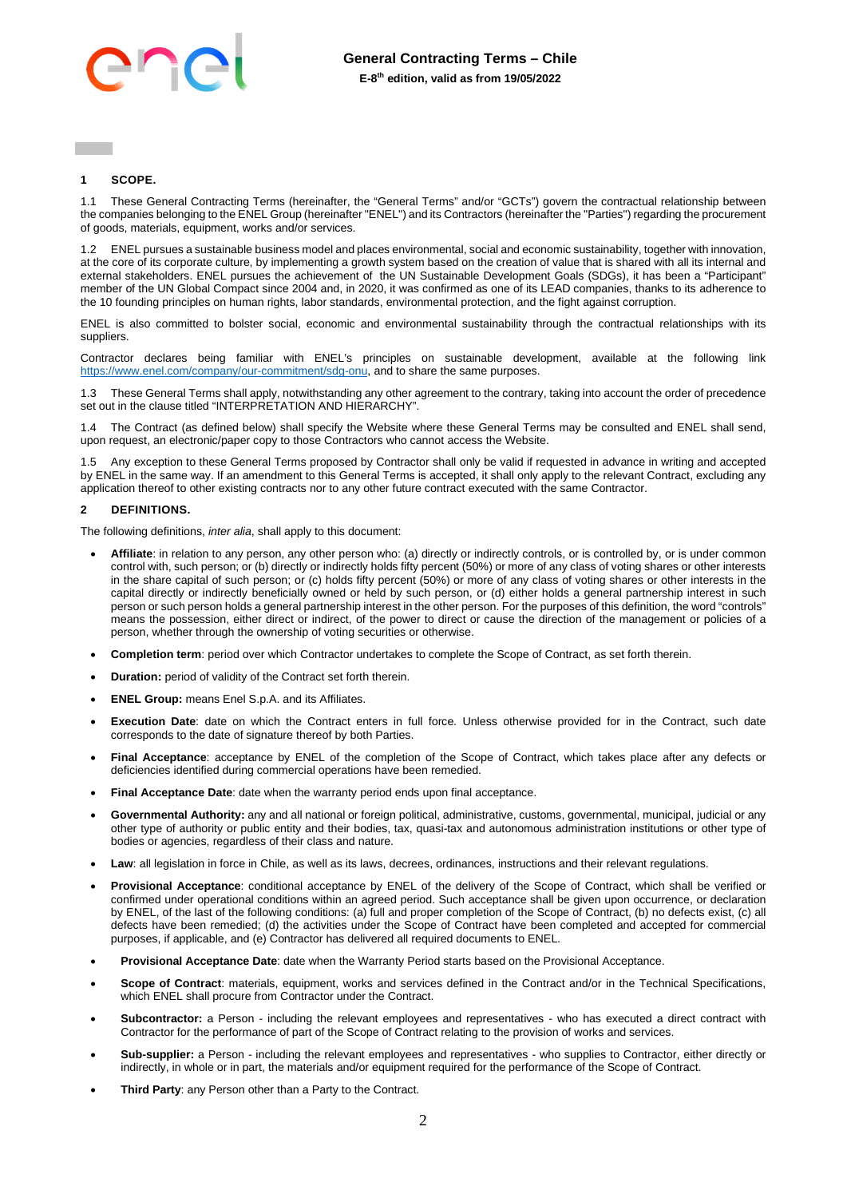## 1 SCOPE.

1.1 These General Contracting Terms (hereinafter, the "General Terms" and/or "GCTs") govern the contractual relationship between the companies belonging to the ENEL Group (hereinafter "ENEL") and its Contractors (hereinafter the "Parties") regarding the procurement of goods, materials, equipment, works and/or services.

1.2 ENEL pursues a sustainable business model and places environmental, social and economic sustainability, together with innovation, at the core of its corporate culture, by implementing a growth system based on the creation of value that is shared with all its internal and external stakeholders. ENEL pursues the achievement of the UN Sustainable Development Goals (SDGs), it has been a "Participant" member of the UN Global Compact since 2004 and, in 2020, it was confirmed as one of its LEAD companies, thanks to its adherence to the 10 founding principles on human rights, labor standards, environmental protection, and the fight against corruption.

ENEL is also committed to bolster social, economic and environmental sustainability through the contractual relationships with its suppliers.

Contractor declares being familiar with ENEL's principles on sustainable development, available at the following link https://www.enel.com/company/our-commitment/sdg-onu, and to share the same purposes.

1.3 These General Terms shall apply, notwithstanding any other agreement to the contrary, taking into account the order of precedence set out in the clause titled "INTERPRETATION AND HIERARCHY".

1.4 The Contract (as defined below) shall specify the Website where these General Terms may be consulted and ENEL shall send, upon request, an electronic/paper copy to those Contractors who cannot access the Website.

1.5 Any exception to these General Terms proposed by Contractor shall only be valid if requested in advance in writing and accepted by ENEL in the same way. If an amendment to this General Terms is accepted, it shall only apply to the relevant Contract, excluding any application thereof to other existing contracts nor to any other future contract executed with the same Contractor.

## 2 DEFINITIONS.

The following definitions, *inter alia*, shall apply to this document:

- **Affiliate**: in relation to any person, any other person who: (a) directly or indirectly controls, or is controlled by, or is under common control with, such person; or (b) directly or indirectly holds fifty percent (50%) or more of any class of voting shares or other interests in the share capital of such person; or (c) holds fifty percent (50%) or more of any class of voting shares or other interests in the capital directly or indirectly beneficially owned or held by such person, or (d) either holds a general partnership interest in such person or such person holds a general partnership interest in the other person. For the purposes of this definition, the word "controls" means the possession, either direct or indirect, of the power to direct or cause the direction of the management or policies of a person, whether through the ownership of voting securities or otherwise.
- **Completion term**: period over which Contractor undertakes to complete the Scope of Contract, as set forth therein.
- **Duration:** period of validity of the Contract set forth therein.
- **ENEL Group:** means Enel S.p.A. and its Affiliates.
- **Execution Date**: date on which the Contract enters in full force. Unless otherwise provided for in the Contract, such date corresponds to the date of signature thereof by both Parties.
- **Final Acceptance**: acceptance by ENEL of the completion of the Scope of Contract, which takes place after any defects or deficiencies identified during commercial operations have been remedied.
- **Final Acceptance Date**: date when the warranty period ends upon final acceptance.
- **Governmental Authority:** any and all national or foreign political, administrative, customs, governmental, municipal, judicial or any other type of authority or public entity and their bodies, tax, quasi-tax and autonomous administration institutions or other type of bodies or agencies, regardless of their class and nature.
- **Law**: all legislation in force in Chile, as well as its laws, decrees, ordinances, instructions and their relevant regulations.
- **Provisional Acceptance**: conditional acceptance by ENEL of the delivery of the Scope of Contract, which shall be verified or confirmed under operational conditions within an agreed period. Such acceptance shall be given upon occurrence, or declaration by ENEL, of the last of the following conditions: (a) full and proper completion of the Scope of Contract, (b) no defects exist, (c) all defects have been remedied; (d) the activities under the Scope of Contract have been completed and accepted for commercial purposes, if applicable, and (e) Contractor has delivered all required documents to ENEL.
- **Provisional Acceptance Date**: date when the Warranty Period starts based on the Provisional Acceptance.
- **Scope of Contract**: materials, equipment, works and services defined in the Contract and/or in the Technical Specifications, which ENEL shall procure from Contractor under the Contract.
- **Subcontractor:** a Person - including the relevant employees and representatives - who has executed a direct contract with Contractor for the performance of part of the Scope of Contract relating to the provision of works and services.
- **Sub-supplier:** a Person - including the relevant employees and representatives - who supplies to Contractor, either directly or indirectly, in whole or in part, the materials and/or equipment required for the performance of the Scope of Contract.
- **Third Party**: any Person other than a Party to the Contract.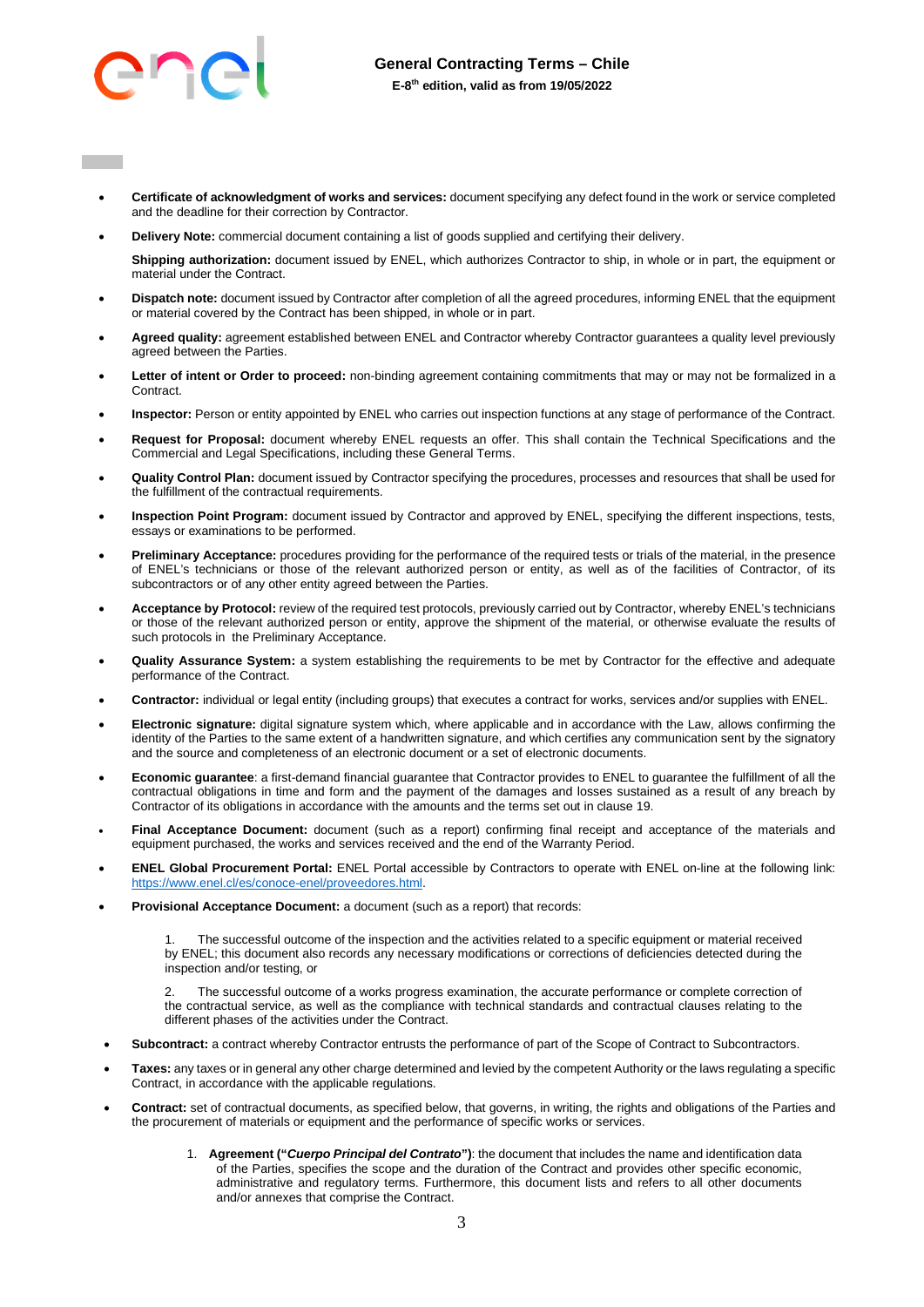- **Certificate of acknowledgment of works and services:** document specifying any defect found in the work or service completed and the deadline for their correction by Contractor.
- **Delivery Note:** commercial document containing a list of goods supplied and certifying their delivery.

  **Shipping authorization:** document issued by ENEL, which authorizes Contractor to ship, in whole or in part, the equipment or material under the Contract.
- **Dispatch note:** document issued by Contractor after completion of all the agreed procedures, informing ENEL that the equipment or material covered by the Contract has been shipped, in whole or in part.
- **Agreed quality:** agreement established between ENEL and Contractor whereby Contractor guarantees a quality level previously agreed between the Parties.
- **Letter of intent or Order to proceed:** non-binding agreement containing commitments that may or may not be formalized in a Contract.
- **Inspector:** Person or entity appointed by ENEL who carries out inspection functions at any stage of performance of the Contract.
- **Request for Proposal:** document whereby ENEL requests an offer. This shall contain the Technical Specifications and the Commercial and Legal Specifications, including these General Terms.
- **Quality Control Plan:** document issued by Contractor specifying the procedures, processes and resources that shall be used for the fulfillment of the contractual requirements.
- **Inspection Point Program:** document issued by Contractor and approved by ENEL, specifying the different inspections, tests, essays or examinations to be performed.
- **Preliminary Acceptance:** procedures providing for the performance of the required tests or trials of the material, in the presence of ENEL's technicians or those of the relevant authorized person or entity, as well as of the facilities of Contractor, of its subcontractors or of any other entity agreed between the Parties.
- **Acceptance by Protocol:** review of the required test protocols, previously carried out by Contractor, whereby ENEL's technicians or those of the relevant authorized person or entity, approve the shipment of the material, or otherwise evaluate the results of such protocols in the Preliminary Acceptance.
- **Quality Assurance System:** a system establishing the requirements to be met by Contractor for the effective and adequate performance of the Contract.
- **Contractor:** individual or legal entity (including groups) that executes a contract for works, services and/or supplies with ENEL.
- **Electronic signature:** digital signature system which, where applicable and in accordance with the Law, allows confirming the identity of the Parties to the same extent of a handwritten signature, and which certifies any communication sent by the signatory and the source and completeness of an electronic document or a set of electronic documents.
- **Economic guarantee**: a first-demand financial guarantee that Contractor provides to ENEL to guarantee the fulfillment of all the contractual obligations in time and form and the payment of the damages and losses sustained as a result of any breach by Contractor of its obligations in accordance with the amounts and the terms set out in clause 19.
- **Final Acceptance Document:** document (such as a report) confirming final receipt and acceptance of the materials and equipment purchased, the works and services received and the end of the Warranty Period.
- **ENEL Global Procurement Portal:** ENEL Portal accessible by Contractors to operate with ENEL on-line at the following link: https://www.enel.cl/es/conoce-enel/proveedores.html.
- **Provisional Acceptance Document:** a document (such as a report) that records:

  1. The successful outcome of the inspection and the activities related to a specific equipment or material received by ENEL; this document also records any necessary modifications or corrections of deficiencies detected during the inspection and/or testing, or

  2. The successful outcome of a works progress examination, the accurate performance or complete correction of the contractual service, as well as the compliance with technical standards and contractual clauses relating to the different phases of the activities under the Contract.
- **Subcontract:** a contract whereby Contractor entrusts the performance of part of the Scope of Contract to Subcontractors.
- **Taxes:** any taxes or in general any other charge determined and levied by the competent Authority or the laws regulating a specific Contract, in accordance with the applicable regulations.
- **Contract:** set of contractual documents, as specified below, that governs, in writing, the rights and obligations of the Parties and the procurement of materials or equipment and the performance of specific works or services.

  1. **Agreement ("*Cuerpo Principal del Contrato*")**: the document that includes the name and identification data of the Parties, specifies the scope and the duration of the Contract and provides other specific economic, administrative and regulatory terms. Furthermore, this document lists and refers to all other documents and/or annexes that comprise the Contract.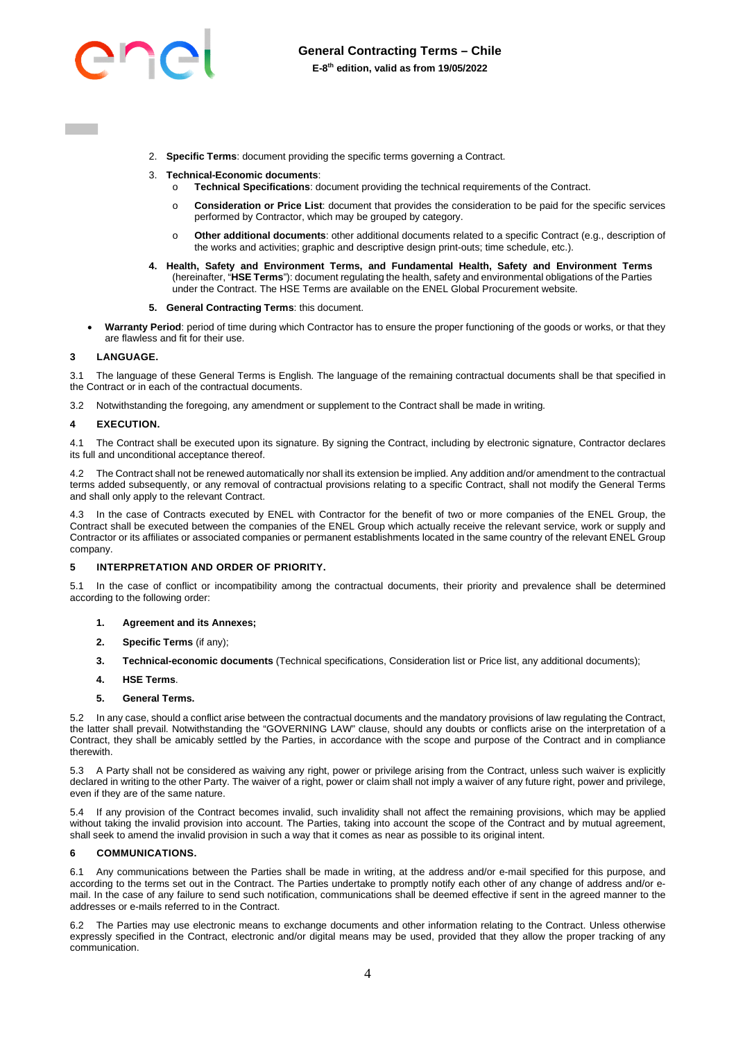2. **Specific Terms**: document providing the specific terms governing a Contract.
3. **Technical-Economic documents**:
   - **Technical Specifications**: document providing the technical requirements of the Contract.
   - **Consideration or Price List**: document that provides the consideration to be paid for the specific services performed by Contractor, which may be grouped by category.
   - **Other additional documents**: other additional documents related to a specific Contract (e.g., description of the works and activities; graphic and descriptive design print-outs; time schedule, etc.).
4. **Health, Safety and Environment Terms, and Fundamental Health, Safety and Environment Terms** (hereinafter, "**HSE Terms**"): document regulating the health, safety and environmental obligations of the Parties under the Contract. The HSE Terms are available on the ENEL Global Procurement website.
5. **General Contracting Terms**: this document.

- **Warranty Period**: period of time during which Contractor has to ensure the proper functioning of the goods or works, or that they are flawless and fit for their use.

## 3 LANGUAGE.

3.1 The language of these General Terms is English. The language of the remaining contractual documents shall be that specified in the Contract or in each of the contractual documents.

3.2 Notwithstanding the foregoing, any amendment or supplement to the Contract shall be made in writing.

## 4 EXECUTION.

4.1 The Contract shall be executed upon its signature. By signing the Contract, including by electronic signature, Contractor declares its full and unconditional acceptance thereof.

4.2 The Contract shall not be renewed automatically nor shall its extension be implied. Any addition and/or amendment to the contractual terms added subsequently, or any removal of contractual provisions relating to a specific Contract, shall not modify the General Terms and shall only apply to the relevant Contract.

4.3 In the case of Contracts executed by ENEL with Contractor for the benefit of two or more companies of the ENEL Group, the Contract shall be executed between the companies of the ENEL Group which actually receive the relevant service, work or supply and Contractor or its affiliates or associated companies or permanent establishments located in the same country of the relevant ENEL Group company.

## 5 INTERPRETATION AND ORDER OF PRIORITY.

5.1 In the case of conflict or incompatibility among the contractual documents, their priority and prevalence shall be determined according to the following order:

1. **Agreement and its Annexes;**
2. **Specific Terms** (if any);
3. **Technical-economic documents** (Technical specifications, Consideration list or Price list, any additional documents);
4. **HSE Terms**.
5. **General Terms.**

5.2 In any case, should a conflict arise between the contractual documents and the mandatory provisions of law regulating the Contract, the latter shall prevail. Notwithstanding the "GOVERNING LAW" clause, should any doubts or conflicts arise on the interpretation of a Contract, they shall be amicably settled by the Parties, in accordance with the scope and purpose of the Contract and in compliance therewith.

5.3 A Party shall not be considered as waiving any right, power or privilege arising from the Contract, unless such waiver is explicitly declared in writing to the other Party. The waiver of a right, power or claim shall not imply a waiver of any future right, power and privilege, even if they are of the same nature.

5.4 If any provision of the Contract becomes invalid, such invalidity shall not affect the remaining provisions, which may be applied without taking the invalid provision into account. The Parties, taking into account the scope of the Contract and by mutual agreement, shall seek to amend the invalid provision in such a way that it comes as near as possible to its original intent.

## 6 COMMUNICATIONS.

6.1 Any communications between the Parties shall be made in writing, at the address and/or e-mail specified for this purpose, and according to the terms set out in the Contract. The Parties undertake to promptly notify each other of any change of address and/or e-mail. In the case of any failure to send such notification, communications shall be deemed effective if sent in the agreed manner to the addresses or e-mails referred to in the Contract.

6.2 The Parties may use electronic means to exchange documents and other information relating to the Contract. Unless otherwise expressly specified in the Contract, electronic and/or digital means may be used, provided that they allow the proper tracking of any communication.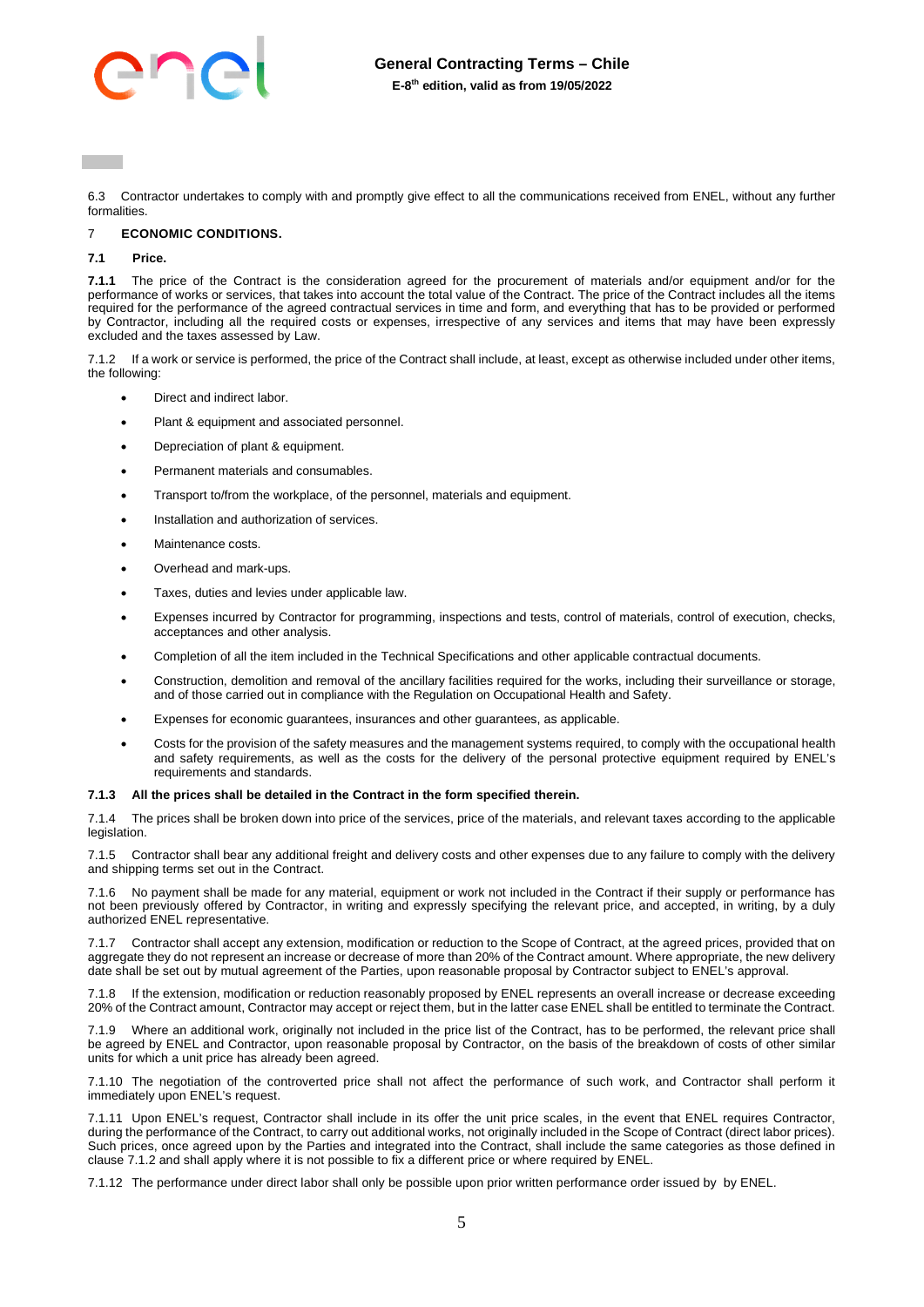6.3 Contractor undertakes to comply with and promptly give effect to all the communications received from ENEL, without any further formalities.

## 7 ECONOMIC CONDITIONS.

### 7.1 Price.

**7.1.1** The price of the Contract is the consideration agreed for the procurement of materials and/or equipment and/or for the performance of works or services, that takes into account the total value of the Contract. The price of the Contract includes all the items required for the performance of the agreed contractual services in time and form, and everything that has to be provided or performed by Contractor, including all the required costs or expenses, irrespective of any services and items that may have been expressly excluded and the taxes assessed by Law.

7.1.2 If a work or service is performed, the price of the Contract shall include, at least, except as otherwise included under other items, the following:

- Direct and indirect labor.
- Plant & equipment and associated personnel.
- Depreciation of plant & equipment.
- Permanent materials and consumables.
- Transport to/from the workplace, of the personnel, materials and equipment.
- Installation and authorization of services.
- Maintenance costs.
- Overhead and mark-ups.
- Taxes, duties and levies under applicable law.
- Expenses incurred by Contractor for programming, inspections and tests, control of materials, control of execution, checks, acceptances and other analysis.
- Completion of all the item included in the Technical Specifications and other applicable contractual documents.
- Construction, demolition and removal of the ancillary facilities required for the works, including their surveillance or storage, and of those carried out in compliance with the Regulation on Occupational Health and Safety.
- Expenses for economic guarantees, insurances and other guarantees, as applicable.
- Costs for the provision of the safety measures and the management systems required, to comply with the occupational health and safety requirements, as well as the costs for the delivery of the personal protective equipment required by ENEL's requirements and standards.

**7.1.3 All the prices shall be detailed in the Contract in the form specified therein.**

7.1.4 The prices shall be broken down into price of the services, price of the materials, and relevant taxes according to the applicable legislation.

7.1.5 Contractor shall bear any additional freight and delivery costs and other expenses due to any failure to comply with the delivery and shipping terms set out in the Contract.

7.1.6 No payment shall be made for any material, equipment or work not included in the Contract if their supply or performance has not been previously offered by Contractor, in writing and expressly specifying the relevant price, and accepted, in writing, by a duly authorized ENEL representative.

7.1.7 Contractor shall accept any extension, modification or reduction to the Scope of Contract, at the agreed prices, provided that on aggregate they do not represent an increase or decrease of more than 20% of the Contract amount. Where appropriate, the new delivery date shall be set out by mutual agreement of the Parties, upon reasonable proposal by Contractor subject to ENEL's approval.

7.1.8 If the extension, modification or reduction reasonably proposed by ENEL represents an overall increase or decrease exceeding 20% of the Contract amount, Contractor may accept or reject them, but in the latter case ENEL shall be entitled to terminate the Contract.

7.1.9 Where an additional work, originally not included in the price list of the Contract, has to be performed, the relevant price shall be agreed by ENEL and Contractor, upon reasonable proposal by Contractor, on the basis of the breakdown of costs of other similar units for which a unit price has already been agreed.

7.1.10 The negotiation of the controverted price shall not affect the performance of such work, and Contractor shall perform it immediately upon ENEL's request.

7.1.11 Upon ENEL's request, Contractor shall include in its offer the unit price scales, in the event that ENEL requires Contractor, during the performance of the Contract, to carry out additional works, not originally included in the Scope of Contract (direct labor prices). Such prices, once agreed upon by the Parties and integrated into the Contract, shall include the same categories as those defined in clause 7.1.2 and shall apply where it is not possible to fix a different price or where required by ENEL.

7.1.12 The performance under direct labor shall only be possible upon prior written performance order issued by by ENEL.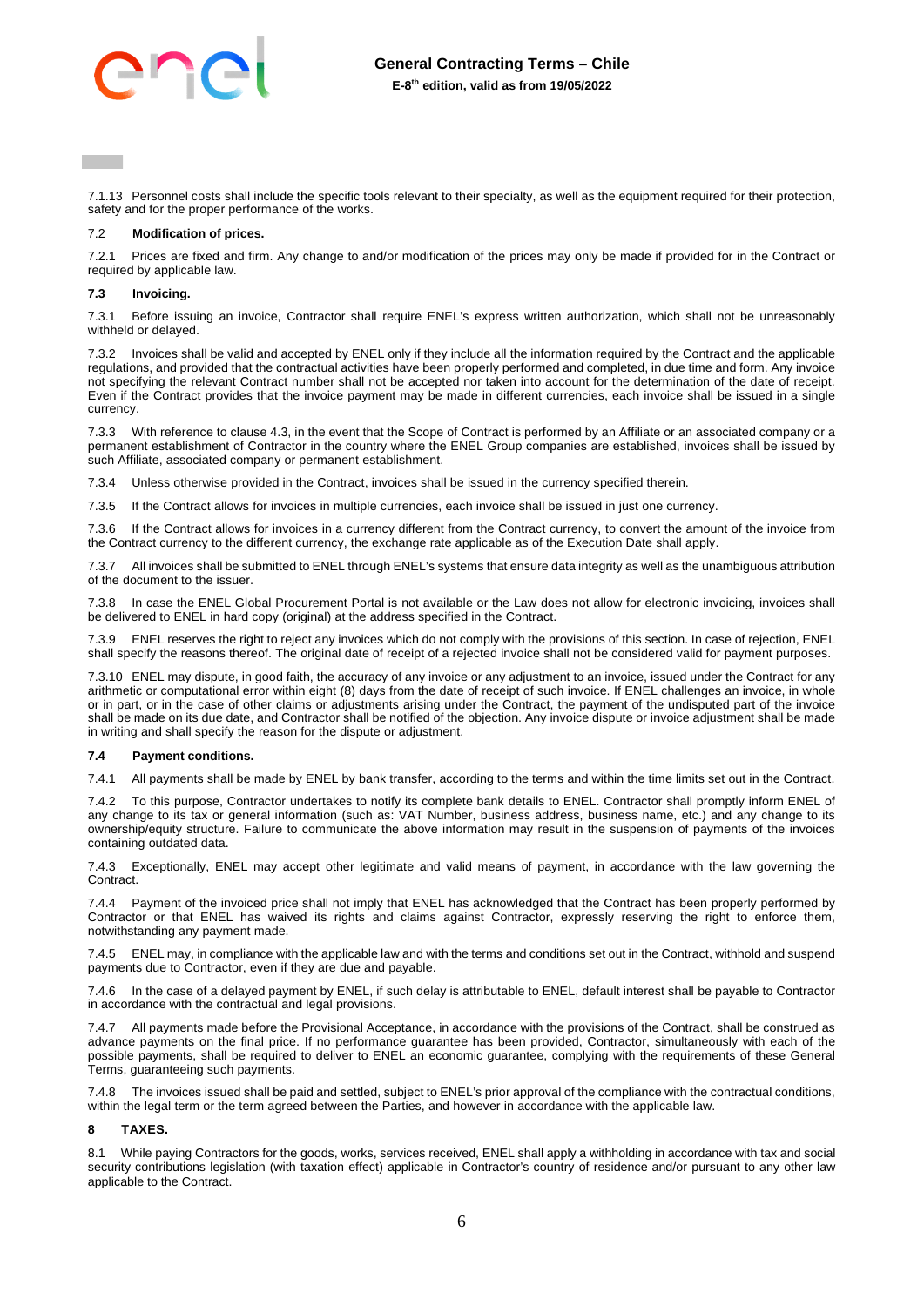7.1.13 Personnel costs shall include the specific tools relevant to their specialty, as well as the equipment required for their protection, safety and for the proper performance of the works.

7.2 **Modification of prices.**

7.2.1 Prices are fixed and firm. Any change to and/or modification of the prices may only be made if provided for in the Contract or required by applicable law.

**7.3 Invoicing.**

7.3.1 Before issuing an invoice, Contractor shall require ENEL's express written authorization, which shall not be unreasonably withheld or delayed.

7.3.2 Invoices shall be valid and accepted by ENEL only if they include all the information required by the Contract and the applicable regulations, and provided that the contractual activities have been properly performed and completed, in due time and form. Any invoice not specifying the relevant Contract number shall not be accepted nor taken into account for the determination of the date of receipt. Even if the Contract provides that the invoice payment may be made in different currencies, each invoice shall be issued in a single currency.

7.3.3 With reference to clause 4.3, in the event that the Scope of Contract is performed by an Affiliate or an associated company or a permanent establishment of Contractor in the country where the ENEL Group companies are established, invoices shall be issued by such Affiliate, associated company or permanent establishment.

7.3.4 Unless otherwise provided in the Contract, invoices shall be issued in the currency specified therein.

7.3.5 If the Contract allows for invoices in multiple currencies, each invoice shall be issued in just one currency.

7.3.6 If the Contract allows for invoices in a currency different from the Contract currency, to convert the amount of the invoice from the Contract currency to the different currency, the exchange rate applicable as of the Execution Date shall apply.

7.3.7 All invoices shall be submitted to ENEL through ENEL's systems that ensure data integrity as well as the unambiguous attribution of the document to the issuer.

7.3.8 In case the ENEL Global Procurement Portal is not available or the Law does not allow for electronic invoicing, invoices shall be delivered to ENEL in hard copy (original) at the address specified in the Contract.

7.3.9 ENEL reserves the right to reject any invoices which do not comply with the provisions of this section. In case of rejection, ENEL shall specify the reasons thereof. The original date of receipt of a rejected invoice shall not be considered valid for payment purposes.

7.3.10 ENEL may dispute, in good faith, the accuracy of any invoice or any adjustment to an invoice, issued under the Contract for any arithmetic or computational error within eight (8) days from the date of receipt of such invoice. If ENEL challenges an invoice, in whole or in part, or in the case of other claims or adjustments arising under the Contract, the payment of the undisputed part of the invoice shall be made on its due date, and Contractor shall be notified of the objection. Any invoice dispute or invoice adjustment shall be made in writing and shall specify the reason for the dispute or adjustment.

**7.4 Payment conditions.**

7.4.1 All payments shall be made by ENEL by bank transfer, according to the terms and within the time limits set out in the Contract.

7.4.2 To this purpose, Contractor undertakes to notify its complete bank details to ENEL. Contractor shall promptly inform ENEL of any change to its tax or general information (such as: VAT Number, business address, business name, etc.) and any change to its ownership/equity structure. Failure to communicate the above information may result in the suspension of payments of the invoices containing outdated data.

7.4.3 Exceptionally, ENEL may accept other legitimate and valid means of payment, in accordance with the law governing the Contract.

7.4.4 Payment of the invoiced price shall not imply that ENEL has acknowledged that the Contract has been properly performed by Contractor or that ENEL has waived its rights and claims against Contractor, expressly reserving the right to enforce them, notwithstanding any payment made.

7.4.5 ENEL may, in compliance with the applicable law and with the terms and conditions set out in the Contract, withhold and suspend payments due to Contractor, even if they are due and payable.

7.4.6 In the case of a delayed payment by ENEL, if such delay is attributable to ENEL, default interest shall be payable to Contractor in accordance with the contractual and legal provisions.

7.4.7 All payments made before the Provisional Acceptance, in accordance with the provisions of the Contract, shall be construed as advance payments on the final price. If no performance guarantee has been provided, Contractor, simultaneously with each of the possible payments, shall be required to deliver to ENEL an economic guarantee, complying with the requirements of these General Terms, guaranteeing such payments.

7.4.8 The invoices issued shall be paid and settled, subject to ENEL's prior approval of the compliance with the contractual conditions, within the legal term or the term agreed between the Parties, and however in accordance with the applicable law.

## 8 TAXES.

8.1 While paying Contractors for the goods, works, services received, ENEL shall apply a withholding in accordance with tax and social security contributions legislation (with taxation effect) applicable in Contractor's country of residence and/or pursuant to any other law applicable to the Contract.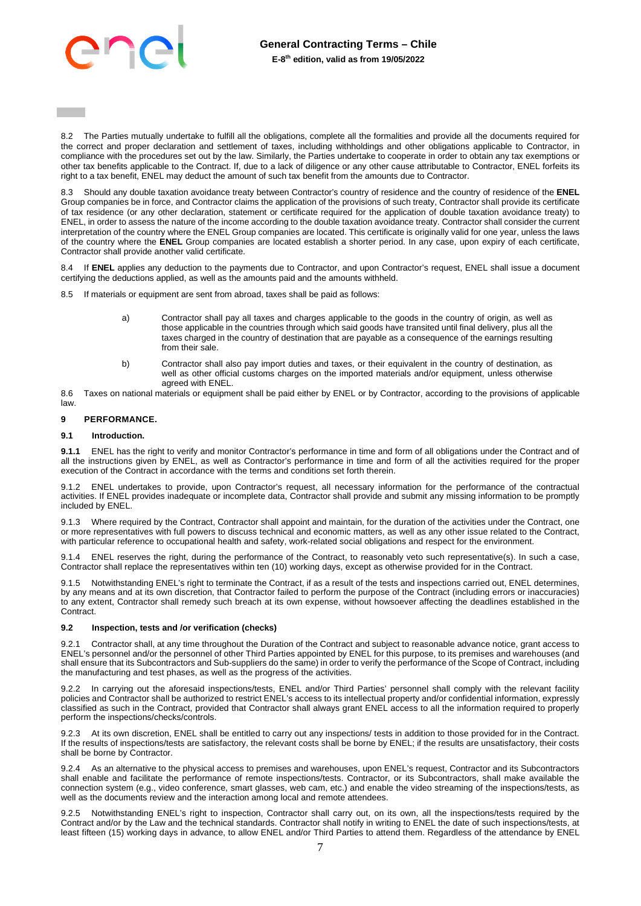8.2 The Parties mutually undertake to fulfill all the obligations, complete all the formalities and provide all the documents required for the correct and proper declaration and settlement of taxes, including withholdings and other obligations applicable to Contractor, in compliance with the procedures set out by the law. Similarly, the Parties undertake to cooperate in order to obtain any tax exemptions or other tax benefits applicable to the Contract. If, due to a lack of diligence or any other cause attributable to Contractor, ENEL forfeits its right to a tax benefit, ENEL may deduct the amount of such tax benefit from the amounts due to Contractor.

8.3 Should any double taxation avoidance treaty between Contractor's country of residence and the country of residence of the **ENEL** Group companies be in force, and Contractor claims the application of the provisions of such treaty, Contractor shall provide its certificate of tax residence (or any other declaration, statement or certificate required for the application of double taxation avoidance treaty) to ENEL, in order to assess the nature of the income according to the double taxation avoidance treaty. Contractor shall consider the current interpretation of the country where the ENEL Group companies are located. This certificate is originally valid for one year, unless the laws of the country where the **ENEL** Group companies are located establish a shorter period. In any case, upon expiry of each certificate, Contractor shall provide another valid certificate.

8.4 If **ENEL** applies any deduction to the payments due to Contractor, and upon Contractor's request, ENEL shall issue a document certifying the deductions applied, as well as the amounts paid and the amounts withheld.

8.5 If materials or equipment are sent from abroad, taxes shall be paid as follows:

a) Contractor shall pay all taxes and charges applicable to the goods in the country of origin, as well as those applicable in the countries through which said goods have transited until final delivery, plus all the taxes charged in the country of destination that are payable as a consequence of the earnings resulting from their sale.

b) Contractor shall also pay import duties and taxes, or their equivalent in the country of destination, as well as other official customs charges on the imported materials and/or equipment, unless otherwise agreed with ENEL.

8.6 Taxes on national materials or equipment shall be paid either by ENEL or by Contractor, according to the provisions of applicable law.

## 9 PERFORMANCE.

### 9.1 Introduction.

**9.1.1** ENEL has the right to verify and monitor Contractor's performance in time and form of all obligations under the Contract and of all the instructions given by ENEL, as well as Contractor's performance in time and form of all the activities required for the proper execution of the Contract in accordance with the terms and conditions set forth therein.

9.1.2 ENEL undertakes to provide, upon Contractor's request, all necessary information for the performance of the contractual activities. If ENEL provides inadequate or incomplete data, Contractor shall provide and submit any missing information to be promptly included by ENEL.

9.1.3 Where required by the Contract, Contractor shall appoint and maintain, for the duration of the activities under the Contract, one or more representatives with full powers to discuss technical and economic matters, as well as any other issue related to the Contract, with particular reference to occupational health and safety, work-related social obligations and respect for the environment.

9.1.4 ENEL reserves the right, during the performance of the Contract, to reasonably veto such representative(s). In such a case, Contractor shall replace the representatives within ten (10) working days, except as otherwise provided for in the Contract.

9.1.5 Notwithstanding ENEL's right to terminate the Contract, if as a result of the tests and inspections carried out, ENEL determines, by any means and at its own discretion, that Contractor failed to perform the purpose of the Contract (including errors or inaccuracies) to any extent, Contractor shall remedy such breach at its own expense, without howsoever affecting the deadlines established in the Contract.

### 9.2 Inspection, tests and /or verification (checks)

9.2.1 Contractor shall, at any time throughout the Duration of the Contract and subject to reasonable advance notice, grant access to ENEL's personnel and/or the personnel of other Third Parties appointed by ENEL for this purpose, to its premises and warehouses (and shall ensure that its Subcontractors and Sub-suppliers do the same) in order to verify the performance of the Scope of Contract, including the manufacturing and test phases, as well as the progress of the activities.

9.2.2 In carrying out the aforesaid inspections/tests, ENEL and/or Third Parties' personnel shall comply with the relevant facility policies and Contractor shall be authorized to restrict ENEL's access to its intellectual property and/or confidential information, expressly classified as such in the Contract, provided that Contractor shall always grant ENEL access to all the information required to properly perform the inspections/checks/controls.

9.2.3 At its own discretion, ENEL shall be entitled to carry out any inspections/ tests in addition to those provided for in the Contract. If the results of inspections/tests are satisfactory, the relevant costs shall be borne by ENEL; if the results are unsatisfactory, their costs shall be borne by Contractor.

9.2.4 As an alternative to the physical access to premises and warehouses, upon ENEL's request, Contractor and its Subcontractors shall enable and facilitate the performance of remote inspections/tests. Contractor, or its Subcontractors, shall make available the connection system (e.g., video conference, smart glasses, web cam, etc.) and enable the video streaming of the inspections/tests, as well as the documents review and the interaction among local and remote attendees.

9.2.5 Notwithstanding ENEL's right to inspection, Contractor shall carry out, on its own, all the inspections/tests required by the Contract and/or by the Law and the technical standards. Contractor shall notify in writing to ENEL the date of such inspections/tests, at least fifteen (15) working days in advance, to allow ENEL and/or Third Parties to attend them. Regardless of the attendance by ENEL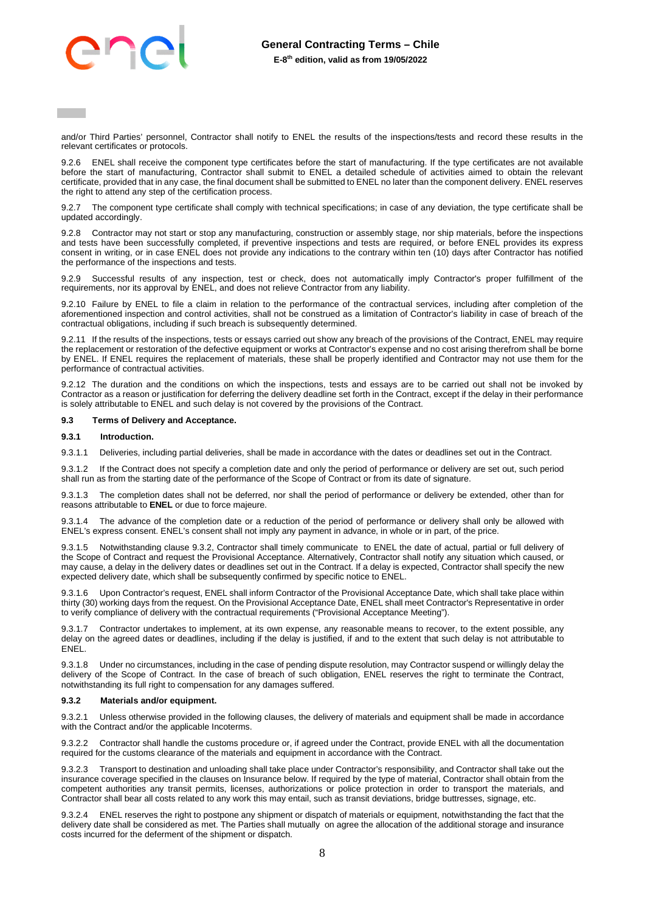and/or Third Parties' personnel, Contractor shall notify to ENEL the results of the inspections/tests and record these results in the relevant certificates or protocols.

9.2.6 ENEL shall receive the component type certificates before the start of manufacturing. If the type certificates are not available before the start of manufacturing, Contractor shall submit to ENEL a detailed schedule of activities aimed to obtain the relevant certificate, provided that in any case, the final document shall be submitted to ENEL no later than the component delivery. ENEL reserves the right to attend any step of the certification process.

9.2.7 The component type certificate shall comply with technical specifications; in case of any deviation, the type certificate shall be updated accordingly.

9.2.8 Contractor may not start or stop any manufacturing, construction or assembly stage, nor ship materials, before the inspections and tests have been successfully completed, if preventive inspections and tests are required, or before ENEL provides its express consent in writing, or in case ENEL does not provide any indications to the contrary within ten (10) days after Contractor has notified the performance of the inspections and tests.

9.2.9 Successful results of any inspection, test or check, does not automatically imply Contractor's proper fulfillment of the requirements, nor its approval by ENEL, and does not relieve Contractor from any liability.

9.2.10 Failure by ENEL to file a claim in relation to the performance of the contractual services, including after completion of the aforementioned inspection and control activities, shall not be construed as a limitation of Contractor's liability in case of breach of the contractual obligations, including if such breach is subsequently determined.

9.2.11 If the results of the inspections, tests or essays carried out show any breach of the provisions of the Contract, ENEL may require the replacement or restoration of the defective equipment or works at Contractor's expense and no cost arising therefrom shall be borne by ENEL. If ENEL requires the replacement of materials, these shall be properly identified and Contractor may not use them for the performance of contractual activities.

9.2.12 The duration and the conditions on which the inspections, tests and essays are to be carried out shall not be invoked by Contractor as a reason or justification for deferring the delivery deadline set forth in the Contract, except if the delay in their performance is solely attributable to ENEL and such delay is not covered by the provisions of the Contract.

### 9.3 Terms of Delivery and Acceptance.

#### 9.3.1 Introduction.

9.3.1.1 Deliveries, including partial deliveries, shall be made in accordance with the dates or deadlines set out in the Contract.

9.3.1.2 If the Contract does not specify a completion date and only the period of performance or delivery are set out, such period shall run as from the starting date of the performance of the Scope of Contract or from its date of signature.

9.3.1.3 The completion dates shall not be deferred, nor shall the period of performance or delivery be extended, other than for reasons attributable to **ENEL** or due to force majeure.

9.3.1.4 The advance of the completion date or a reduction of the period of performance or delivery shall only be allowed with ENEL's express consent. ENEL's consent shall not imply any payment in advance, in whole or in part, of the price.

9.3.1.5 Notwithstanding clause 9.3.2, Contractor shall timely communicate to ENEL the date of actual, partial or full delivery of the Scope of Contract and request the Provisional Acceptance. Alternatively, Contractor shall notify any situation which caused, or may cause, a delay in the delivery dates or deadlines set out in the Contract. If a delay is expected, Contractor shall specify the new expected delivery date, which shall be subsequently confirmed by specific notice to ENEL.

9.3.1.6 Upon Contractor's request, ENEL shall inform Contractor of the Provisional Acceptance Date, which shall take place within thirty (30) working days from the request. On the Provisional Acceptance Date, ENEL shall meet Contractor's Representative in order to verify compliance of delivery with the contractual requirements ("Provisional Acceptance Meeting").

9.3.1.7 Contractor undertakes to implement, at its own expense, any reasonable means to recover, to the extent possible, any delay on the agreed dates or deadlines, including if the delay is justified, if and to the extent that such delay is not attributable to ENEL.

9.3.1.8 Under no circumstances, including in the case of pending dispute resolution, may Contractor suspend or willingly delay the delivery of the Scope of Contract. In the case of breach of such obligation, ENEL reserves the right to terminate the Contract, notwithstanding its full right to compensation for any damages suffered.

#### 9.3.2 Materials and/or equipment.

9.3.2.1 Unless otherwise provided in the following clauses, the delivery of materials and equipment shall be made in accordance with the Contract and/or the applicable Incoterms.

9.3.2.2 Contractor shall handle the customs procedure or, if agreed under the Contract, provide ENEL with all the documentation required for the customs clearance of the materials and equipment in accordance with the Contract.

9.3.2.3 Transport to destination and unloading shall take place under Contractor's responsibility, and Contractor shall take out the insurance coverage specified in the clauses on Insurance below. If required by the type of material, Contractor shall obtain from the competent authorities any transit permits, licenses, authorizations or police protection in order to transport the materials, and Contractor shall bear all costs related to any work this may entail, such as transit deviations, bridge buttresses, signage, etc.

9.3.2.4 ENEL reserves the right to postpone any shipment or dispatch of materials or equipment, notwithstanding the fact that the delivery date shall be considered as met. The Parties shall mutually on agree the allocation of the additional storage and insurance costs incurred for the deferment of the shipment or dispatch.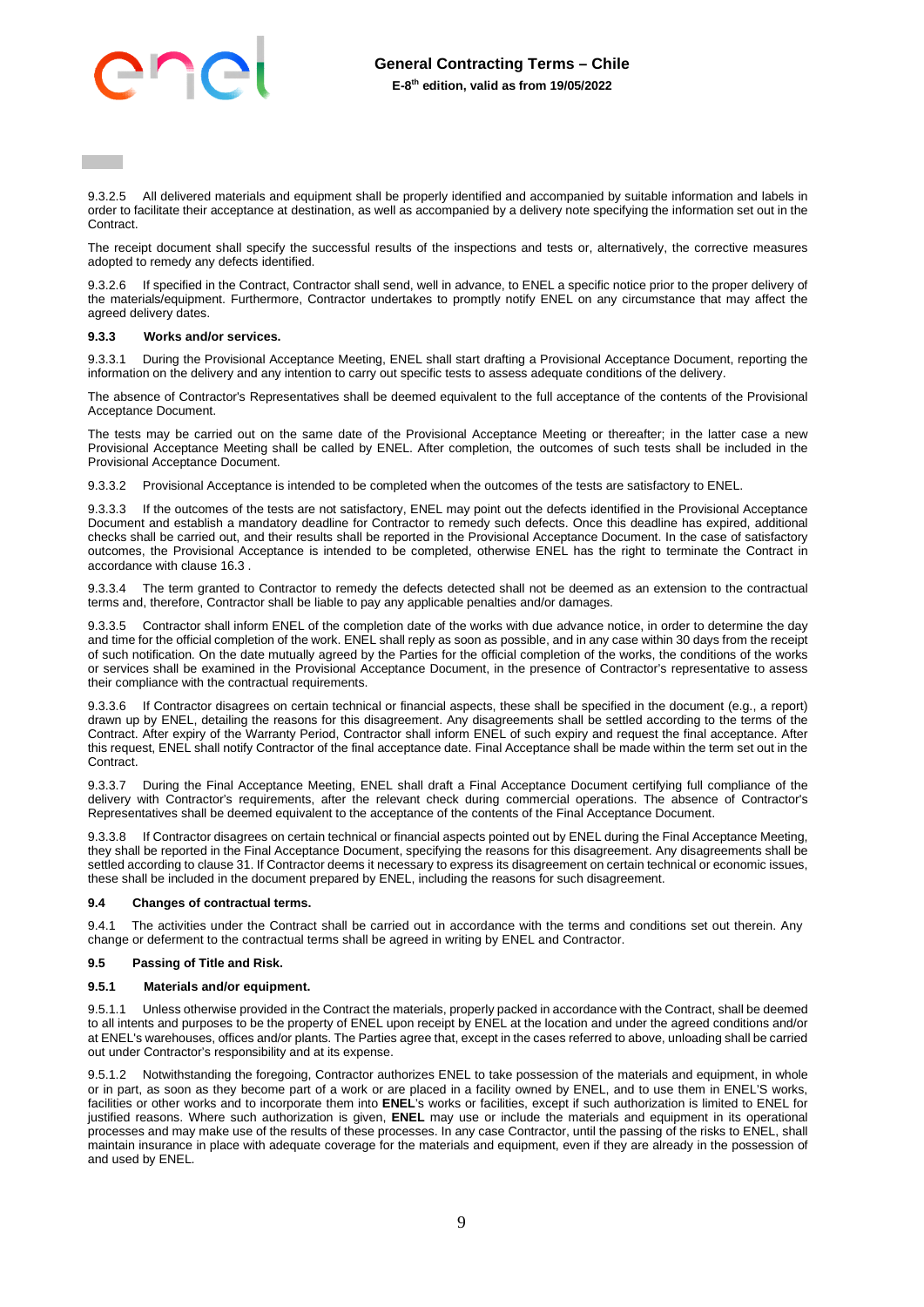9.3.2.5 All delivered materials and equipment shall be properly identified and accompanied by suitable information and labels in order to facilitate their acceptance at destination, as well as accompanied by a delivery note specifying the information set out in the Contract.

The receipt document shall specify the successful results of the inspections and tests or, alternatively, the corrective measures adopted to remedy any defects identified.

9.3.2.6 If specified in the Contract, Contractor shall send, well in advance, to ENEL a specific notice prior to the proper delivery of the materials/equipment. Furthermore, Contractor undertakes to promptly notify ENEL on any circumstance that may affect the agreed delivery dates.

#### 9.3.3 Works and/or services.

9.3.3.1 During the Provisional Acceptance Meeting, ENEL shall start drafting a Provisional Acceptance Document, reporting the information on the delivery and any intention to carry out specific tests to assess adequate conditions of the delivery.

The absence of Contractor's Representatives shall be deemed equivalent to the full acceptance of the contents of the Provisional Acceptance Document.

The tests may be carried out on the same date of the Provisional Acceptance Meeting or thereafter; in the latter case a new Provisional Acceptance Meeting shall be called by ENEL. After completion, the outcomes of such tests shall be included in the Provisional Acceptance Document.

9.3.3.2 Provisional Acceptance is intended to be completed when the outcomes of the tests are satisfactory to ENEL.

9.3.3.3 If the outcomes of the tests are not satisfactory, ENEL may point out the defects identified in the Provisional Acceptance Document and establish a mandatory deadline for Contractor to remedy such defects. Once this deadline has expired, additional checks shall be carried out, and their results shall be reported in the Provisional Acceptance Document. In the case of satisfactory outcomes, the Provisional Acceptance is intended to be completed, otherwise ENEL has the right to terminate the Contract in accordance with clause 16.3 .

9.3.3.4 The term granted to Contractor to remedy the defects detected shall not be deemed as an extension to the contractual terms and, therefore, Contractor shall be liable to pay any applicable penalties and/or damages.

9.3.3.5 Contractor shall inform ENEL of the completion date of the works with due advance notice, in order to determine the day and time for the official completion of the work. ENEL shall reply as soon as possible, and in any case within 30 days from the receipt of such notification. On the date mutually agreed by the Parties for the official completion of the works, the conditions of the works or services shall be examined in the Provisional Acceptance Document, in the presence of Contractor's representative to assess their compliance with the contractual requirements.

9.3.3.6 If Contractor disagrees on certain technical or financial aspects, these shall be specified in the document (e.g., a report) drawn up by ENEL, detailing the reasons for this disagreement. Any disagreements shall be settled according to the terms of the Contract. After expiry of the Warranty Period, Contractor shall inform ENEL of such expiry and request the final acceptance. After this request, ENEL shall notify Contractor of the final acceptance date. Final Acceptance shall be made within the term set out in the Contract.

9.3.3.7 During the Final Acceptance Meeting, ENEL shall draft a Final Acceptance Document certifying full compliance of the delivery with Contractor's requirements, after the relevant check during commercial operations. The absence of Contractor's Representatives shall be deemed equivalent to the acceptance of the contents of the Final Acceptance Document.

9.3.3.8 If Contractor disagrees on certain technical or financial aspects pointed out by ENEL during the Final Acceptance Meeting, they shall be reported in the Final Acceptance Document, specifying the reasons for this disagreement. Any disagreements shall be settled according to clause 31. If Contractor deems it necessary to express its disagreement on certain technical or economic issues, these shall be included in the document prepared by ENEL, including the reasons for such disagreement.

### 9.4 Changes of contractual terms.

9.4.1 The activities under the Contract shall be carried out in accordance with the terms and conditions set out therein. Any change or deferment to the contractual terms shall be agreed in writing by ENEL and Contractor.

### 9.5 Passing of Title and Risk.

#### 9.5.1 Materials and/or equipment.

9.5.1.1 Unless otherwise provided in the Contract the materials, properly packed in accordance with the Contract, shall be deemed to all intents and purposes to be the property of ENEL upon receipt by ENEL at the location and under the agreed conditions and/or at ENEL's warehouses, offices and/or plants. The Parties agree that, except in the cases referred to above, unloading shall be carried out under Contractor's responsibility and at its expense.

9.5.1.2 Notwithstanding the foregoing, Contractor authorizes ENEL to take possession of the materials and equipment, in whole or in part, as soon as they become part of a work or are placed in a facility owned by ENEL, and to use them in ENEL'S works, facilities or other works and to incorporate them into **ENEL**'s works or facilities, except if such authorization is limited to ENEL for justified reasons. Where such authorization is given, **ENEL** may use or include the materials and equipment in its operational processes and may make use of the results of these processes. In any case Contractor, until the passing of the risks to ENEL, shall maintain insurance in place with adequate coverage for the materials and equipment, even if they are already in the possession of and used by ENEL.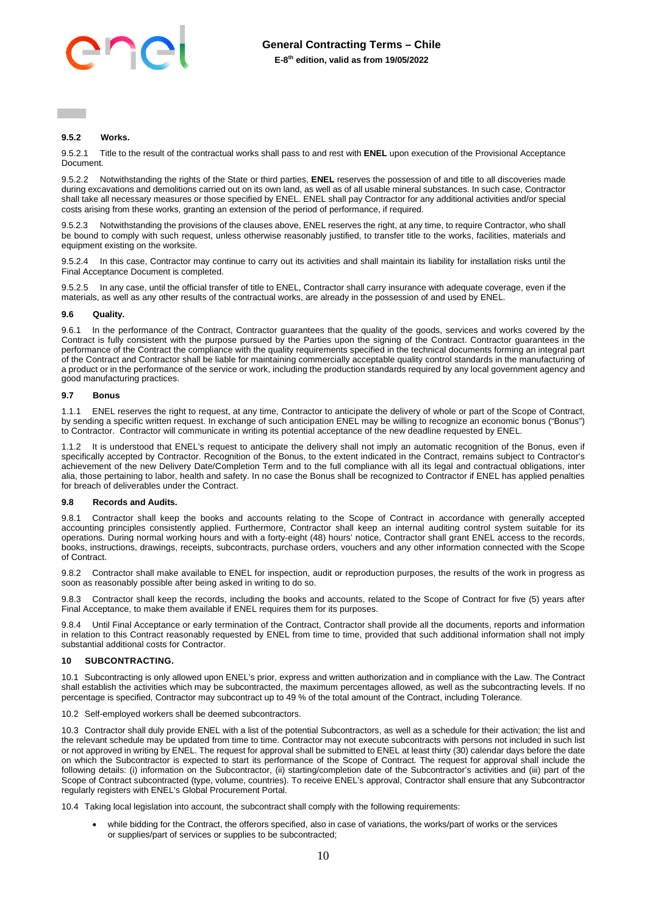#### 9.5.2 Works.

9.5.2.1 Title to the result of the contractual works shall pass to and rest with **ENEL** upon execution of the Provisional Acceptance Document.

9.5.2.2 Notwithstanding the rights of the State or third parties, **ENEL** reserves the possession of and title to all discoveries made during excavations and demolitions carried out on its own land, as well as of all usable mineral substances. In such case, Contractor shall take all necessary measures or those specified by ENEL. ENEL shall pay Contractor for any additional activities and/or special costs arising from these works, granting an extension of the period of performance, if required.

9.5.2.3 Notwithstanding the provisions of the clauses above, ENEL reserves the right, at any time, to require Contractor, who shall be bound to comply with such request, unless otherwise reasonably justified, to transfer title to the works, facilities, materials and equipment existing on the worksite.

9.5.2.4 In this case, Contractor may continue to carry out its activities and shall maintain its liability for installation risks until the Final Acceptance Document is completed.

9.5.2.5 In any case, until the official transfer of title to ENEL, Contractor shall carry insurance with adequate coverage, even if the materials, as well as any other results of the contractual works, are already in the possession of and used by ENEL.

### 9.6 Quality.

9.6.1 In the performance of the Contract, Contractor guarantees that the quality of the goods, services and works covered by the Contract is fully consistent with the purpose pursued by the Parties upon the signing of the Contract. Contractor guarantees in the performance of the Contract the compliance with the quality requirements specified in the technical documents forming an integral part of the Contract and Contractor shall be liable for maintaining commercially acceptable quality control standards in the manufacturing of a product or in the performance of the service or work, including the production standards required by any local government agency and good manufacturing practices.

### 9.7 Bonus

1.1.1 ENEL reserves the right to request, at any time, Contractor to anticipate the delivery of whole or part of the Scope of Contract, by sending a specific written request. In exchange of such anticipation ENEL may be willing to recognize an economic bonus ("Bonus") to Contractor. Contractor will communicate in writing its potential acceptance of the new deadline requested by ENEL.

1.1.2 It is understood that ENEL's request to anticipate the delivery shall not imply an automatic recognition of the Bonus, even if specifically accepted by Contractor. Recognition of the Bonus, to the extent indicated in the Contract, remains subject to Contractor's achievement of the new Delivery Date/Completion Term and to the full compliance with all its legal and contractual obligations, inter alia, those pertaining to labor, health and safety. In no case the Bonus shall be recognized to Contractor if ENEL has applied penalties for breach of deliverables under the Contract.

### 9.8 Records and Audits.

9.8.1 Contractor shall keep the books and accounts relating to the Scope of Contract in accordance with generally accepted accounting principles consistently applied. Furthermore, Contractor shall keep an internal auditing control system suitable for its operations. During normal working hours and with a forty-eight (48) hours' notice, Contractor shall grant ENEL access to the records, books, instructions, drawings, receipts, subcontracts, purchase orders, vouchers and any other information connected with the Scope of Contract.

9.8.2 Contractor shall make available to ENEL for inspection, audit or reproduction purposes, the results of the work in progress as soon as reasonably possible after being asked in writing to do so.

9.8.3 Contractor shall keep the records, including the books and accounts, related to the Scope of Contract for five (5) years after Final Acceptance, to make them available if ENEL requires them for its purposes.

9.8.4 Until Final Acceptance or early termination of the Contract, Contractor shall provide all the documents, reports and information in relation to this Contract reasonably requested by ENEL from time to time, provided that such additional information shall not imply substantial additional costs for Contractor.

## 10 SUBCONTRACTING.

10.1 Subcontracting is only allowed upon ENEL's prior, express and written authorization and in compliance with the Law. The Contract shall establish the activities which may be subcontracted, the maximum percentages allowed, as well as the subcontracting levels. If no percentage is specified, Contractor may subcontract up to 49 % of the total amount of the Contract, including Tolerance.

10.2 Self-employed workers shall be deemed subcontractors.

10.3 Contractor shall duly provide ENEL with a list of the potential Subcontractors, as well as a schedule for their activation; the list and the relevant schedule may be updated from time to time. Contractor may not execute subcontracts with persons not included in such list or not approved in writing by ENEL. The request for approval shall be submitted to ENEL at least thirty (30) calendar days before the date on which the Subcontractor is expected to start its performance of the Scope of Contract. The request for approval shall include the following details: (i) information on the Subcontractor, (ii) starting/completion date of the Subcontractor's activities and (iii) part of the Scope of Contract subcontracted (type, volume, countries). To receive ENEL's approval, Contractor shall ensure that any Subcontractor regularly registers with ENEL's Global Procurement Portal.

10.4 Taking local legislation into account, the subcontract shall comply with the following requirements:

- while bidding for the Contract, the offerors specified, also in case of variations, the works/part of works or the services or supplies/part of services or supplies to be subcontracted;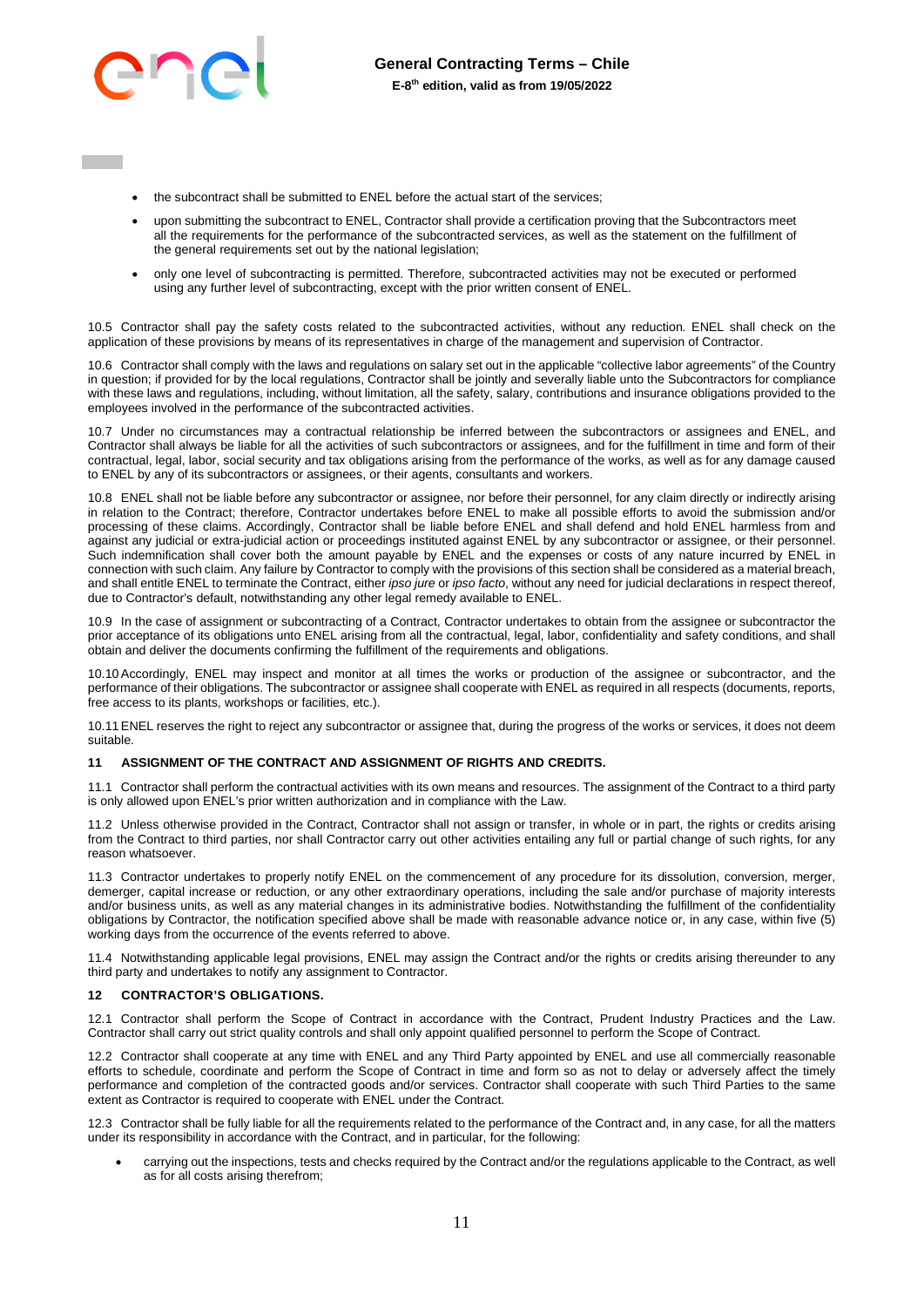- the subcontract shall be submitted to ENEL before the actual start of the services;
- upon submitting the subcontract to ENEL, Contractor shall provide a certification proving that the Subcontractors meet all the requirements for the performance of the subcontracted services, as well as the statement on the fulfillment of the general requirements set out by the national legislation;
- only one level of subcontracting is permitted. Therefore, subcontracted activities may not be executed or performed using any further level of subcontracting, except with the prior written consent of ENEL.

10.5 Contractor shall pay the safety costs related to the subcontracted activities, without any reduction. ENEL shall check on the application of these provisions by means of its representatives in charge of the management and supervision of Contractor.

10.6 Contractor shall comply with the laws and regulations on salary set out in the applicable "collective labor agreements" of the Country in question; if provided for by the local regulations, Contractor shall be jointly and severally liable unto the Subcontractors for compliance with these laws and regulations, including, without limitation, all the safety, salary, contributions and insurance obligations provided to the employees involved in the performance of the subcontracted activities.

10.7 Under no circumstances may a contractual relationship be inferred between the subcontractors or assignees and ENEL, and Contractor shall always be liable for all the activities of such subcontractors or assignees, and for the fulfillment in time and form of their contractual, legal, labor, social security and tax obligations arising from the performance of the works, as well as for any damage caused to ENEL by any of its subcontractors or assignees, or their agents, consultants and workers.

10.8 ENEL shall not be liable before any subcontractor or assignee, nor before their personnel, for any claim directly or indirectly arising in relation to the Contract; therefore, Contractor undertakes before ENEL to make all possible efforts to avoid the submission and/or processing of these claims. Accordingly, Contractor shall be liable before ENEL and shall defend and hold ENEL harmless from and against any judicial or extra-judicial action or proceedings instituted against ENEL by any subcontractor or assignee, or their personnel. Such indemnification shall cover both the amount payable by ENEL and the expenses or costs of any nature incurred by ENEL in connection with such claim. Any failure by Contractor to comply with the provisions of this section shall be considered as a material breach, and shall entitle ENEL to terminate the Contract, either *ipso jure* or *ipso facto*, without any need for judicial declarations in respect thereof, due to Contractor's default, notwithstanding any other legal remedy available to ENEL.

10.9 In the case of assignment or subcontracting of a Contract, Contractor undertakes to obtain from the assignee or subcontractor the prior acceptance of its obligations unto ENEL arising from all the contractual, legal, labor, confidentiality and safety conditions, and shall obtain and deliver the documents confirming the fulfillment of the requirements and obligations.

10.10 Accordingly, ENEL may inspect and monitor at all times the works or production of the assignee or subcontractor, and the performance of their obligations. The subcontractor or assignee shall cooperate with ENEL as required in all respects (documents, reports, free access to its plants, workshops or facilities, etc.).

10.11 ENEL reserves the right to reject any subcontractor or assignee that, during the progress of the works or services, it does not deem suitable.

## 11 ASSIGNMENT OF THE CONTRACT AND ASSIGNMENT OF RIGHTS AND CREDITS.

11.1 Contractor shall perform the contractual activities with its own means and resources. The assignment of the Contract to a third party is only allowed upon ENEL's prior written authorization and in compliance with the Law.

11.2 Unless otherwise provided in the Contract, Contractor shall not assign or transfer, in whole or in part, the rights or credits arising from the Contract to third parties, nor shall Contractor carry out other activities entailing any full or partial change of such rights, for any reason whatsoever.

11.3 Contractor undertakes to properly notify ENEL on the commencement of any procedure for its dissolution, conversion, merger, demerger, capital increase or reduction, or any other extraordinary operations, including the sale and/or purchase of majority interests and/or business units, as well as any material changes in its administrative bodies. Notwithstanding the fulfillment of the confidentiality obligations by Contractor, the notification specified above shall be made with reasonable advance notice or, in any case, within five (5) working days from the occurrence of the events referred to above.

11.4 Notwithstanding applicable legal provisions, ENEL may assign the Contract and/or the rights or credits arising thereunder to any third party and undertakes to notify any assignment to Contractor.

## 12 CONTRACTOR'S OBLIGATIONS.

12.1 Contractor shall perform the Scope of Contract in accordance with the Contract, Prudent Industry Practices and the Law. Contractor shall carry out strict quality controls and shall only appoint qualified personnel to perform the Scope of Contract.

12.2 Contractor shall cooperate at any time with ENEL and any Third Party appointed by ENEL and use all commercially reasonable efforts to schedule, coordinate and perform the Scope of Contract in time and form so as not to delay or adversely affect the timely performance and completion of the contracted goods and/or services. Contractor shall cooperate with such Third Parties to the same extent as Contractor is required to cooperate with ENEL under the Contract.

12.3 Contractor shall be fully liable for all the requirements related to the performance of the Contract and, in any case, for all the matters under its responsibility in accordance with the Contract, and in particular, for the following:

- carrying out the inspections, tests and checks required by the Contract and/or the regulations applicable to the Contract, as well as for all costs arising therefrom;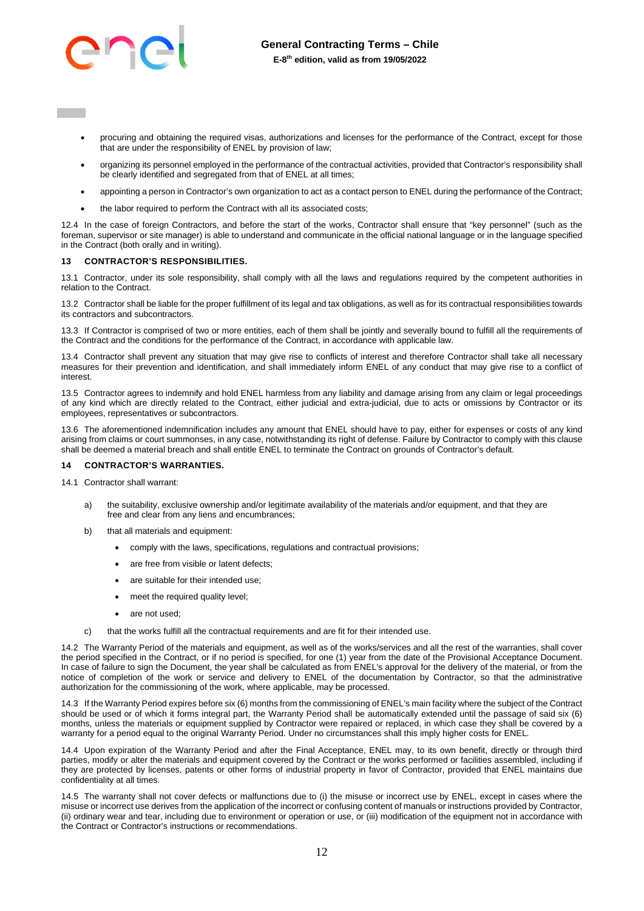- procuring and obtaining the required visas, authorizations and licenses for the performance of the Contract, except for those that are under the responsibility of ENEL by provision of law;
- organizing its personnel employed in the performance of the contractual activities, provided that Contractor's responsibility shall be clearly identified and segregated from that of ENEL at all times;
- appointing a person in Contractor's own organization to act as a contact person to ENEL during the performance of the Contract;
- the labor required to perform the Contract with all its associated costs;

12.4 In the case of foreign Contractors, and before the start of the works, Contractor shall ensure that "key personnel" (such as the foreman, supervisor or site manager) is able to understand and communicate in the official national language or in the language specified in the Contract (both orally and in writing).

## 13 CONTRACTOR'S RESPONSIBILITIES.

13.1 Contractor, under its sole responsibility, shall comply with all the laws and regulations required by the competent authorities in relation to the Contract.

13.2 Contractor shall be liable for the proper fulfillment of its legal and tax obligations, as well as for its contractual responsibilities towards its contractors and subcontractors.

13.3 If Contractor is comprised of two or more entities, each of them shall be jointly and severally bound to fulfill all the requirements of the Contract and the conditions for the performance of the Contract, in accordance with applicable law.

13.4 Contractor shall prevent any situation that may give rise to conflicts of interest and therefore Contractor shall take all necessary measures for their prevention and identification, and shall immediately inform ENEL of any conduct that may give rise to a conflict of interest.

13.5 Contractor agrees to indemnify and hold ENEL harmless from any liability and damage arising from any claim or legal proceedings of any kind which are directly related to the Contract, either judicial and extra-judicial, due to acts or omissions by Contractor or its employees, representatives or subcontractors.

13.6 The aforementioned indemnification includes any amount that ENEL should have to pay, either for expenses or costs of any kind arising from claims or court summonses, in any case, notwithstanding its right of defense. Failure by Contractor to comply with this clause shall be deemed a material breach and shall entitle ENEL to terminate the Contract on grounds of Contractor's default.

## 14 CONTRACTOR'S WARRANTIES.

14.1 Contractor shall warrant:

a) the suitability, exclusive ownership and/or legitimate availability of the materials and/or equipment, and that they are free and clear from any liens and encumbrances;

b) that all materials and equipment:
   - comply with the laws, specifications, regulations and contractual provisions;
   - are free from visible or latent defects;
   - are suitable for their intended use;
   - meet the required quality level;
   - are not used;

c) that the works fulfill all the contractual requirements and are fit for their intended use.

14.2 The Warranty Period of the materials and equipment, as well as of the works/services and all the rest of the warranties, shall cover the period specified in the Contract, or if no period is specified, for one (1) year from the date of the Provisional Acceptance Document. In case of failure to sign the Document, the year shall be calculated as from ENEL's approval for the delivery of the material, or from the notice of completion of the work or service and delivery to ENEL of the documentation by Contractor, so that the administrative authorization for the commissioning of the work, where applicable, may be processed.

14.3 If the Warranty Period expires before six (6) months from the commissioning of ENEL's main facility where the subject of the Contract should be used or of which it forms integral part, the Warranty Period shall be automatically extended until the passage of said six (6) months, unless the materials or equipment supplied by Contractor were repaired or replaced, in which case they shall be covered by a warranty for a period equal to the original Warranty Period. Under no circumstances shall this imply higher costs for ENEL.

14.4 Upon expiration of the Warranty Period and after the Final Acceptance, ENEL may, to its own benefit, directly or through third parties, modify or alter the materials and equipment covered by the Contract or the works performed or facilities assembled, including if they are protected by licenses, patents or other forms of industrial property in favor of Contractor, provided that ENEL maintains due confidentiality at all times.

14.5 The warranty shall not cover defects or malfunctions due to (i) the misuse or incorrect use by ENEL, except in cases where the misuse or incorrect use derives from the application of the incorrect or confusing content of manuals or instructions provided by Contractor, (ii) ordinary wear and tear, including due to environment or operation or use, or (iii) modification of the equipment not in accordance with the Contract or Contractor's instructions or recommendations.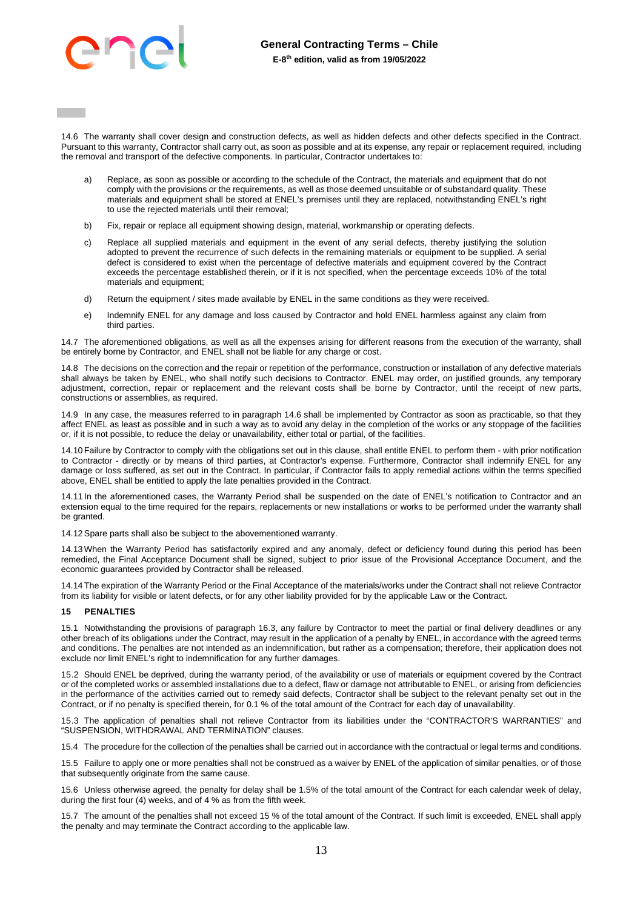14.6 The warranty shall cover design and construction defects, as well as hidden defects and other defects specified in the Contract. Pursuant to this warranty, Contractor shall carry out, as soon as possible and at its expense, any repair or replacement required, including the removal and transport of the defective components. In particular, Contractor undertakes to:

a) Replace, as soon as possible or according to the schedule of the Contract, the materials and equipment that do not comply with the provisions or the requirements, as well as those deemed unsuitable or of substandard quality. These materials and equipment shall be stored at ENEL's premises until they are replaced, notwithstanding ENEL's right to use the rejected materials until their removal;

b) Fix, repair or replace all equipment showing design, material, workmanship or operating defects.

c) Replace all supplied materials and equipment in the event of any serial defects, thereby justifying the solution adopted to prevent the recurrence of such defects in the remaining materials or equipment to be supplied. A serial defect is considered to exist when the percentage of defective materials and equipment covered by the Contract exceeds the percentage established therein, or if it is not specified, when the percentage exceeds 10% of the total materials and equipment;

d) Return the equipment / sites made available by ENEL in the same conditions as they were received.

e) Indemnify ENEL for any damage and loss caused by Contractor and hold ENEL harmless against any claim from third parties.

14.7 The aforementioned obligations, as well as all the expenses arising for different reasons from the execution of the warranty, shall be entirely borne by Contractor, and ENEL shall not be liable for any charge or cost.

14.8 The decisions on the correction and the repair or repetition of the performance, construction or installation of any defective materials shall always be taken by ENEL, who shall notify such decisions to Contractor. ENEL may order, on justified grounds, any temporary adjustment, correction, repair or replacement and the relevant costs shall be borne by Contractor, until the receipt of new parts, constructions or assemblies, as required.

14.9 In any case, the measures referred to in paragraph 14.6 shall be implemented by Contractor as soon as practicable, so that they affect ENEL as least as possible and in such a way as to avoid any delay in the completion of the works or any stoppage of the facilities or, if it is not possible, to reduce the delay or unavailability, either total or partial, of the facilities.

14.10 Failure by Contractor to comply with the obligations set out in this clause, shall entitle ENEL to perform them - with prior notification to Contractor - directly or by means of third parties, at Contractor's expense. Furthermore, Contractor shall indemnify ENEL for any damage or loss suffered, as set out in the Contract. In particular, if Contractor fails to apply remedial actions within the terms specified above, ENEL shall be entitled to apply the late penalties provided in the Contract.

14.11 In the aforementioned cases, the Warranty Period shall be suspended on the date of ENEL's notification to Contractor and an extension equal to the time required for the repairs, replacements or new installations or works to be performed under the warranty shall be granted.

14.12 Spare parts shall also be subject to the abovementioned warranty.

14.13 When the Warranty Period has satisfactorily expired and any anomaly, defect or deficiency found during this period has been remedied, the Final Acceptance Document shall be signed, subject to prior issue of the Provisional Acceptance Document, and the economic guarantees provided by Contractor shall be released.

14.14 The expiration of the Warranty Period or the Final Acceptance of the materials/works under the Contract shall not relieve Contractor from its liability for visible or latent defects, or for any other liability provided for by the applicable Law or the Contract.

## 15 PENALTIES

15.1 Notwithstanding the provisions of paragraph 16.3, any failure by Contractor to meet the partial or final delivery deadlines or any other breach of its obligations under the Contract, may result in the application of a penalty by ENEL, in accordance with the agreed terms and conditions. The penalties are not intended as an indemnification, but rather as a compensation; therefore, their application does not exclude nor limit ENEL's right to indemnification for any further damages.

15.2 Should ENEL be deprived, during the warranty period, of the availability or use of materials or equipment covered by the Contract or of the completed works or assembled installations due to a defect, flaw or damage not attributable to ENEL, or arising from deficiencies in the performance of the activities carried out to remedy said defects, Contractor shall be subject to the relevant penalty set out in the Contract, or if no penalty is specified therein, for 0.1 % of the total amount of the Contract for each day of unavailability.

15.3 The application of penalties shall not relieve Contractor from its liabilities under the "CONTRACTOR'S WARRANTIES" and "SUSPENSION, WITHDRAWAL AND TERMINATION" clauses.

15.4 The procedure for the collection of the penalties shall be carried out in accordance with the contractual or legal terms and conditions.

15.5 Failure to apply one or more penalties shall not be construed as a waiver by ENEL of the application of similar penalties, or of those that subsequently originate from the same cause.

15.6 Unless otherwise agreed, the penalty for delay shall be 1.5% of the total amount of the Contract for each calendar week of delay, during the first four (4) weeks, and of 4 % as from the fifth week.

15.7 The amount of the penalties shall not exceed 15 % of the total amount of the Contract. If such limit is exceeded, ENEL shall apply the penalty and may terminate the Contract according to the applicable law.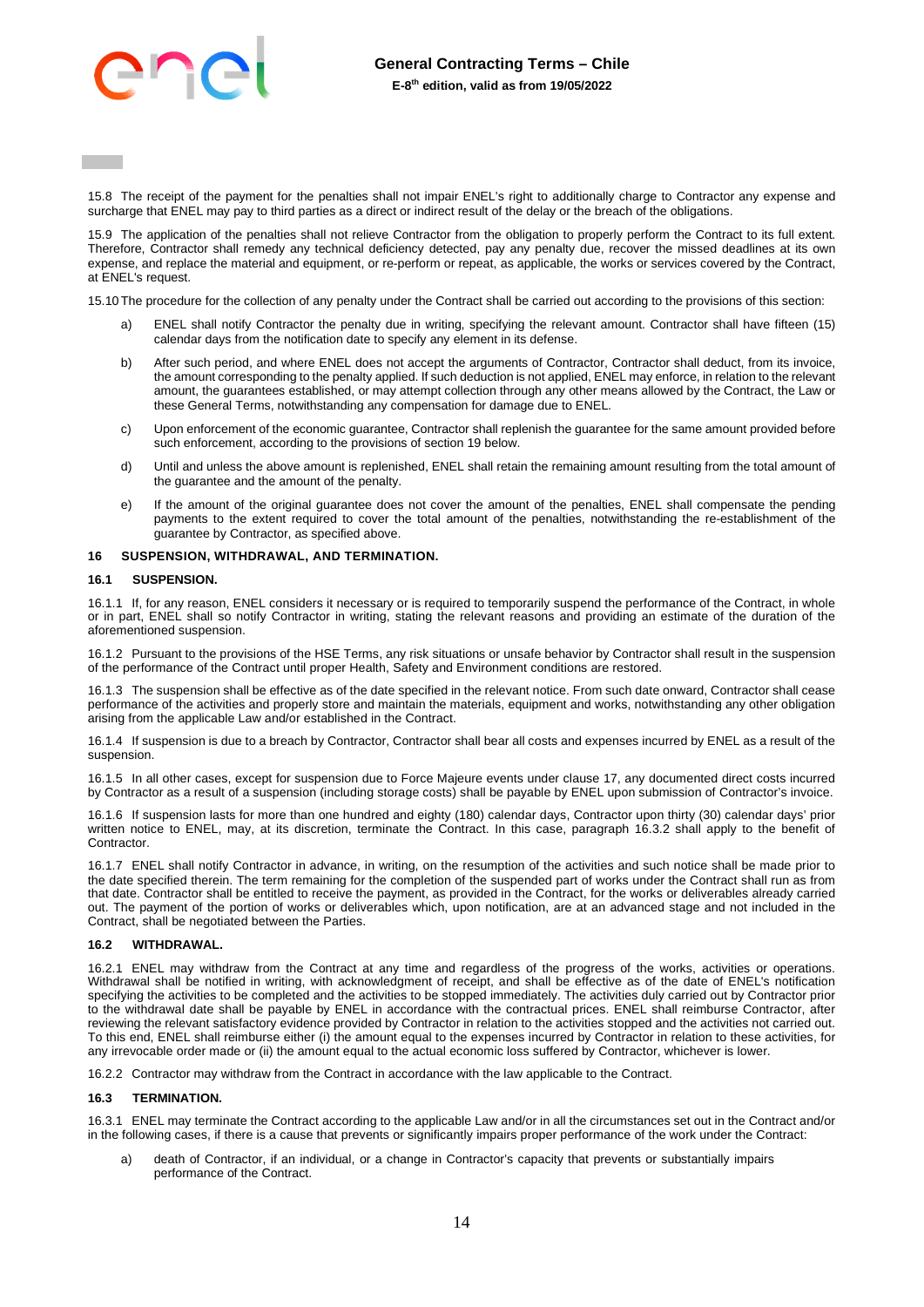15.8 The receipt of the payment for the penalties shall not impair ENEL's right to additionally charge to Contractor any expense and surcharge that ENEL may pay to third parties as a direct or indirect result of the delay or the breach of the obligations.

15.9 The application of the penalties shall not relieve Contractor from the obligation to properly perform the Contract to its full extent. Therefore, Contractor shall remedy any technical deficiency detected, pay any penalty due, recover the missed deadlines at its own expense, and replace the material and equipment, or re-perform or repeat, as applicable, the works or services covered by the Contract, at ENEL's request.

15.10 The procedure for the collection of any penalty under the Contract shall be carried out according to the provisions of this section:

a) ENEL shall notify Contractor the penalty due in writing, specifying the relevant amount. Contractor shall have fifteen (15) calendar days from the notification date to specify any element in its defense.

b) After such period, and where ENEL does not accept the arguments of Contractor, Contractor shall deduct, from its invoice, the amount corresponding to the penalty applied. If such deduction is not applied, ENEL may enforce, in relation to the relevant amount, the guarantees established, or may attempt collection through any other means allowed by the Contract, the Law or these General Terms, notwithstanding any compensation for damage due to ENEL.

c) Upon enforcement of the economic guarantee, Contractor shall replenish the guarantee for the same amount provided before such enforcement, according to the provisions of section 19 below.

d) Until and unless the above amount is replenished, ENEL shall retain the remaining amount resulting from the total amount of the guarantee and the amount of the penalty.

e) If the amount of the original guarantee does not cover the amount of the penalties, ENEL shall compensate the pending payments to the extent required to cover the total amount of the penalties, notwithstanding the re-establishment of the guarantee by Contractor, as specified above.

## 16 SUSPENSION, WITHDRAWAL, AND TERMINATION.

### 16.1 SUSPENSION.

16.1.1 If, for any reason, ENEL considers it necessary or is required to temporarily suspend the performance of the Contract, in whole or in part, ENEL shall so notify Contractor in writing, stating the relevant reasons and providing an estimate of the duration of the aforementioned suspension.

16.1.2 Pursuant to the provisions of the HSE Terms, any risk situations or unsafe behavior by Contractor shall result in the suspension of the performance of the Contract until proper Health, Safety and Environment conditions are restored.

16.1.3 The suspension shall be effective as of the date specified in the relevant notice. From such date onward, Contractor shall cease performance of the activities and properly store and maintain the materials, equipment and works, notwithstanding any other obligation arising from the applicable Law and/or established in the Contract.

16.1.4 If suspension is due to a breach by Contractor, Contractor shall bear all costs and expenses incurred by ENEL as a result of the suspension.

16.1.5 In all other cases, except for suspension due to Force Majeure events under clause 17, any documented direct costs incurred by Contractor as a result of a suspension (including storage costs) shall be payable by ENEL upon submission of Contractor's invoice.

16.1.6 If suspension lasts for more than one hundred and eighty (180) calendar days, Contractor upon thirty (30) calendar days' prior written notice to ENEL, may, at its discretion, terminate the Contract. In this case, paragraph 16.3.2 shall apply to the benefit of Contractor.

16.1.7 ENEL shall notify Contractor in advance, in writing, on the resumption of the activities and such notice shall be made prior to the date specified therein. The term remaining for the completion of the suspended part of works under the Contract shall run as from that date. Contractor shall be entitled to receive the payment, as provided in the Contract, for the works or deliverables already carried out. The payment of the portion of works or deliverables which, upon notification, are at an advanced stage and not included in the Contract, shall be negotiated between the Parties.

### 16.2 WITHDRAWAL.

16.2.1 ENEL may withdraw from the Contract at any time and regardless of the progress of the works, activities or operations. Withdrawal shall be notified in writing, with acknowledgment of receipt, and shall be effective as of the date of ENEL's notification specifying the activities to be completed and the activities to be stopped immediately. The activities duly carried out by Contractor prior to the withdrawal date shall be payable by ENEL in accordance with the contractual prices. ENEL shall reimburse Contractor, after reviewing the relevant satisfactory evidence provided by Contractor in relation to the activities stopped and the activities not carried out. To this end, ENEL shall reimburse either (i) the amount equal to the expenses incurred by Contractor in relation to these activities, for any irrevocable order made or (ii) the amount equal to the actual economic loss suffered by Contractor, whichever is lower.

16.2.2 Contractor may withdraw from the Contract in accordance with the law applicable to the Contract.

### 16.3 TERMINATION.

16.3.1 ENEL may terminate the Contract according to the applicable Law and/or in all the circumstances set out in the Contract and/or in the following cases, if there is a cause that prevents or significantly impairs proper performance of the work under the Contract:

a) death of Contractor, if an individual, or a change in Contractor's capacity that prevents or substantially impairs performance of the Contract.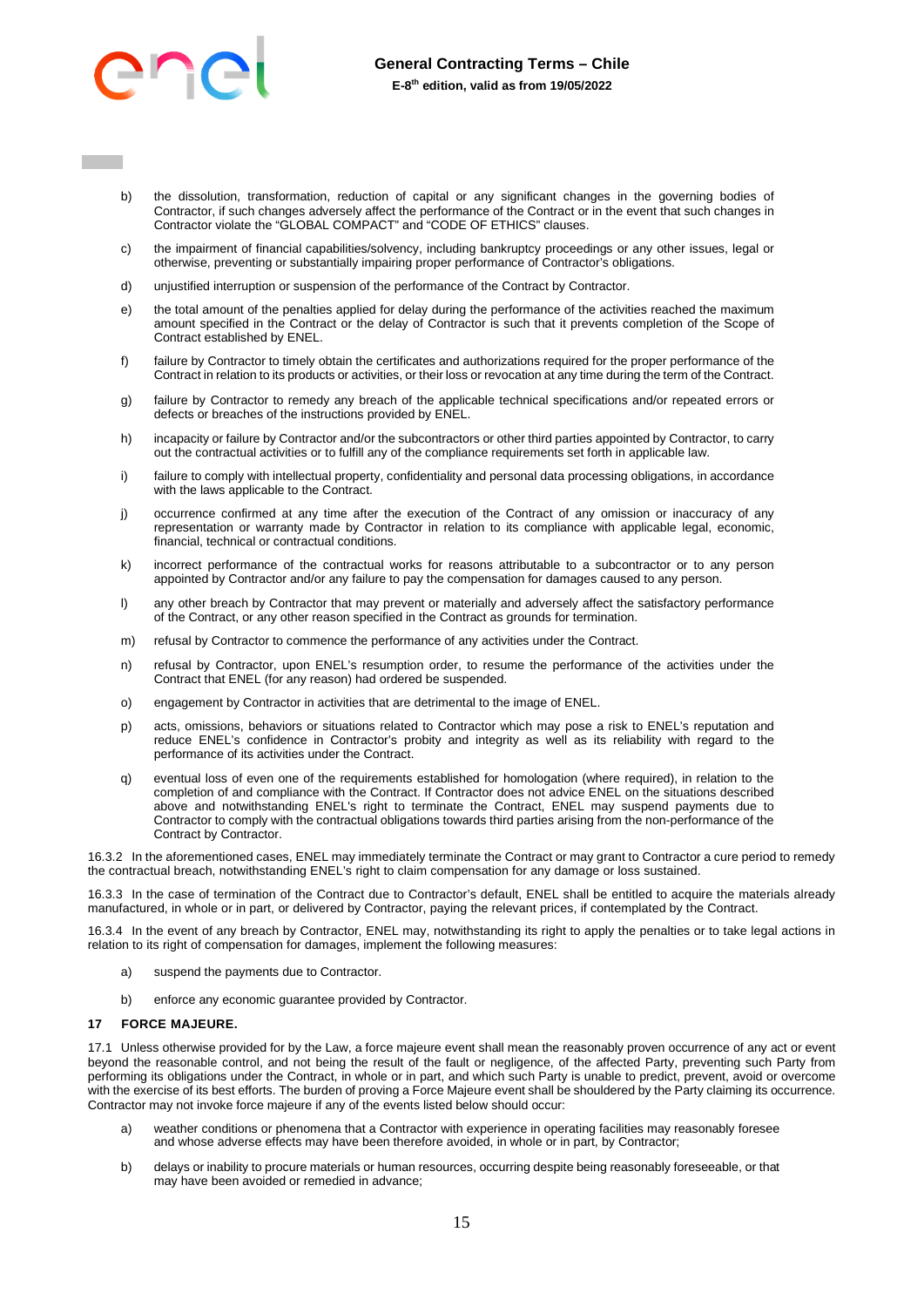b) the dissolution, transformation, reduction of capital or any significant changes in the governing bodies of Contractor, if such changes adversely affect the performance of the Contract or in the event that such changes in Contractor violate the "GLOBAL COMPACT" and "CODE OF ETHICS" clauses.

c) the impairment of financial capabilities/solvency, including bankruptcy proceedings or any other issues, legal or otherwise, preventing or substantially impairing proper performance of Contractor's obligations.

d) unjustified interruption or suspension of the performance of the Contract by Contractor.

e) the total amount of the penalties applied for delay during the performance of the activities reached the maximum amount specified in the Contract or the delay of Contractor is such that it prevents completion of the Scope of Contract established by ENEL.

f) failure by Contractor to timely obtain the certificates and authorizations required for the proper performance of the Contract in relation to its products or activities, or their loss or revocation at any time during the term of the Contract.

g) failure by Contractor to remedy any breach of the applicable technical specifications and/or repeated errors or defects or breaches of the instructions provided by ENEL.

h) incapacity or failure by Contractor and/or the subcontractors or other third parties appointed by Contractor, to carry out the contractual activities or to fulfill any of the compliance requirements set forth in applicable law.

i) failure to comply with intellectual property, confidentiality and personal data processing obligations, in accordance with the laws applicable to the Contract.

j) occurrence confirmed at any time after the execution of the Contract of any omission or inaccuracy of any representation or warranty made by Contractor in relation to its compliance with applicable legal, economic, financial, technical or contractual conditions.

k) incorrect performance of the contractual works for reasons attributable to a subcontractor or to any person appointed by Contractor and/or any failure to pay the compensation for damages caused to any person.

l) any other breach by Contractor that may prevent or materially and adversely affect the satisfactory performance of the Contract, or any other reason specified in the Contract as grounds for termination.

m) refusal by Contractor to commence the performance of any activities under the Contract.

n) refusal by Contractor, upon ENEL's resumption order, to resume the performance of the activities under the Contract that ENEL (for any reason) had ordered be suspended.

o) engagement by Contractor in activities that are detrimental to the image of ENEL.

p) acts, omissions, behaviors or situations related to Contractor which may pose a risk to ENEL's reputation and reduce ENEL's confidence in Contractor's probity and integrity as well as its reliability with regard to the performance of its activities under the Contract.

q) eventual loss of even one of the requirements established for homologation (where required), in relation to the completion of and compliance with the Contract. If Contractor does not advice ENEL on the situations described above and notwithstanding ENEL's right to terminate the Contract, ENEL may suspend payments due to Contractor to comply with the contractual obligations towards third parties arising from the non-performance of the Contract by Contractor.

16.3.2 In the aforementioned cases, ENEL may immediately terminate the Contract or may grant to Contractor a cure period to remedy the contractual breach, notwithstanding ENEL's right to claim compensation for any damage or loss sustained.

16.3.3 In the case of termination of the Contract due to Contractor's default, ENEL shall be entitled to acquire the materials already manufactured, in whole or in part, or delivered by Contractor, paying the relevant prices, if contemplated by the Contract.

16.3.4 In the event of any breach by Contractor, ENEL may, notwithstanding its right to apply the penalties or to take legal actions in relation to its right of compensation for damages, implement the following measures:

a) suspend the payments due to Contractor.

b) enforce any economic guarantee provided by Contractor.

## 17 FORCE MAJEURE.

17.1 Unless otherwise provided for by the Law, a force majeure event shall mean the reasonably proven occurrence of any act or event beyond the reasonable control, and not being the result of the fault or negligence, of the affected Party, preventing such Party from performing its obligations under the Contract, in whole or in part, and which such Party is unable to predict, prevent, avoid or overcome with the exercise of its best efforts. The burden of proving a Force Majeure event shall be shouldered by the Party claiming its occurrence. Contractor may not invoke force majeure if any of the events listed below should occur:

a) weather conditions or phenomena that a Contractor with experience in operating facilities may reasonably foresee and whose adverse effects may have been therefore avoided, in whole or in part, by Contractor;

b) delays or inability to procure materials or human resources, occurring despite being reasonably foreseeable, or that may have been avoided or remedied in advance;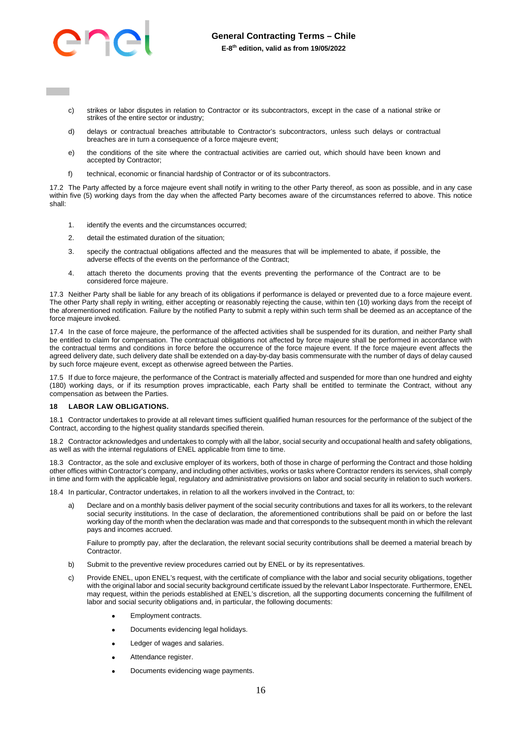c) strikes or labor disputes in relation to Contractor or its subcontractors, except in the case of a national strike or strikes of the entire sector or industry;

d) delays or contractual breaches attributable to Contractor's subcontractors, unless such delays or contractual breaches are in turn a consequence of a force majeure event;

e) the conditions of the site where the contractual activities are carried out, which should have been known and accepted by Contractor;

f) technical, economic or financial hardship of Contractor or of its subcontractors.

17.2 The Party affected by a force majeure event shall notify in writing to the other Party thereof, as soon as possible, and in any case within five (5) working days from the day when the affected Party becomes aware of the circumstances referred to above. This notice shall:

1. identify the events and the circumstances occurred;
2. detail the estimated duration of the situation;
3. specify the contractual obligations affected and the measures that will be implemented to abate, if possible, the adverse effects of the events on the performance of the Contract;
4. attach thereto the documents proving that the events preventing the performance of the Contract are to be considered force majeure.

17.3 Neither Party shall be liable for any breach of its obligations if performance is delayed or prevented due to a force majeure event. The other Party shall reply in writing, either accepting or reasonably rejecting the cause, within ten (10) working days from the receipt of the aforementioned notification. Failure by the notified Party to submit a reply within such term shall be deemed as an acceptance of the force majeure invoked.

17.4 In the case of force majeure, the performance of the affected activities shall be suspended for its duration, and neither Party shall be entitled to claim for compensation. The contractual obligations not affected by force majeure shall be performed in accordance with the contractual terms and conditions in force before the occurrence of the force majeure event. If the force majeure event affects the agreed delivery date, such delivery date shall be extended on a day-by-day basis commensurate with the number of days of delay caused by such force majeure event, except as otherwise agreed between the Parties.

17.5 If due to force majeure, the performance of the Contract is materially affected and suspended for more than one hundred and eighty (180) working days, or if its resumption proves impracticable, each Party shall be entitled to terminate the Contract, without any compensation as between the Parties.

## 18 LABOR LAW OBLIGATIONS.

18.1 Contractor undertakes to provide at all relevant times sufficient qualified human resources for the performance of the subject of the Contract, according to the highest quality standards specified therein.

18.2 Contractor acknowledges and undertakes to comply with all the labor, social security and occupational health and safety obligations, as well as with the internal regulations of ENEL applicable from time to time.

18.3 Contractor, as the sole and exclusive employer of its workers, both of those in charge of performing the Contract and those holding other offices within Contractor's company, and including other activities, works or tasks where Contractor renders its services, shall comply in time and form with the applicable legal, regulatory and administrative provisions on labor and social security in relation to such workers.

18.4 In particular, Contractor undertakes, in relation to all the workers involved in the Contract, to:

a) Declare and on a monthly basis deliver payment of the social security contributions and taxes for all its workers, to the relevant social security institutions. In the case of declaration, the aforementioned contributions shall be paid on or before the last working day of the month when the declaration was made and that corresponds to the subsequent month in which the relevant pays and incomes accrued.

   Failure to promptly pay, after the declaration, the relevant social security contributions shall be deemed a material breach by Contractor.

b) Submit to the preventive review procedures carried out by ENEL or by its representatives.

c) Provide ENEL, upon ENEL's request, with the certificate of compliance with the labor and social security obligations, together with the original labor and social security background certificate issued by the relevant Labor Inspectorate. Furthermore, ENEL may request, within the periods established at ENEL's discretion, all the supporting documents concerning the fulfillment of labor and social security obligations and, in particular, the following documents:

   - Employment contracts.
   - Documents evidencing legal holidays.
   - Ledger of wages and salaries.
   - Attendance register.
   - Documents evidencing wage payments.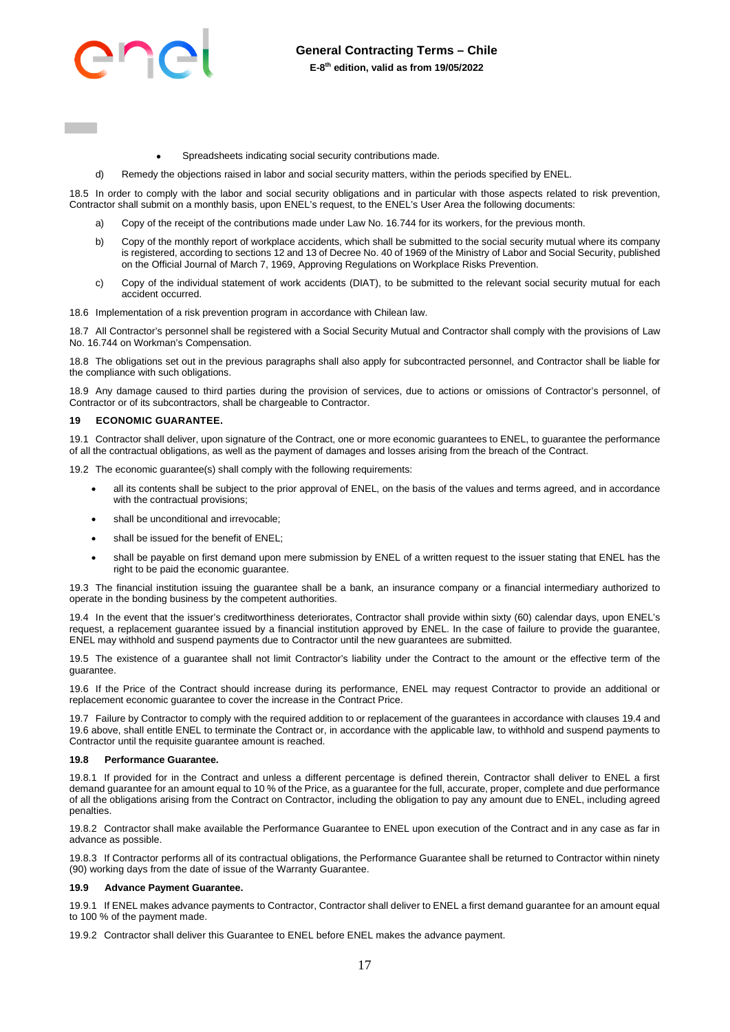- Spreadsheets indicating social security contributions made.

d) Remedy the objections raised in labor and social security matters, within the periods specified by ENEL.

18.5 In order to comply with the labor and social security obligations and in particular with those aspects related to risk prevention, Contractor shall submit on a monthly basis, upon ENEL's request, to the ENEL's User Area the following documents:

a) Copy of the receipt of the contributions made under Law No. 16.744 for its workers, for the previous month.

b) Copy of the monthly report of workplace accidents, which shall be submitted to the social security mutual where its company is registered, according to sections 12 and 13 of Decree No. 40 of 1969 of the Ministry of Labor and Social Security, published on the Official Journal of March 7, 1969, Approving Regulations on Workplace Risks Prevention.

c) Copy of the individual statement of work accidents (DIAT), to be submitted to the relevant social security mutual for each accident occurred.

18.6 Implementation of a risk prevention program in accordance with Chilean law.

18.7 All Contractor's personnel shall be registered with a Social Security Mutual and Contractor shall comply with the provisions of Law No. 16.744 on Workman's Compensation.

18.8 The obligations set out in the previous paragraphs shall also apply for subcontracted personnel, and Contractor shall be liable for the compliance with such obligations.

18.9 Any damage caused to third parties during the provision of services, due to actions or omissions of Contractor's personnel, of Contractor or of its subcontractors, shall be chargeable to Contractor.

## 19 ECONOMIC GUARANTEE.

19.1 Contractor shall deliver, upon signature of the Contract, one or more economic guarantees to ENEL, to guarantee the performance of all the contractual obligations, as well as the payment of damages and losses arising from the breach of the Contract.

19.2 The economic guarantee(s) shall comply with the following requirements:

- all its contents shall be subject to the prior approval of ENEL, on the basis of the values and terms agreed, and in accordance with the contractual provisions;
- shall be unconditional and irrevocable;
- shall be issued for the benefit of ENEL;
- shall be payable on first demand upon mere submission by ENEL of a written request to the issuer stating that ENEL has the right to be paid the economic guarantee.

19.3 The financial institution issuing the guarantee shall be a bank, an insurance company or a financial intermediary authorized to operate in the bonding business by the competent authorities.

19.4 In the event that the issuer's creditworthiness deteriorates, Contractor shall provide within sixty (60) calendar days, upon ENEL's request, a replacement guarantee issued by a financial institution approved by ENEL. In the case of failure to provide the guarantee, ENEL may withhold and suspend payments due to Contractor until the new guarantees are submitted.

19.5 The existence of a guarantee shall not limit Contractor's liability under the Contract to the amount or the effective term of the guarantee.

19.6 If the Price of the Contract should increase during its performance, ENEL may request Contractor to provide an additional or replacement economic guarantee to cover the increase in the Contract Price.

19.7 Failure by Contractor to comply with the required addition to or replacement of the guarantees in accordance with clauses 19.4 and 19.6 above, shall entitle ENEL to terminate the Contract or, in accordance with the applicable law, to withhold and suspend payments to Contractor until the requisite guarantee amount is reached.

### 19.8 Performance Guarantee.

19.8.1 If provided for in the Contract and unless a different percentage is defined therein, Contractor shall deliver to ENEL a first demand guarantee for an amount equal to 10 % of the Price, as a guarantee for the full, accurate, proper, complete and due performance of all the obligations arising from the Contract on Contractor, including the obligation to pay any amount due to ENEL, including agreed penalties.

19.8.2 Contractor shall make available the Performance Guarantee to ENEL upon execution of the Contract and in any case as far in advance as possible.

19.8.3 If Contractor performs all of its contractual obligations, the Performance Guarantee shall be returned to Contractor within ninety (90) working days from the date of issue of the Warranty Guarantee.

### 19.9 Advance Payment Guarantee.

19.9.1 If ENEL makes advance payments to Contractor, Contractor shall deliver to ENEL a first demand guarantee for an amount equal to 100 % of the payment made.

19.9.2 Contractor shall deliver this Guarantee to ENEL before ENEL makes the advance payment.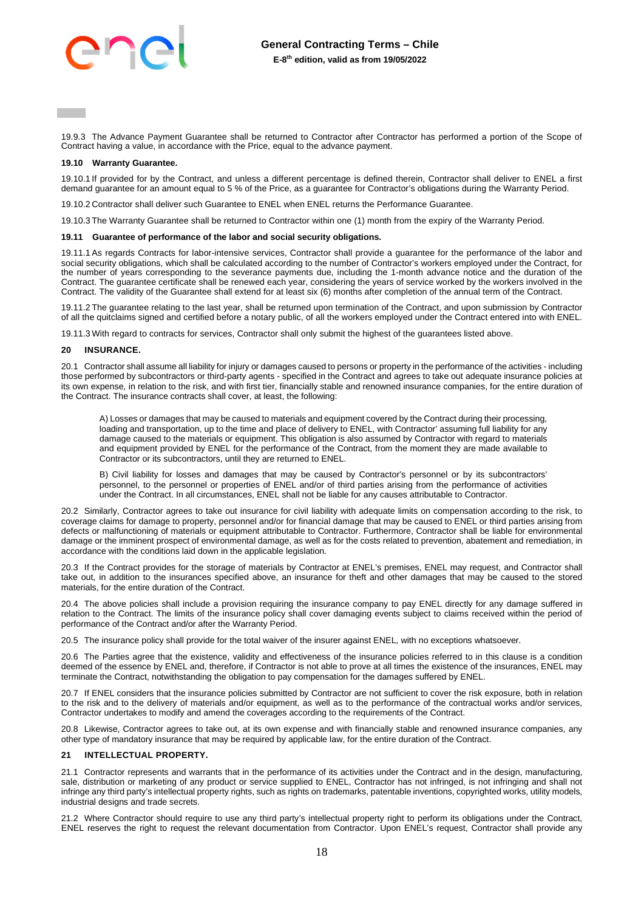19.9.3 The Advance Payment Guarantee shall be returned to Contractor after Contractor has performed a portion of the Scope of Contract having a value, in accordance with the Price, equal to the advance payment.

**19.10 Warranty Guarantee.**

19.10.1 If provided for by the Contract, and unless a different percentage is defined therein, Contractor shall deliver to ENEL a first demand guarantee for an amount equal to 5 % of the Price, as a guarantee for Contractor's obligations during the Warranty Period.

19.10.2 Contractor shall deliver such Guarantee to ENEL when ENEL returns the Performance Guarantee.

19.10.3 The Warranty Guarantee shall be returned to Contractor within one (1) month from the expiry of the Warranty Period.

**19.11 Guarantee of performance of the labor and social security obligations.**

19.11.1 As regards Contracts for labor-intensive services, Contractor shall provide a guarantee for the performance of the labor and social security obligations, which shall be calculated according to the number of Contractor's workers employed under the Contract, for the number of years corresponding to the severance payments due, including the 1-month advance notice and the duration of the Contract. The guarantee certificate shall be renewed each year, considering the years of service worked by the workers involved in the Contract. The validity of the Guarantee shall extend for at least six (6) months after completion of the annual term of the Contract.

19.11.2 The guarantee relating to the last year, shall be returned upon termination of the Contract, and upon submission by Contractor of all the quitclaims signed and certified before a notary public, of all the workers employed under the Contract entered into with ENEL.

19.11.3 With regard to contracts for services, Contractor shall only submit the highest of the guarantees listed above.

## 20 INSURANCE.

20.1 Contractor shall assume all liability for injury or damages caused to persons or property in the performance of the activities - including those performed by subcontractors or third-party agents - specified in the Contract and agrees to take out adequate insurance policies at its own expense, in relation to the risk, and with first tier, financially stable and renowned insurance companies, for the entire duration of the Contract. The insurance contracts shall cover, at least, the following:

> A) Losses or damages that may be caused to materials and equipment covered by the Contract during their processing, loading and transportation, up to the time and place of delivery to ENEL, with Contractor' assuming full liability for any damage caused to the materials or equipment. This obligation is also assumed by Contractor with regard to materials and equipment provided by ENEL for the performance of the Contract, from the moment they are made available to Contractor or its subcontractors, until they are returned to ENEL.
>
> B) Civil liability for losses and damages that may be caused by Contractor's personnel or by its subcontractors' personnel, to the personnel or properties of ENEL and/or of third parties arising from the performance of activities under the Contract. In all circumstances, ENEL shall not be liable for any causes attributable to Contractor.

20.2 Similarly, Contractor agrees to take out insurance for civil liability with adequate limits on compensation according to the risk, to coverage claims for damage to property, personnel and/or for financial damage that may be caused to ENEL or third parties arising from defects or malfunctioning of materials or equipment attributable to Contractor. Furthermore, Contractor shall be liable for environmental damage or the imminent prospect of environmental damage, as well as for the costs related to prevention, abatement and remediation, in accordance with the conditions laid down in the applicable legislation.

20.3 If the Contract provides for the storage of materials by Contractor at ENEL's premises, ENEL may request, and Contractor shall take out, in addition to the insurances specified above, an insurance for theft and other damages that may be caused to the stored materials, for the entire duration of the Contract.

20.4 The above policies shall include a provision requiring the insurance company to pay ENEL directly for any damage suffered in relation to the Contract. The limits of the insurance policy shall cover damaging events subject to claims received within the period of performance of the Contract and/or after the Warranty Period.

20.5 The insurance policy shall provide for the total waiver of the insurer against ENEL, with no exceptions whatsoever.

20.6 The Parties agree that the existence, validity and effectiveness of the insurance policies referred to in this clause is a condition deemed of the essence by ENEL and, therefore, if Contractor is not able to prove at all times the existence of the insurances, ENEL may terminate the Contract, notwithstanding the obligation to pay compensation for the damages suffered by ENEL.

20.7 If ENEL considers that the insurance policies submitted by Contractor are not sufficient to cover the risk exposure, both in relation to the risk and to the delivery of materials and/or equipment, as well as to the performance of the contractual works and/or services, Contractor undertakes to modify and amend the coverages according to the requirements of the Contract.

20.8 Likewise, Contractor agrees to take out, at its own expense and with financially stable and renowned insurance companies, any other type of mandatory insurance that may be required by applicable law, for the entire duration of the Contract.

## 21 INTELLECTUAL PROPERTY.

21.1 Contractor represents and warrants that in the performance of its activities under the Contract and in the design, manufacturing, sale, distribution or marketing of any product or service supplied to ENEL, Contractor has not infringed, is not infringing and shall not infringe any third party's intellectual property rights, such as rights on trademarks, patentable inventions, copyrighted works, utility models, industrial designs and trade secrets.

21.2 Where Contractor should require to use any third party's intellectual property right to perform its obligations under the Contract, ENEL reserves the right to request the relevant documentation from Contractor. Upon ENEL's request, Contractor shall provide any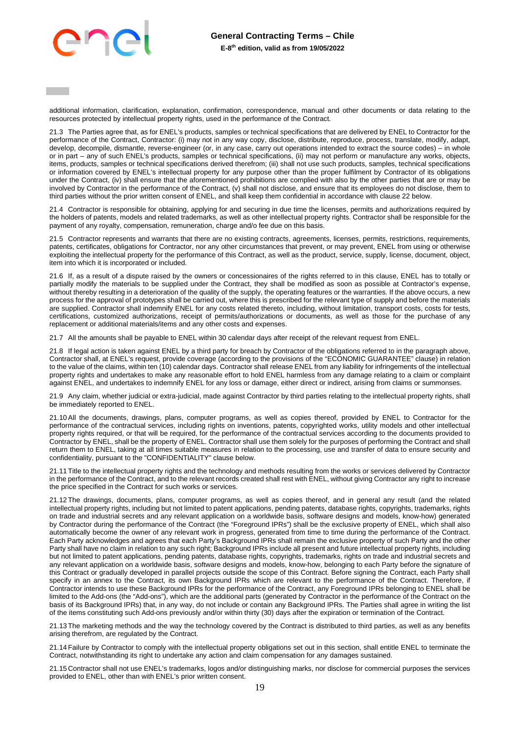additional information, clarification, explanation, confirmation, correspondence, manual and other documents or data relating to the resources protected by intellectual property rights, used in the performance of the Contract.

21.3 The Parties agree that, as for ENEL's products, samples or technical specifications that are delivered by ENEL to Contractor for the performance of the Contract, Contractor: (i) may not in any way copy, disclose, distribute, reproduce, process, translate, modify, adapt, develop, decompile, dismantle, reverse-engineer (or, in any case, carry out operations intended to extract the source codes) – in whole or in part – any of such ENEL's products, samples or technical specifications, (ii) may not perform or manufacture any works, objects, items, products, samples or technical specifications derived therefrom; (iii) shall not use such products, samples, technical specifications or information covered by ENEL's intellectual property for any purpose other than the proper fulfilment by Contractor of its obligations under the Contract, (iv) shall ensure that the aforementioned prohibitions are complied with also by the other parties that are or may be involved by Contractor in the performance of the Contract, (v) shall not disclose, and ensure that its employees do not disclose, them to third parties without the prior written consent of ENEL, and shall keep them confidential in accordance with clause 22 below.

21.4 Contractor is responsible for obtaining, applying for and securing in due time the licenses, permits and authorizations required by the holders of patents, models and related trademarks, as well as other intellectual property rights. Contractor shall be responsible for the payment of any royalty, compensation, remuneration, charge and/o fee due on this basis.

21.5 Contractor represents and warrants that there are no existing contracts, agreements, licenses, permits, restrictions, requirements, patents, certificates, obligations for Contractor, nor any other circumstances that prevent, or may prevent, ENEL from using or otherwise exploiting the intellectual property for the performance of this Contract, as well as the product, service, supply, license, document, object, item into which it is incorporated or included.

21.6 If, as a result of a dispute raised by the owners or concessionaires of the rights referred to in this clause, ENEL has to totally or partially modify the materials to be supplied under the Contract, they shall be modified as soon as possible at Contractor's expense, without thereby resulting in a deterioration of the quality of the supply, the operating features or the warranties. If the above occurs, a new process for the approval of prototypes shall be carried out, where this is prescribed for the relevant type of supply and before the materials are supplied. Contractor shall indemnify ENEL for any costs related thereto, including, without limitation, transport costs, costs for tests, certifications, customized authorizations, receipt of permits/authorizations or documents, as well as those for the purchase of any replacement or additional materials/items and any other costs and expenses.

21.7 All the amounts shall be payable to ENEL within 30 calendar days after receipt of the relevant request from ENEL.

21.8 If legal action is taken against ENEL by a third party for breach by Contractor of the obligations referred to in the paragraph above, Contractor shall, at ENEL's request, provide coverage (according to the provisions of the "ECONOMIC GUARANTEE" clause) in relation to the value of the claims, within ten (10) calendar days. Contractor shall release ENEL from any liability for infringements of the intellectual property rights and undertakes to make any reasonable effort to hold ENEL harmless from any damage relating to a claim or complaint against ENEL, and undertakes to indemnify ENEL for any loss or damage, either direct or indirect, arising from claims or summonses.

21.9 Any claim, whether judicial or extra-judicial, made against Contractor by third parties relating to the intellectual property rights, shall be immediately reported to ENEL.

21.10 All the documents, drawings, plans, computer programs, as well as copies thereof, provided by ENEL to Contractor for the performance of the contractual services, including rights on inventions, patents, copyrighted works, utility models and other intellectual property rights required, or that will be required, for the performance of the contractual services according to the documents provided to Contractor by ENEL, shall be the property of ENEL. Contractor shall use them solely for the purposes of performing the Contract and shall return them to ENEL, taking at all times suitable measures in relation to the processing, use and transfer of data to ensure security and confidentiality, pursuant to the "CONFIDENTIALITY" clause below.

21.11 Title to the intellectual property rights and the technology and methods resulting from the works or services delivered by Contractor in the performance of the Contract, and to the relevant records created shall rest with ENEL, without giving Contractor any right to increase the price specified in the Contract for such works or services.

21.12 The drawings, documents, plans, computer programs, as well as copies thereof, and in general any result (and the related intellectual property rights, including but not limited to patent applications, pending patents, database rights, copyrights, trademarks, rights on trade and industrial secrets and any relevant application on a worldwide basis, software designs and models, know-how) generated by Contractor during the performance of the Contract (the "Foreground IPRs") shall be the exclusive property of ENEL, which shall also automatically become the owner of any relevant work in progress, generated from time to time during the performance of the Contract. Each Party acknowledges and agrees that each Party's Background IPRs shall remain the exclusive property of such Party and the other Party shall have no claim in relation to any such right; Background IPRs include all present and future intellectual property rights, including but not limited to patent applications, pending patents, database rights, copyrights, trademarks, rights on trade and industrial secrets and any relevant application on a worldwide basis, software designs and models, know-how, belonging to each Party before the signature of this Contract or gradually developed in parallel projects outside the scope of this Contract. Before signing the Contract, each Party shall specify in an annex to the Contract, its own Background IPRs which are relevant to the performance of the Contract. Therefore, if Contractor intends to use these Background IPRs for the performance of the Contract, any Foreground IPRs belonging to ENEL shall be limited to the Add-ons (the "Add-ons"), which are the additional parts (generated by Contractor in the performance of the Contract on the basis of its Background IPRs) that, in any way, do not include or contain any Background IPRs. The Parties shall agree in writing the list of the items constituting such Add-ons previously and/or within thirty (30) days after the expiration or termination of the Contract.

21.13 The marketing methods and the way the technology covered by the Contract is distributed to third parties, as well as any benefits arising therefrom, are regulated by the Contract.

21.14 Failure by Contractor to comply with the intellectual property obligations set out in this section, shall entitle ENEL to terminate the Contract, notwithstanding its right to undertake any action and claim compensation for any damages sustained.

21.15 Contractor shall not use ENEL's trademarks, logos and/or distinguishing marks, nor disclose for commercial purposes the services provided to ENEL, other than with ENEL's prior written consent.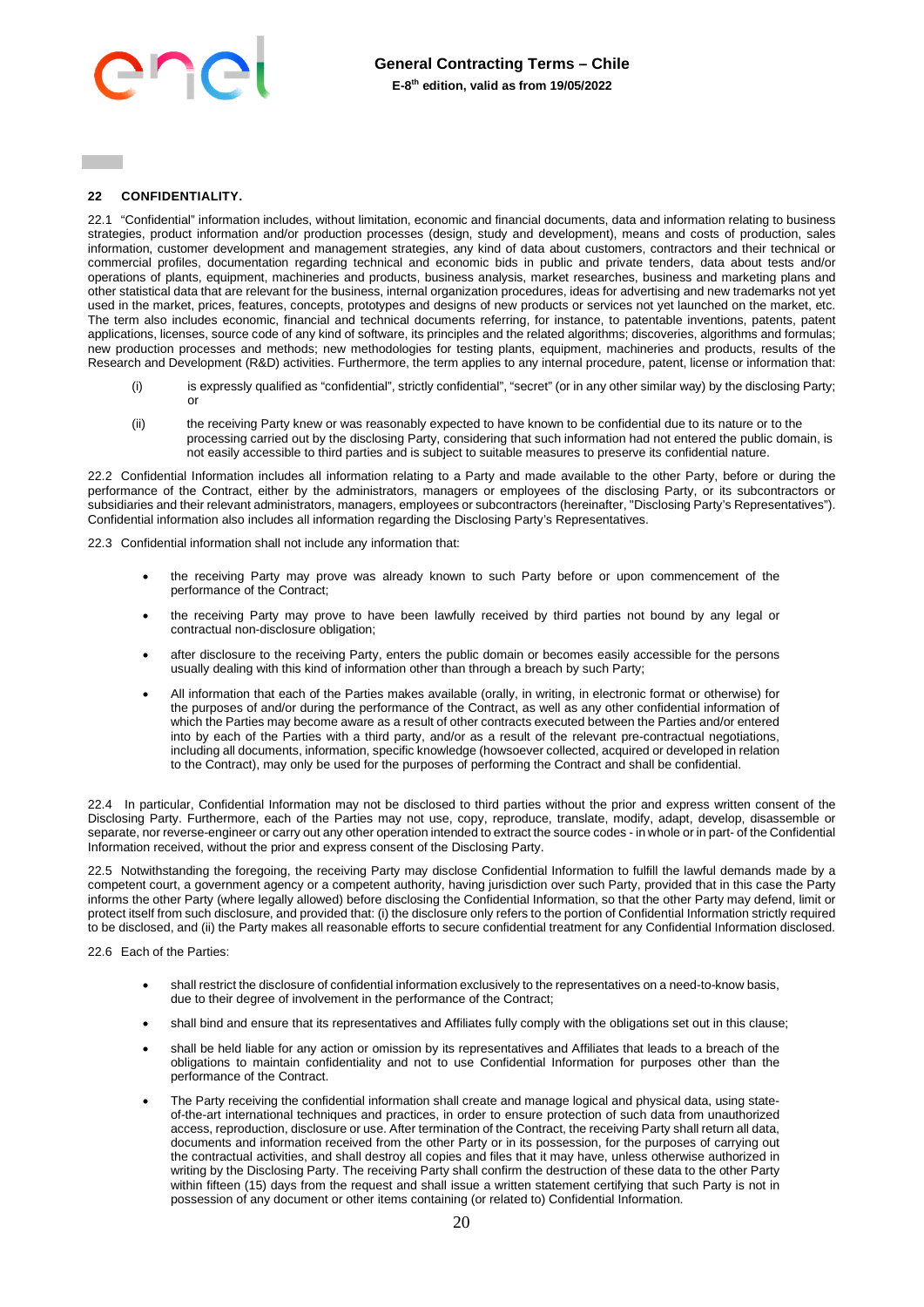## 22 CONFIDENTIALITY.

22.1 "Confidential" information includes, without limitation, economic and financial documents, data and information relating to business strategies, product information and/or production processes (design, study and development), means and costs of production, sales information, customer development and management strategies, any kind of data about customers, contractors and their technical or commercial profiles, documentation regarding technical and economic bids in public and private tenders, data about tests and/or operations of plants, equipment, machineries and products, business analysis, market researches, business and marketing plans and other statistical data that are relevant for the business, internal organization procedures, ideas for advertising and new trademarks not yet used in the market, prices, features, concepts, prototypes and designs of new products or services not yet launched on the market, etc. The term also includes economic, financial and technical documents referring, for instance, to patentable inventions, patents, patent applications, licenses, source code of any kind of software, its principles and the related algorithms; discoveries, algorithms and formulas; new production processes and methods; new methodologies for testing plants, equipment, machineries and products, results of the Research and Development (R&D) activities. Furthermore, the term applies to any internal procedure, patent, license or information that:

(i) is expressly qualified as "confidential", strictly confidential", "secret" (or in any other similar way) by the disclosing Party; or

(ii) the receiving Party knew or was reasonably expected to have known to be confidential due to its nature or to the processing carried out by the disclosing Party, considering that such information had not entered the public domain, is not easily accessible to third parties and is subject to suitable measures to preserve its confidential nature.

22.2 Confidential Information includes all information relating to a Party and made available to the other Party, before or during the performance of the Contract, either by the administrators, managers or employees of the disclosing Party, or its subcontractors or subsidiaries and their relevant administrators, managers, employees or subcontractors (hereinafter, "Disclosing Party's Representatives"). Confidential information also includes all information regarding the Disclosing Party's Representatives.

22.3 Confidential information shall not include any information that:

- the receiving Party may prove was already known to such Party before or upon commencement of the performance of the Contract;
- the receiving Party may prove to have been lawfully received by third parties not bound by any legal or contractual non-disclosure obligation;
- after disclosure to the receiving Party, enters the public domain or becomes easily accessible for the persons usually dealing with this kind of information other than through a breach by such Party;
- All information that each of the Parties makes available (orally, in writing, in electronic format or otherwise) for the purposes of and/or during the performance of the Contract, as well as any other confidential information of which the Parties may become aware as a result of other contracts executed between the Parties and/or entered into by each of the Parties with a third party, and/or as a result of the relevant pre-contractual negotiations, including all documents, information, specific knowledge (howsoever collected, acquired or developed in relation to the Contract), may only be used for the purposes of performing the Contract and shall be confidential.

22.4 In particular, Confidential Information may not be disclosed to third parties without the prior and express written consent of the Disclosing Party. Furthermore, each of the Parties may not use, copy, reproduce, translate, modify, adapt, develop, disassemble or separate, nor reverse-engineer or carry out any other operation intended to extract the source codes - in whole or in part- of the Confidential Information received, without the prior and express consent of the Disclosing Party.

22.5 Notwithstanding the foregoing, the receiving Party may disclose Confidential Information to fulfill the lawful demands made by a competent court, a government agency or a competent authority, having jurisdiction over such Party, provided that in this case the Party informs the other Party (where legally allowed) before disclosing the Confidential Information, so that the other Party may defend, limit or protect itself from such disclosure, and provided that: (i) the disclosure only refers to the portion of Confidential Information strictly required to be disclosed, and (ii) the Party makes all reasonable efforts to secure confidential treatment for any Confidential Information disclosed.

22.6 Each of the Parties:

- shall restrict the disclosure of confidential information exclusively to the representatives on a need-to-know basis, due to their degree of involvement in the performance of the Contract;
- shall bind and ensure that its representatives and Affiliates fully comply with the obligations set out in this clause;
- shall be held liable for any action or omission by its representatives and Affiliates that leads to a breach of the obligations to maintain confidentiality and not to use Confidential Information for purposes other than the performance of the Contract.
- The Party receiving the confidential information shall create and manage logical and physical data, using state-of-the-art international techniques and practices, in order to ensure protection of such data from unauthorized access, reproduction, disclosure or use. After termination of the Contract, the receiving Party shall return all data, documents and information received from the other Party or in its possession, for the purposes of carrying out the contractual activities, and shall destroy all copies and files that it may have, unless otherwise authorized in writing by the Disclosing Party. The receiving Party shall confirm the destruction of these data to the other Party within fifteen (15) days from the request and shall issue a written statement certifying that such Party is not in possession of any document or other items containing (or related to) Confidential Information.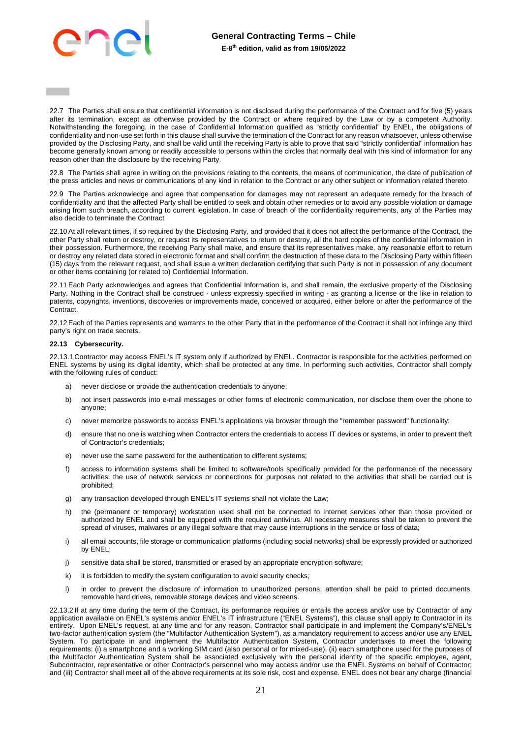22.7 The Parties shall ensure that confidential information is not disclosed during the performance of the Contract and for five (5) years after its termination, except as otherwise provided by the Contract or where required by the Law or by a competent Authority. Notwithstanding the foregoing, in the case of Confidential Information qualified as "strictly confidential" by ENEL, the obligations of confidentiality and non-use set forth in this clause shall survive the termination of the Contract for any reason whatsoever, unless otherwise provided by the Disclosing Party, and shall be valid until the receiving Party is able to prove that said "strictly confidential" information has become generally known among or readily accessible to persons within the circles that normally deal with this kind of information for any reason other than the disclosure by the receiving Party.

22.8 The Parties shall agree in writing on the provisions relating to the contents, the means of communication, the date of publication of the press articles and news or communications of any kind in relation to the Contract or any other subject or information related thereto.

22.9 The Parties acknowledge and agree that compensation for damages may not represent an adequate remedy for the breach of confidentiality and that the affected Party shall be entitled to seek and obtain other remedies or to avoid any possible violation or damage arising from such breach, according to current legislation. In case of breach of the confidentiality requirements, any of the Parties may also decide to terminate the Contract

22.10 At all relevant times, if so required by the Disclosing Party, and provided that it does not affect the performance of the Contract, the other Party shall return or destroy, or request its representatives to return or destroy, all the hard copies of the confidential information in their possession. Furthermore, the receiving Party shall make, and ensure that its representatives make, any reasonable effort to return or destroy any related data stored in electronic format and shall confirm the destruction of these data to the Disclosing Party within fifteen (15) days from the relevant request, and shall issue a written declaration certifying that such Party is not in possession of any document or other items containing (or related to) Confidential Information.

22.11 Each Party acknowledges and agrees that Confidential Information is, and shall remain, the exclusive property of the Disclosing Party. Nothing in the Contract shall be construed - unless expressly specified in writing - as granting a license or the like in relation to patents, copyrights, inventions, discoveries or improvements made, conceived or acquired, either before or after the performance of the Contract.

22.12 Each of the Parties represents and warrants to the other Party that in the performance of the Contract it shall not infringe any third party's right on trade secrets.

**22.13 Cybersecurity.**

22.13.1 Contractor may access ENEL's IT system only if authorized by ENEL. Contractor is responsible for the activities performed on ENEL systems by using its digital identity, which shall be protected at any time. In performing such activities, Contractor shall comply with the following rules of conduct:

a) never disclose or provide the authentication credentials to anyone;

b) not insert passwords into e-mail messages or other forms of electronic communication, nor disclose them over the phone to anyone;

c) never memorize passwords to access ENEL's applications via browser through the "remember password" functionality;

d) ensure that no one is watching when Contractor enters the credentials to access IT devices or systems, in order to prevent theft of Contractor's credentials;

e) never use the same password for the authentication to different systems;

f) access to information systems shall be limited to software/tools specifically provided for the performance of the necessary activities; the use of network services or connections for purposes not related to the activities that shall be carried out is prohibited;

g) any transaction developed through ENEL's IT systems shall not violate the Law;

h) the (permanent or temporary) workstation used shall not be connected to Internet services other than those provided or authorized by ENEL and shall be equipped with the required antivirus. All necessary measures shall be taken to prevent the spread of viruses, malwares or any illegal software that may cause interruptions in the service or loss of data;

i) all email accounts, file storage or communication platforms (including social networks) shall be expressly provided or authorized by ENEL;

j) sensitive data shall be stored, transmitted or erased by an appropriate encryption software;

k) it is forbidden to modify the system configuration to avoid security checks;

l) in order to prevent the disclosure of information to unauthorized persons, attention shall be paid to printed documents, removable hard drives, removable storage devices and video screens.

22.13.2 If at any time during the term of the Contract, its performance requires or entails the access and/or use by Contractor of any application available on ENEL's systems and/or ENEL's IT infrastructure ("ENEL Systems"), this clause shall apply to Contractor in its entirety. Upon ENEL's request, at any time and for any reason, Contractor shall participate in and implement the Company's/ENEL's two-factor authentication system (the "Multifactor Authentication System"), as a mandatory requirement to access and/or use any ENEL System. To participate in and implement the Multifactor Authentication System, Contractor undertakes to meet the following requirements: (i) a smartphone and a working SIM card (also personal or for mixed-use); (ii) each smartphone used for the purposes of the Multifactor Authentication System shall be associated exclusively with the personal identity of the specific employee, agent, Subcontractor, representative or other Contractor's personnel who may access and/or use the ENEL Systems on behalf of Contractor; and (iii) Contractor shall meet all of the above requirements at its sole risk, cost and expense. ENEL does not bear any charge (financial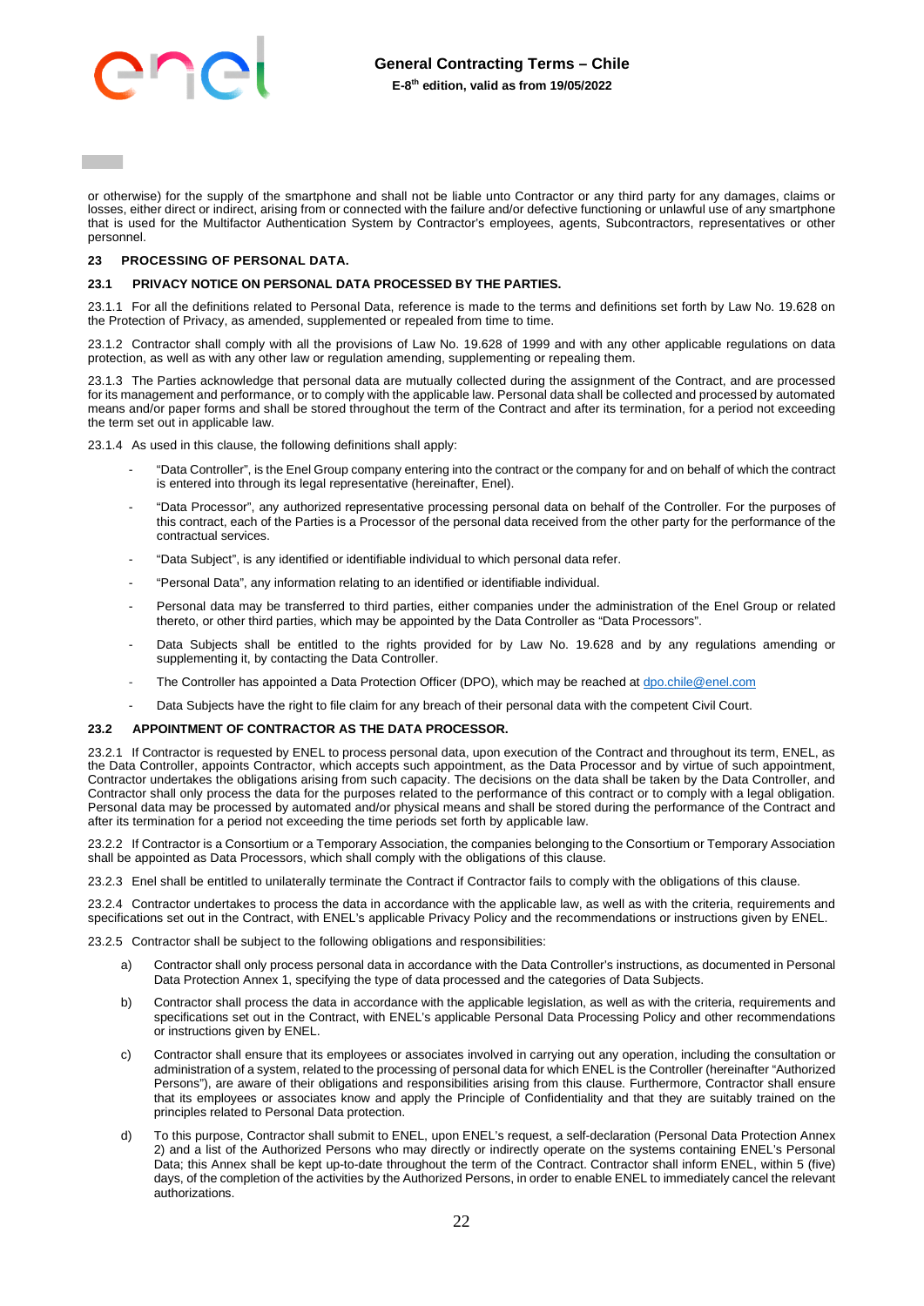or otherwise) for the supply of the smartphone and shall not be liable unto Contractor or any third party for any damages, claims or losses, either direct or indirect, arising from or connected with the failure and/or defective functioning or unlawful use of any smartphone that is used for the Multifactor Authentication System by Contractor's employees, agents, Subcontractors, representatives or other personnel.

## 23 PROCESSING OF PERSONAL DATA.

### 23.1 PRIVACY NOTICE ON PERSONAL DATA PROCESSED BY THE PARTIES.

23.1.1 For all the definitions related to Personal Data, reference is made to the terms and definitions set forth by Law No. 19.628 on the Protection of Privacy, as amended, supplemented or repealed from time to time.

23.1.2 Contractor shall comply with all the provisions of Law No. 19.628 of 1999 and with any other applicable regulations on data protection, as well as with any other law or regulation amending, supplementing or repealing them.

23.1.3 The Parties acknowledge that personal data are mutually collected during the assignment of the Contract, and are processed for its management and performance, or to comply with the applicable law. Personal data shall be collected and processed by automated means and/or paper forms and shall be stored throughout the term of the Contract and after its termination, for a period not exceeding the term set out in applicable law.

23.1.4 As used in this clause, the following definitions shall apply:

- "Data Controller", is the Enel Group company entering into the contract or the company for and on behalf of which the contract is entered into through its legal representative (hereinafter, Enel).
- "Data Processor", any authorized representative processing personal data on behalf of the Controller. For the purposes of this contract, each of the Parties is a Processor of the personal data received from the other party for the performance of the contractual services.
- "Data Subject", is any identified or identifiable individual to which personal data refer.
- "Personal Data", any information relating to an identified or identifiable individual.
- Personal data may be transferred to third parties, either companies under the administration of the Enel Group or related thereto, or other third parties, which may be appointed by the Data Controller as "Data Processors".
- Data Subjects shall be entitled to the rights provided for by Law No. 19.628 and by any regulations amending or supplementing it, by contacting the Data Controller.
- The Controller has appointed a Data Protection Officer (DPO), which may be reached at dpo.chile@enel.com
- Data Subjects have the right to file claim for any breach of their personal data with the competent Civil Court.

### 23.2 APPOINTMENT OF CONTRACTOR AS THE DATA PROCESSOR.

23.2.1 If Contractor is requested by ENEL to process personal data, upon execution of the Contract and throughout its term, ENEL, as the Data Controller, appoints Contractor, which accepts such appointment, as the Data Processor and by virtue of such appointment, Contractor undertakes the obligations arising from such capacity. The decisions on the data shall be taken by the Data Controller, and Contractor shall only process the data for the purposes related to the performance of this contract or to comply with a legal obligation. Personal data may be processed by automated and/or physical means and shall be stored during the performance of the Contract and after its termination for a period not exceeding the time periods set forth by applicable law.

23.2.2 If Contractor is a Consortium or a Temporary Association, the companies belonging to the Consortium or Temporary Association shall be appointed as Data Processors, which shall comply with the obligations of this clause.

23.2.3 Enel shall be entitled to unilaterally terminate the Contract if Contractor fails to comply with the obligations of this clause.

23.2.4 Contractor undertakes to process the data in accordance with the applicable law, as well as with the criteria, requirements and specifications set out in the Contract, with ENEL's applicable Privacy Policy and the recommendations or instructions given by ENEL.

23.2.5 Contractor shall be subject to the following obligations and responsibilities:

a) Contractor shall only process personal data in accordance with the Data Controller's instructions, as documented in Personal Data Protection Annex 1, specifying the type of data processed and the categories of Data Subjects.

b) Contractor shall process the data in accordance with the applicable legislation, as well as with the criteria, requirements and specifications set out in the Contract, with ENEL's applicable Personal Data Processing Policy and other recommendations or instructions given by ENEL.

c) Contractor shall ensure that its employees or associates involved in carrying out any operation, including the consultation or administration of a system, related to the processing of personal data for which ENEL is the Controller (hereinafter "Authorized Persons"), are aware of their obligations and responsibilities arising from this clause. Furthermore, Contractor shall ensure that its employees or associates know and apply the Principle of Confidentiality and that they are suitably trained on the principles related to Personal Data protection.

d) To this purpose, Contractor shall submit to ENEL, upon ENEL's request, a self-declaration (Personal Data Protection Annex 2) and a list of the Authorized Persons who may directly or indirectly operate on the systems containing ENEL's Personal Data; this Annex shall be kept up-to-date throughout the term of the Contract. Contractor shall inform ENEL, within 5 (five) days, of the completion of the activities by the Authorized Persons, in order to enable ENEL to immediately cancel the relevant authorizations.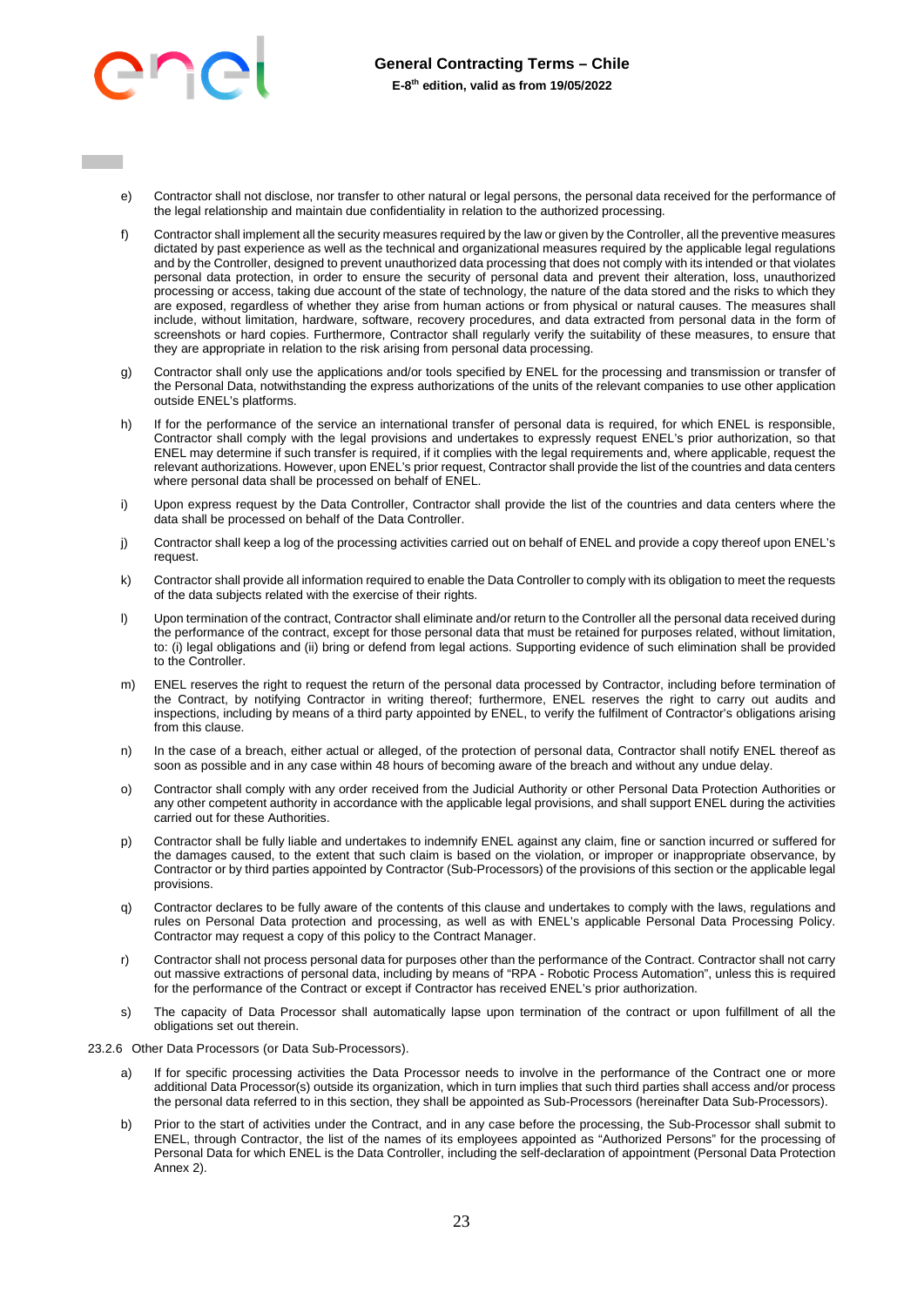e) Contractor shall not disclose, nor transfer to other natural or legal persons, the personal data received for the performance of the legal relationship and maintain due confidentiality in relation to the authorized processing.

f) Contractor shall implement all the security measures required by the law or given by the Controller, all the preventive measures dictated by past experience as well as the technical and organizational measures required by the applicable legal regulations and by the Controller, designed to prevent unauthorized data processing that does not comply with its intended or that violates personal data protection, in order to ensure the security of personal data and prevent their alteration, loss, unauthorized processing or access, taking due account of the state of technology, the nature of the data stored and the risks to which they are exposed, regardless of whether they arise from human actions or from physical or natural causes. The measures shall include, without limitation, hardware, software, recovery procedures, and data extracted from personal data in the form of screenshots or hard copies. Furthermore, Contractor shall regularly verify the suitability of these measures, to ensure that they are appropriate in relation to the risk arising from personal data processing.

g) Contractor shall only use the applications and/or tools specified by ENEL for the processing and transmission or transfer of the Personal Data, notwithstanding the express authorizations of the units of the relevant companies to use other application outside ENEL's platforms.

h) If for the performance of the service an international transfer of personal data is required, for which ENEL is responsible, Contractor shall comply with the legal provisions and undertakes to expressly request ENEL's prior authorization, so that ENEL may determine if such transfer is required, if it complies with the legal requirements and, where applicable, request the relevant authorizations. However, upon ENEL's prior request, Contractor shall provide the list of the countries and data centers where personal data shall be processed on behalf of ENEL.

i) Upon express request by the Data Controller, Contractor shall provide the list of the countries and data centers where the data shall be processed on behalf of the Data Controller.

j) Contractor shall keep a log of the processing activities carried out on behalf of ENEL and provide a copy thereof upon ENEL's request.

k) Contractor shall provide all information required to enable the Data Controller to comply with its obligation to meet the requests of the data subjects related with the exercise of their rights.

l) Upon termination of the contract, Contractor shall eliminate and/or return to the Controller all the personal data received during the performance of the contract, except for those personal data that must be retained for purposes related, without limitation, to: (i) legal obligations and (ii) bring or defend from legal actions. Supporting evidence of such elimination shall be provided to the Controller.

m) ENEL reserves the right to request the return of the personal data processed by Contractor, including before termination of the Contract, by notifying Contractor in writing thereof; furthermore, ENEL reserves the right to carry out audits and inspections, including by means of a third party appointed by ENEL, to verify the fulfilment of Contractor's obligations arising from this clause.

n) In the case of a breach, either actual or alleged, of the protection of personal data, Contractor shall notify ENEL thereof as soon as possible and in any case within 48 hours of becoming aware of the breach and without any undue delay.

o) Contractor shall comply with any order received from the Judicial Authority or other Personal Data Protection Authorities or any other competent authority in accordance with the applicable legal provisions, and shall support ENEL during the activities carried out for these Authorities.

p) Contractor shall be fully liable and undertakes to indemnify ENEL against any claim, fine or sanction incurred or suffered for the damages caused, to the extent that such claim is based on the violation, or improper or inappropriate observance, by Contractor or by third parties appointed by Contractor (Sub-Processors) of the provisions of this section or the applicable legal provisions.

q) Contractor declares to be fully aware of the contents of this clause and undertakes to comply with the laws, regulations and rules on Personal Data protection and processing, as well as with ENEL's applicable Personal Data Processing Policy. Contractor may request a copy of this policy to the Contract Manager.

r) Contractor shall not process personal data for purposes other than the performance of the Contract. Contractor shall not carry out massive extractions of personal data, including by means of "RPA - Robotic Process Automation", unless this is required for the performance of the Contract or except if Contractor has received ENEL's prior authorization.

s) The capacity of Data Processor shall automatically lapse upon termination of the contract or upon fulfillment of all the obligations set out therein.

23.2.6 Other Data Processors (or Data Sub-Processors).

a) If for specific processing activities the Data Processor needs to involve in the performance of the Contract one or more additional Data Processor(s) outside its organization, which in turn implies that such third parties shall access and/or process the personal data referred to in this section, they shall be appointed as Sub-Processors (hereinafter Data Sub-Processors).

b) Prior to the start of activities under the Contract, and in any case before the processing, the Sub-Processor shall submit to ENEL, through Contractor, the list of the names of its employees appointed as "Authorized Persons" for the processing of Personal Data for which ENEL is the Data Controller, including the self-declaration of appointment (Personal Data Protection Annex 2).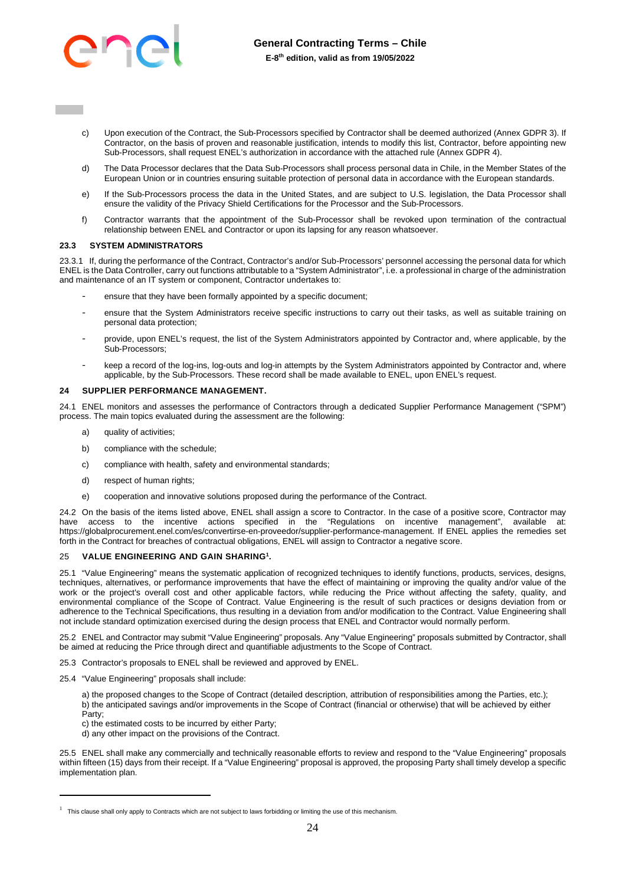c) Upon execution of the Contract, the Sub-Processors specified by Contractor shall be deemed authorized (Annex GDPR 3). If Contractor, on the basis of proven and reasonable justification, intends to modify this list, Contractor, before appointing new Sub-Processors, shall request ENEL's authorization in accordance with the attached rule (Annex GDPR 4).

d) The Data Processor declares that the Data Sub-Processors shall process personal data in Chile, in the Member States of the European Union or in countries ensuring suitable protection of personal data in accordance with the European standards.

e) If the Sub-Processors process the data in the United States, and are subject to U.S. legislation, the Data Processor shall ensure the validity of the Privacy Shield Certifications for the Processor and the Sub-Processors.

f) Contractor warrants that the appointment of the Sub-Processor shall be revoked upon termination of the contractual relationship between ENEL and Contractor or upon its lapsing for any reason whatsoever.

### 23.3 SYSTEM ADMINISTRATORS

23.3.1 If, during the performance of the Contract, Contractor's and/or Sub-Processors' personnel accessing the personal data for which ENEL is the Data Controller, carry out functions attributable to a "System Administrator", i.e. a professional in charge of the administration and maintenance of an IT system or component, Contractor undertakes to:

- ensure that they have been formally appointed by a specific document;
- ensure that the System Administrators receive specific instructions to carry out their tasks, as well as suitable training on personal data protection;
- provide, upon ENEL's request, the list of the System Administrators appointed by Contractor and, where applicable, by the Sub-Processors;
- keep a record of the log-ins, log-outs and log-in attempts by the System Administrators appointed by Contractor and, where applicable, by the Sub-Processors. These record shall be made available to ENEL, upon ENEL's request.

## 24 SUPPLIER PERFORMANCE MANAGEMENT.

24.1 ENEL monitors and assesses the performance of Contractors through a dedicated Supplier Performance Management ("SPM") process. The main topics evaluated during the assessment are the following:

a) quality of activities;

b) compliance with the schedule;

c) compliance with health, safety and environmental standards;

d) respect of human rights;

e) cooperation and innovative solutions proposed during the performance of the Contract.

24.2 On the basis of the items listed above, ENEL shall assign a score to Contractor. In the case of a positive score, Contractor may have access to the incentive actions specified in the "Regulations on incentive management", available at: https://globalprocurement.enel.com/es/convertirse-en-proveedor/supplier-performance-management. If ENEL applies the remedies set forth in the Contract for breaches of contractual obligations, ENEL will assign to Contractor a negative score.

## 25 VALUE ENGINEERING AND GAIN SHARING[1].

25.1 "Value Engineering" means the systematic application of recognized techniques to identify functions, products, services, designs, techniques, alternatives, or performance improvements that have the effect of maintaining or improving the quality and/or value of the work or the project's overall cost and other applicable factors, while reducing the Price without affecting the safety, quality, and environmental compliance of the Scope of Contract. Value Engineering is the result of such practices or designs deviation from or adherence to the Technical Specifications, thus resulting in a deviation from and/or modification to the Contract. Value Engineering shall not include standard optimization exercised during the design process that ENEL and Contractor would normally perform.

25.2 ENEL and Contractor may submit "Value Engineering" proposals. Any "Value Engineering" proposals submitted by Contractor, shall be aimed at reducing the Price through direct and quantifiable adjustments to the Scope of Contract.

25.3 Contractor's proposals to ENEL shall be reviewed and approved by ENEL.

25.4 "Value Engineering" proposals shall include:

a) the proposed changes to the Scope of Contract (detailed description, attribution of responsibilities among the Parties, etc.);
b) the anticipated savings and/or improvements in the Scope of Contract (financial or otherwise) that will be achieved by either Party;
c) the estimated costs to be incurred by either Party;
d) any other impact on the provisions of the Contract.

25.5 ENEL shall make any commercially and technically reasonable efforts to review and respond to the "Value Engineering" proposals within fifteen (15) days from their receipt. If a "Value Engineering" proposal is approved, the proposing Party shall timely develop a specific implementation plan.

---

[1] This clause shall only apply to Contracts which are not subject to laws forbidding or limiting the use of this mechanism.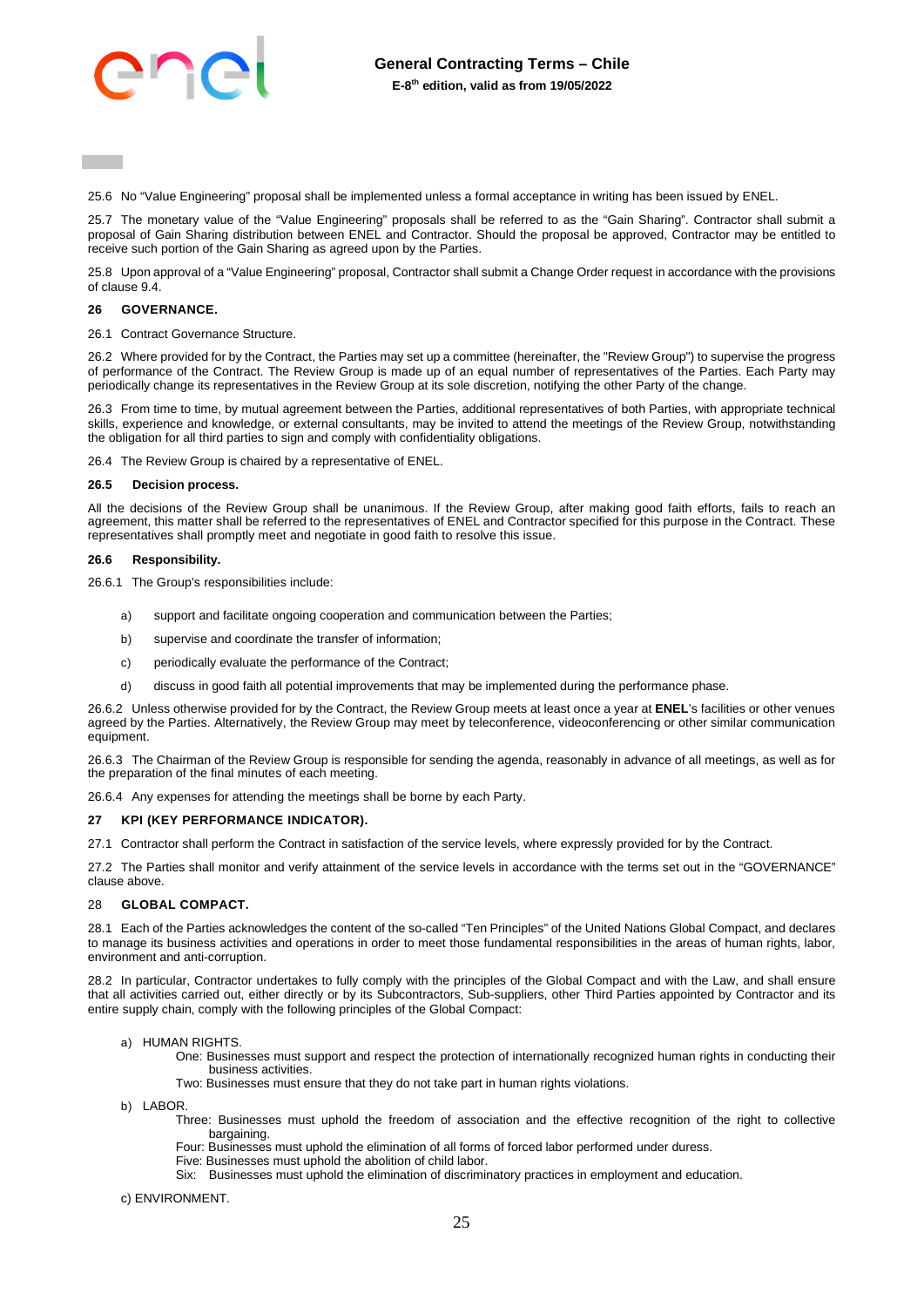25.6 No "Value Engineering" proposal shall be implemented unless a formal acceptance in writing has been issued by ENEL.

25.7 The monetary value of the "Value Engineering" proposals shall be referred to as the "Gain Sharing". Contractor shall submit a proposal of Gain Sharing distribution between ENEL and Contractor. Should the proposal be approved, Contractor may be entitled to receive such portion of the Gain Sharing as agreed upon by the Parties.

25.8 Upon approval of a "Value Engineering" proposal, Contractor shall submit a Change Order request in accordance with the provisions of clause 9.4.

## 26 GOVERNANCE.

26.1 Contract Governance Structure.

26.2 Where provided for by the Contract, the Parties may set up a committee (hereinafter, the "Review Group") to supervise the progress of performance of the Contract. The Review Group is made up of an equal number of representatives of the Parties. Each Party may periodically change its representatives in the Review Group at its sole discretion, notifying the other Party of the change.

26.3 From time to time, by mutual agreement between the Parties, additional representatives of both Parties, with appropriate technical skills, experience and knowledge, or external consultants, may be invited to attend the meetings of the Review Group, notwithstanding the obligation for all third parties to sign and comply with confidentiality obligations.

26.4 The Review Group is chaired by a representative of ENEL.

### 26.5 Decision process.

All the decisions of the Review Group shall be unanimous. If the Review Group, after making good faith efforts, fails to reach an agreement, this matter shall be referred to the representatives of ENEL and Contractor specified for this purpose in the Contract. These representatives shall promptly meet and negotiate in good faith to resolve this issue.

### 26.6 Responsibility.

26.6.1 The Group's responsibilities include:

a) support and facilitate ongoing cooperation and communication between the Parties;

b) supervise and coordinate the transfer of information;

c) periodically evaluate the performance of the Contract;

d) discuss in good faith all potential improvements that may be implemented during the performance phase.

26.6.2 Unless otherwise provided for by the Contract, the Review Group meets at least once a year at **ENEL**'s facilities or other venues agreed by the Parties. Alternatively, the Review Group may meet by teleconference, videoconferencing or other similar communication equipment.

26.6.3 The Chairman of the Review Group is responsible for sending the agenda, reasonably in advance of all meetings, as well as for the preparation of the final minutes of each meeting.

26.6.4 Any expenses for attending the meetings shall be borne by each Party.

## 27 KPI (KEY PERFORMANCE INDICATOR).

27.1 Contractor shall perform the Contract in satisfaction of the service levels, where expressly provided for by the Contract.

27.2 The Parties shall monitor and verify attainment of the service levels in accordance with the terms set out in the "GOVERNANCE" clause above.

## 28 GLOBAL COMPACT.

28.1 Each of the Parties acknowledges the content of the so-called "Ten Principles" of the United Nations Global Compact, and declares to manage its business activities and operations in order to meet those fundamental responsibilities in the areas of human rights, labor, environment and anti-corruption.

28.2 In particular, Contractor undertakes to fully comply with the principles of the Global Compact and with the Law, and shall ensure that all activities carried out, either directly or by its Subcontractors, Sub-suppliers, other Third Parties appointed by Contractor and its entire supply chain, comply with the following principles of the Global Compact:

a) HUMAN RIGHTS.
   - One: Businesses must support and respect the protection of internationally recognized human rights in conducting their business activities.
   - Two: Businesses must ensure that they do not take part in human rights violations.

b) LABOR.
   - Three: Businesses must uphold the freedom of association and the effective recognition of the right to collective bargaining.
   - Four: Businesses must uphold the elimination of all forms of forced labor performed under duress.
   - Five: Businesses must uphold the abolition of child labor.
   - Six: Businesses must uphold the elimination of discriminatory practices in employment and education.

c) ENVIRONMENT.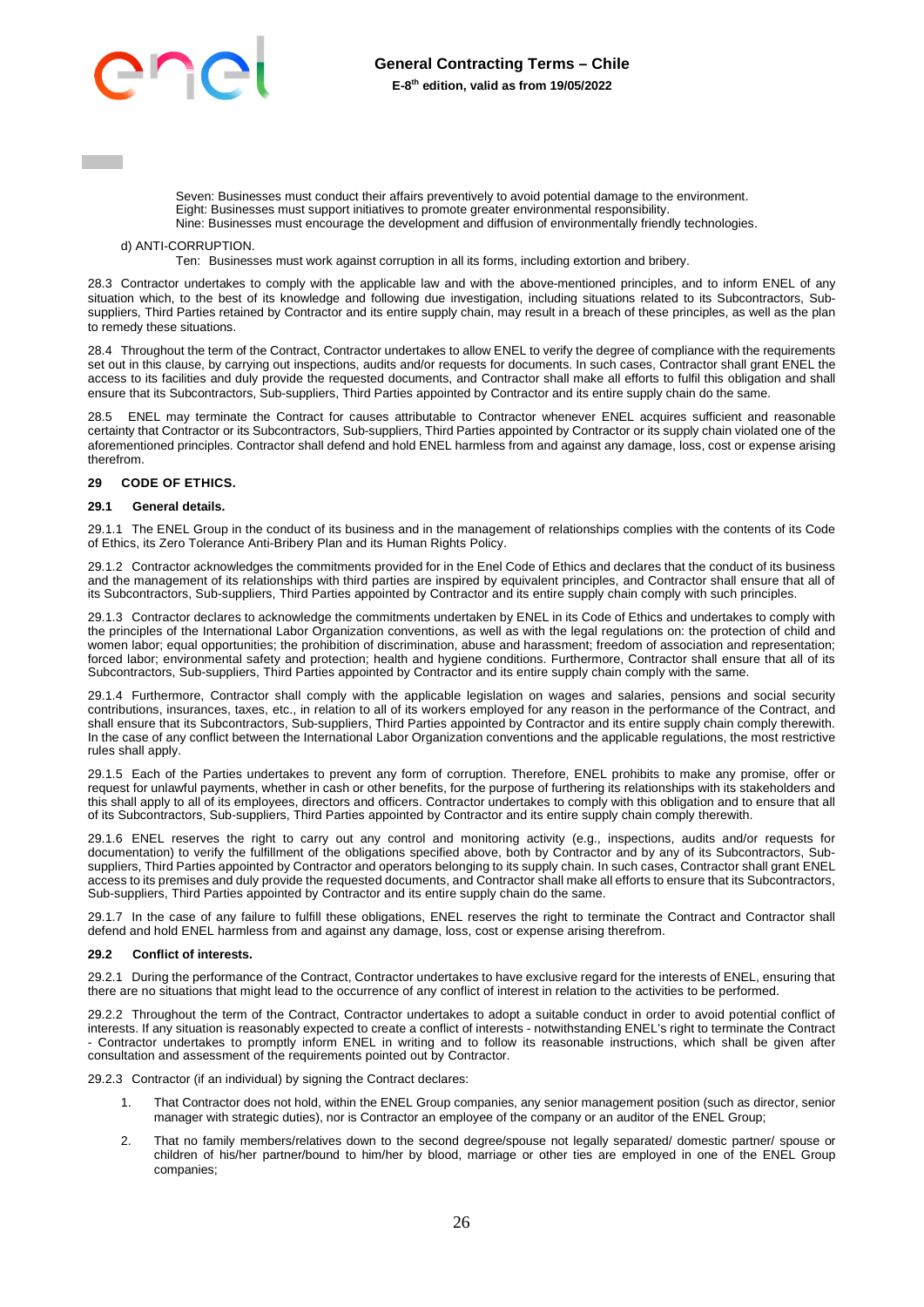Seven: Businesses must conduct their affairs preventively to avoid potential damage to the environment.
Eight: Businesses must support initiatives to promote greater environmental responsibility.
Nine: Businesses must encourage the development and diffusion of environmentally friendly technologies.

d) ANTI-CORRUPTION.

Ten: Businesses must work against corruption in all its forms, including extortion and bribery.

28.3 Contractor undertakes to comply with the applicable law and with the above-mentioned principles, and to inform ENEL of any situation which, to the best of its knowledge and following due investigation, including situations related to its Subcontractors, Sub-suppliers, Third Parties retained by Contractor and its entire supply chain, may result in a breach of these principles, as well as the plan to remedy these situations.

28.4 Throughout the term of the Contract, Contractor undertakes to allow ENEL to verify the degree of compliance with the requirements set out in this clause, by carrying out inspections, audits and/or requests for documents. In such cases, Contractor shall grant ENEL the access to its facilities and duly provide the requested documents, and Contractor shall make all efforts to fulfil this obligation and shall ensure that its Subcontractors, Sub-suppliers, Third Parties appointed by Contractor and its entire supply chain do the same.

28.5 ENEL may terminate the Contract for causes attributable to Contractor whenever ENEL acquires sufficient and reasonable certainty that Contractor or its Subcontractors, Sub-suppliers, Third Parties appointed by Contractor or its supply chain violated one of the aforementioned principles. Contractor shall defend and hold ENEL harmless from and against any damage, loss, cost or expense arising therefrom.

## 29 CODE OF ETHICS.

### 29.1 General details.

29.1.1 The ENEL Group in the conduct of its business and in the management of relationships complies with the contents of its Code of Ethics, its Zero Tolerance Anti-Bribery Plan and its Human Rights Policy.

29.1.2 Contractor acknowledges the commitments provided for in the Enel Code of Ethics and declares that the conduct of its business and the management of its relationships with third parties are inspired by equivalent principles, and Contractor shall ensure that all of its Subcontractors, Sub-suppliers, Third Parties appointed by Contractor and its entire supply chain comply with such principles.

29.1.3 Contractor declares to acknowledge the commitments undertaken by ENEL in its Code of Ethics and undertakes to comply with the principles of the International Labor Organization conventions, as well as with the legal regulations on: the protection of child and women labor; equal opportunities; the prohibition of discrimination, abuse and harassment; freedom of association and representation; forced labor; environmental safety and protection; health and hygiene conditions. Furthermore, Contractor shall ensure that all of its Subcontractors, Sub-suppliers, Third Parties appointed by Contractor and its entire supply chain comply with the same.

29.1.4 Furthermore, Contractor shall comply with the applicable legislation on wages and salaries, pensions and social security contributions, insurances, taxes, etc., in relation to all of its workers employed for any reason in the performance of the Contract, and shall ensure that its Subcontractors, Sub-suppliers, Third Parties appointed by Contractor and its entire supply chain comply therewith. In the case of any conflict between the International Labor Organization conventions and the applicable regulations, the most restrictive rules shall apply.

29.1.5 Each of the Parties undertakes to prevent any form of corruption. Therefore, ENEL prohibits to make any promise, offer or request for unlawful payments, whether in cash or other benefits, for the purpose of furthering its relationships with its stakeholders and this shall apply to all of its employees, directors and officers. Contractor undertakes to comply with this obligation and to ensure that all of its Subcontractors, Sub-suppliers, Third Parties appointed by Contractor and its entire supply chain comply therewith.

29.1.6 ENEL reserves the right to carry out any control and monitoring activity (e.g., inspections, audits and/or requests for documentation) to verify the fulfillment of the obligations specified above, both by Contractor and by any of its Subcontractors, Sub-suppliers, Third Parties appointed by Contractor and operators belonging to its supply chain. In such cases, Contractor shall grant ENEL access to its premises and duly provide the requested documents, and Contractor shall make all efforts to ensure that its Subcontractors, Sub-suppliers, Third Parties appointed by Contractor and its entire supply chain do the same.

29.1.7 In the case of any failure to fulfill these obligations, ENEL reserves the right to terminate the Contract and Contractor shall defend and hold ENEL harmless from and against any damage, loss, cost or expense arising therefrom.

### 29.2 Conflict of interests.

29.2.1 During the performance of the Contract, Contractor undertakes to have exclusive regard for the interests of ENEL, ensuring that there are no situations that might lead to the occurrence of any conflict of interest in relation to the activities to be performed.

29.2.2 Throughout the term of the Contract, Contractor undertakes to adopt a suitable conduct in order to avoid potential conflict of interests. If any situation is reasonably expected to create a conflict of interests - notwithstanding ENEL's right to terminate the Contract - Contractor undertakes to promptly inform ENEL in writing and to follow its reasonable instructions, which shall be given after consultation and assessment of the requirements pointed out by Contractor.

29.2.3 Contractor (if an individual) by signing the Contract declares:

1. That Contractor does not hold, within the ENEL Group companies, any senior management position (such as director, senior manager with strategic duties), nor is Contractor an employee of the company or an auditor of the ENEL Group;
2. That no family members/relatives down to the second degree/spouse not legally separated/ domestic partner/ spouse or children of his/her partner/bound to him/her by blood, marriage or other ties are employed in one of the ENEL Group companies;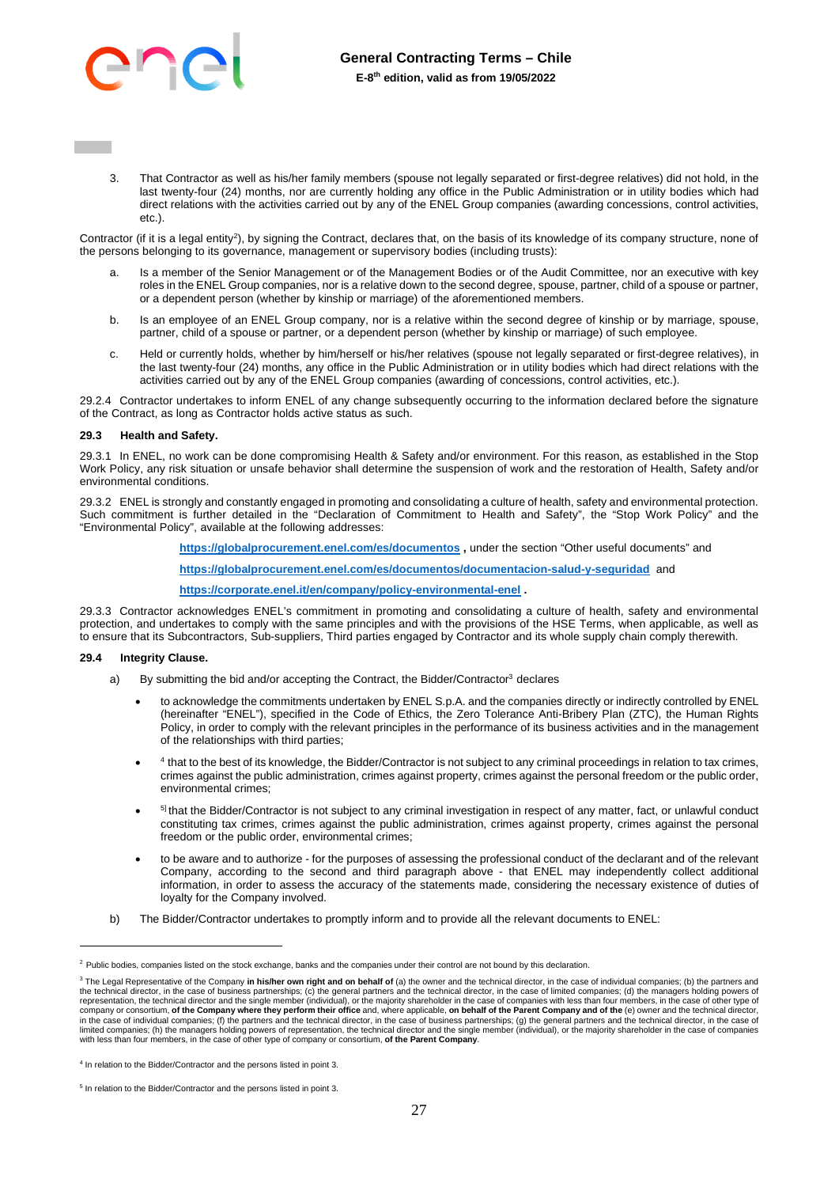3. That Contractor as well as his/her family members (spouse not legally separated or first-degree relatives) did not hold, in the last twenty-four (24) months, nor are currently holding any office in the Public Administration or in utility bodies which had direct relations with the activities carried out by any of the ENEL Group companies (awarding concessions, control activities, etc.).

Contractor (if it is a legal entity[2]), by signing the Contract, declares that, on the basis of its knowledge of its company structure, none of the persons belonging to its governance, management or supervisory bodies (including trusts):

a. Is a member of the Senior Management or of the Management Bodies or of the Audit Committee, nor an executive with key roles in the ENEL Group companies, nor is a relative down to the second degree, spouse, partner, child of a spouse or partner, or a dependent person (whether by kinship or marriage) of the aforementioned members.

b. Is an employee of an ENEL Group company, nor is a relative within the second degree of kinship or by marriage, spouse, partner, child of a spouse or partner, or a dependent person (whether by kinship or marriage) of such employee.

c. Held or currently holds, whether by him/herself or his/her relatives (spouse not legally separated or first-degree relatives), in the last twenty-four (24) months, any office in the Public Administration or in utility bodies which had direct relations with the activities carried out by any of the ENEL Group companies (awarding of concessions, control activities, etc.).

29.2.4 Contractor undertakes to inform ENEL of any change subsequently occurring to the information declared before the signature of the Contract, as long as Contractor holds active status as such.

### 29.3 Health and Safety.

29.3.1 In ENEL, no work can be done compromising Health & Safety and/or environment. For this reason, as established in the Stop Work Policy, any risk situation or unsafe behavior shall determine the suspension of work and the restoration of Health, Safety and/or environmental conditions.

29.3.2 ENEL is strongly and constantly engaged in promoting and consolidating a culture of health, safety and environmental protection. Such commitment is further detailed in the "Declaration of Commitment to Health and Safety", the "Stop Work Policy" and the "Environmental Policy", available at the following addresses:

**https://globalprocurement.enel.com/es/documentos** , under the section "Other useful documents" and

**https://globalprocurement.enel.com/es/documentos/documentacion-salud-y-seguridad** and

**https://corporate.enel.it/en/company/policy-environmental-enel** .

29.3.3 Contractor acknowledges ENEL's commitment in promoting and consolidating a culture of health, safety and environmental protection, and undertakes to comply with the same principles and with the provisions of the HSE Terms, when applicable, as well as to ensure that its Subcontractors, Sub-suppliers, Third parties engaged by Contractor and its whole supply chain comply therewith.

### 29.4 Integrity Clause.

a) By submitting the bid and/or accepting the Contract, the Bidder/Contractor[3] declares

- to acknowledge the commitments undertaken by ENEL S.p.A. and the companies directly or indirectly controlled by ENEL (hereinafter "ENEL"), specified in the Code of Ethics, the Zero Tolerance Anti-Bribery Plan (ZTC), the Human Rights Policy, in order to comply with the relevant principles in the performance of its business activities and in the management of the relationships with third parties;
- [4] that to the best of its knowledge, the Bidder/Contractor is not subject to any criminal proceedings in relation to tax crimes, crimes against the public administration, crimes against property, crimes against the personal freedom or the public order, environmental crimes;
- [5] that the Bidder/Contractor is not subject to any criminal investigation in respect of any matter, fact, or unlawful conduct constituting tax crimes, crimes against the public administration, crimes against property, crimes against the personal freedom or the public order, environmental crimes;
- to be aware and to authorize - for the purposes of assessing the professional conduct of the declarant and of the relevant Company, according to the second and third paragraph above - that ENEL may independently collect additional information, in order to assess the accuracy of the statements made, considering the necessary existence of duties of loyalty for the Company involved.

b) The Bidder/Contractor undertakes to promptly inform and to provide all the relevant documents to ENEL:

---

[2] Public bodies, companies listed on the stock exchange, banks and the companies under their control are not bound by this declaration.

[3] The Legal Representative of the Company **in his/her own right and on behalf of** (a) the owner and the technical director, in the case of individual companies; (b) the partners and the technical director, in the case of business partnerships; (c) the general partners and the technical director, in the case of limited companies; (d) the managers holding powers of representation, the technical director and the single member (individual), or the majority shareholder in the case of companies with less than four members, in the case of other type of company or consortium, **of the Company where they perform their office** and, where applicable, **on behalf of the Parent Company and of the** (e) owner and the technical director, in the case of individual companies; (f) the partners and the technical director, in the case of business partnerships; (g) the general partners and the technical director, in the case of limited companies; (h) the managers holding powers of representation, the technical director and the single member (individual), or the majority shareholder in the case of companies with less than four members, in the case of other type of company or consortium, **of the Parent Company**.

[4] In relation to the Bidder/Contractor and the persons listed in point 3.

[5] In relation to the Bidder/Contractor and the persons listed in point 3.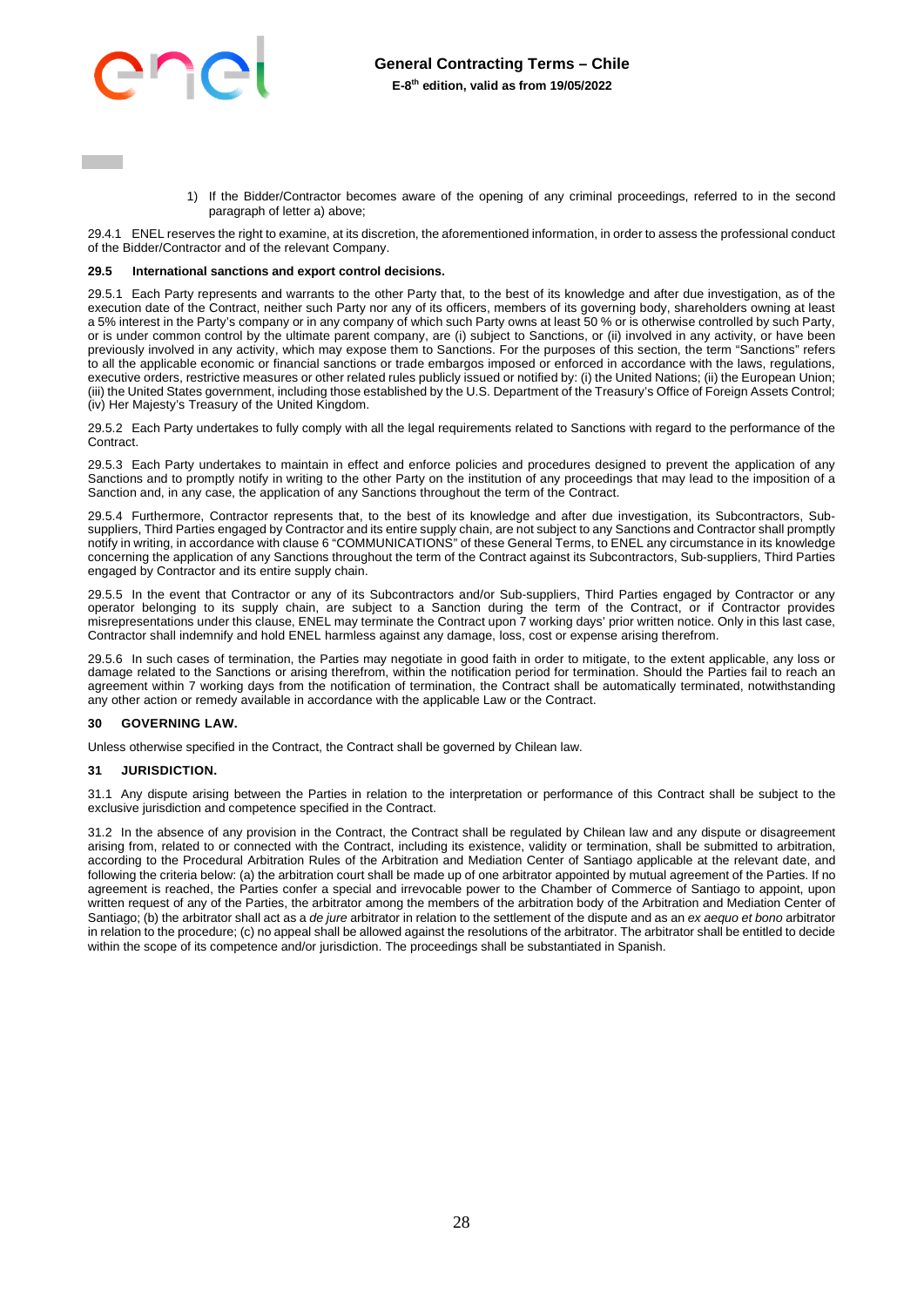1) If the Bidder/Contractor becomes aware of the opening of any criminal proceedings, referred to in the second paragraph of letter a) above;

29.4.1 ENEL reserves the right to examine, at its discretion, the aforementioned information, in order to assess the professional conduct of the Bidder/Contractor and of the relevant Company.

**29.5 International sanctions and export control decisions.**

29.5.1 Each Party represents and warrants to the other Party that, to the best of its knowledge and after due investigation, as of the execution date of the Contract, neither such Party nor any of its officers, members of its governing body, shareholders owning at least a 5% interest in the Party's company or in any company of which such Party owns at least 50 % or is otherwise controlled by such Party, or is under common control by the ultimate parent company, are (i) subject to Sanctions, or (ii) involved in any activity, or have been previously involved in any activity, which may expose them to Sanctions. For the purposes of this section, the term "Sanctions" refers to all the applicable economic or financial sanctions or trade embargos imposed or enforced in accordance with the laws, regulations, executive orders, restrictive measures or other related rules publicly issued or notified by: (i) the United Nations; (ii) the European Union; (iii) the United States government, including those established by the U.S. Department of the Treasury's Office of Foreign Assets Control; (iv) Her Majesty's Treasury of the United Kingdom.

29.5.2 Each Party undertakes to fully comply with all the legal requirements related to Sanctions with regard to the performance of the Contract.

29.5.3 Each Party undertakes to maintain in effect and enforce policies and procedures designed to prevent the application of any Sanctions and to promptly notify in writing to the other Party on the institution of any proceedings that may lead to the imposition of a Sanction and, in any case, the application of any Sanctions throughout the term of the Contract.

29.5.4 Furthermore, Contractor represents that, to the best of its knowledge and after due investigation, its Subcontractors, Sub-suppliers, Third Parties engaged by Contractor and its entire supply chain, are not subject to any Sanctions and Contractor shall promptly notify in writing, in accordance with clause 6 "COMMUNICATIONS" of these General Terms, to ENEL any circumstance in its knowledge concerning the application of any Sanctions throughout the term of the Contract against its Subcontractors, Sub-suppliers, Third Parties engaged by Contractor and its entire supply chain.

29.5.5 In the event that Contractor or any of its Subcontractors and/or Sub-suppliers, Third Parties engaged by Contractor or any operator belonging to its supply chain, are subject to a Sanction during the term of the Contract, or if Contractor provides misrepresentations under this clause, ENEL may terminate the Contract upon 7 working days' prior written notice. Only in this last case, Contractor shall indemnify and hold ENEL harmless against any damage, loss, cost or expense arising therefrom.

29.5.6 In such cases of termination, the Parties may negotiate in good faith in order to mitigate, to the extent applicable, any loss or damage related to the Sanctions or arising therefrom, within the notification period for termination. Should the Parties fail to reach an agreement within 7 working days from the notification of termination, the Contract shall be automatically terminated, notwithstanding any other action or remedy available in accordance with the applicable Law or the Contract.

## 30 GOVERNING LAW.

Unless otherwise specified in the Contract, the Contract shall be governed by Chilean law.

## 31 JURISDICTION.

31.1 Any dispute arising between the Parties in relation to the interpretation or performance of this Contract shall be subject to the exclusive jurisdiction and competence specified in the Contract.

31.2 In the absence of any provision in the Contract, the Contract shall be regulated by Chilean law and any dispute or disagreement arising from, related to or connected with the Contract, including its existence, validity or termination, shall be submitted to arbitration, according to the Procedural Arbitration Rules of the Arbitration and Mediation Center of Santiago applicable at the relevant date, and following the criteria below: (a) the arbitration court shall be made up of one arbitrator appointed by mutual agreement of the Parties. If no agreement is reached, the Parties confer a special and irrevocable power to the Chamber of Commerce of Santiago to appoint, upon written request of any of the Parties, the arbitrator among the members of the arbitration body of the Arbitration and Mediation Center of Santiago; (b) the arbitrator shall act as a *de jure* arbitrator in relation to the settlement of the dispute and as an *ex aequo et bono* arbitrator in relation to the procedure; (c) no appeal shall be allowed against the resolutions of the arbitrator. The arbitrator shall be entitled to decide within the scope of its competence and/or jurisdiction. The proceedings shall be substantiated in Spanish.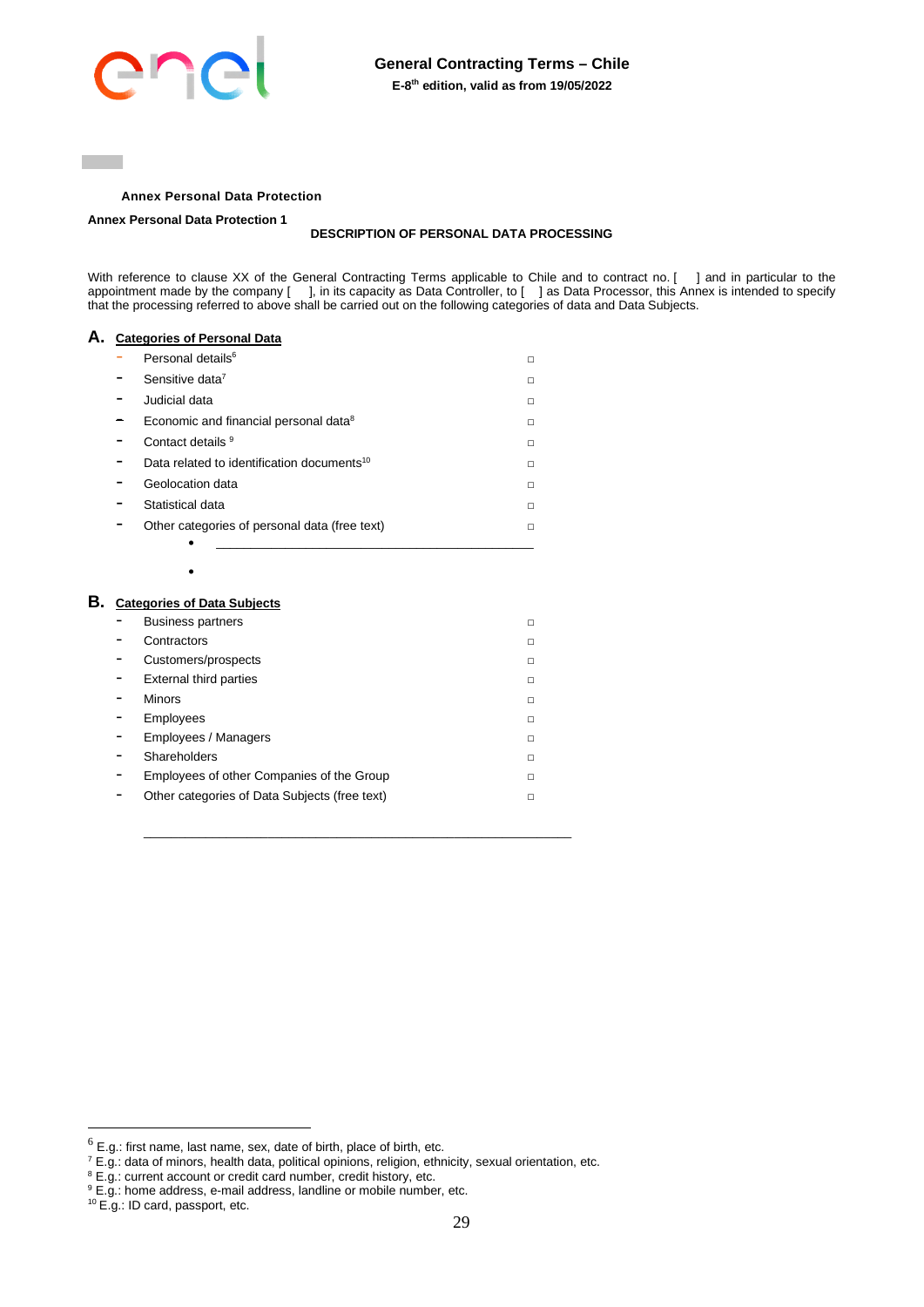**Annex Personal Data Protection**

**Annex Personal Data Protection 1**

**DESCRIPTION OF PERSONAL DATA PROCESSING**

With reference to clause XX of the General Contracting Terms applicable to Chile and to contract no. [ ] and in particular to the appointment made by the company [ ], in its capacity as Data Controller, to [ ] as Data Processor, this Annex is intended to specify that the processing referred to above shall be carried out on the following categories of data and Data Subjects.

## A. Categories of Personal Data

- Personal details[6] □
- Sensitive data[7] □
- Judicial data □
- Economic and financial personal data[8] □
- Contact details [9] □
- Data related to identification documents[10] □
- Geolocation data □
- Statistical data □
- Other categories of personal data (free text) □
    - ____________________________________________
    - 

## B. Categories of Data Subjects

- Business partners □
- Contractors □
- Customers/prospects □
- External third parties □
- Minors □
- Employees □
- Employees / Managers □
- Shareholders □
- Employees of other Companies of the Group □
- Other categories of Data Subjects (free text) □

____________________________________________________________

---

[6] E.g.: first name, last name, sex, date of birth, place of birth, etc.
[7] E.g.: data of minors, health data, political opinions, religion, ethnicity, sexual orientation, etc.
[8] E.g.: current account or credit card number, credit history, etc.
[9] E.g.: home address, e-mail address, landline or mobile number, etc.
[10] E.g.: ID card, passport, etc.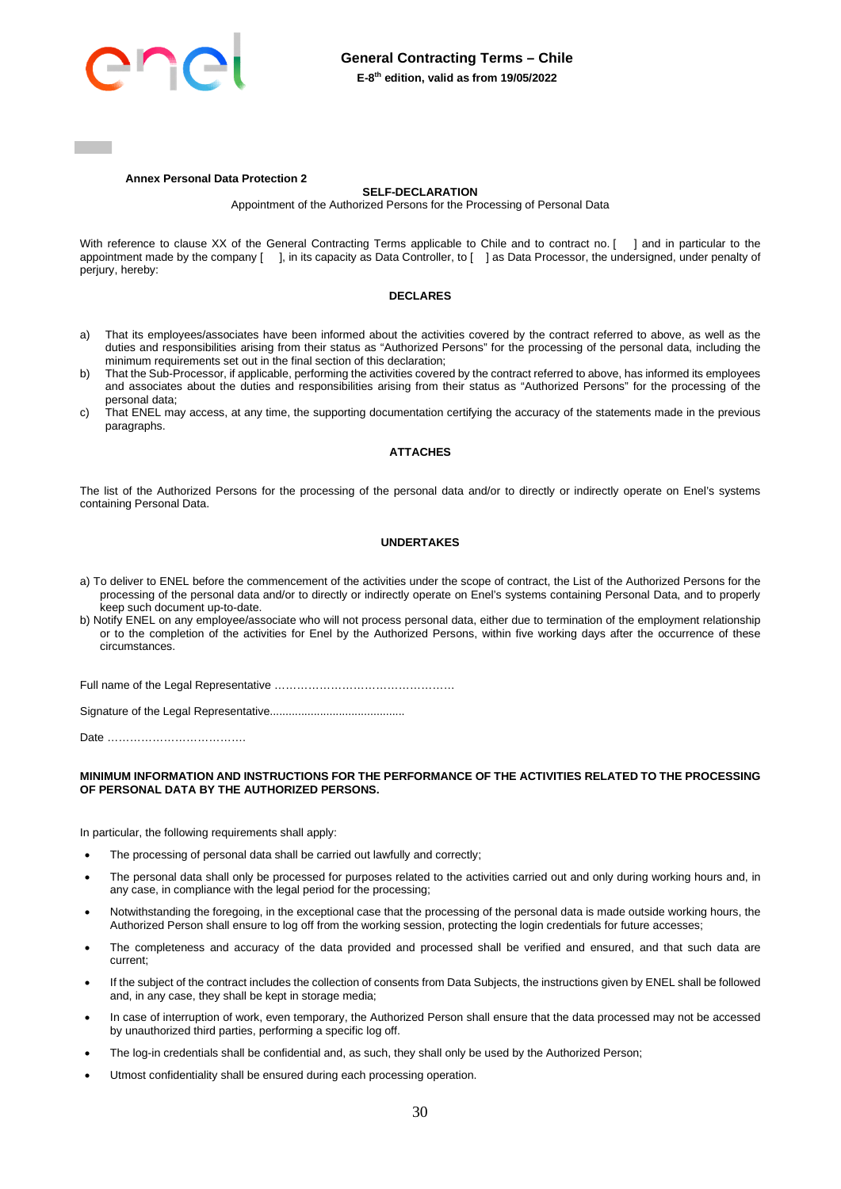**Annex Personal Data Protection 2**

**SELF-DECLARATION**

Appointment of the Authorized Persons for the Processing of Personal Data

With reference to clause XX of the General Contracting Terms applicable to Chile and to contract no. [ ] and in particular to the appointment made by the company [ ], in its capacity as Data Controller, to [ ] as Data Processor, the undersigned, under penalty of perjury, hereby:

**DECLARES**

a) That its employees/associates have been informed about the activities covered by the contract referred to above, as well as the duties and responsibilities arising from their status as "Authorized Persons" for the processing of the personal data, including the minimum requirements set out in the final section of this declaration;

b) That the Sub-Processor, if applicable, performing the activities covered by the contract referred to above, has informed its employees and associates about the duties and responsibilities arising from their status as "Authorized Persons" for the processing of the personal data;

c) That ENEL may access, at any time, the supporting documentation certifying the accuracy of the statements made in the previous paragraphs.

**ATTACHES**

The list of the Authorized Persons for the processing of the personal data and/or to directly or indirectly operate on Enel's systems containing Personal Data.

**UNDERTAKES**

a) To deliver to ENEL before the commencement of the activities under the scope of contract, the List of the Authorized Persons for the processing of the personal data and/or to directly or indirectly operate on Enel's systems containing Personal Data, and to properly keep such document up-to-date.

b) Notify ENEL on any employee/associate who will not process personal data, either due to termination of the employment relationship or to the completion of the activities for Enel by the Authorized Persons, within five working days after the occurrence of these circumstances.

Full name of the Legal Representative ………………………………………….

Signature of the Legal Representative...........................................

Date ……………………………….

**MINIMUM INFORMATION AND INSTRUCTIONS FOR THE PERFORMANCE OF THE ACTIVITIES RELATED TO THE PROCESSING OF PERSONAL DATA BY THE AUTHORIZED PERSONS.**

In particular, the following requirements shall apply:

- The processing of personal data shall be carried out lawfully and correctly;
- The personal data shall only be processed for purposes related to the activities carried out and only during working hours and, in any case, in compliance with the legal period for the processing;
- Notwithstanding the foregoing, in the exceptional case that the processing of the personal data is made outside working hours, the Authorized Person shall ensure to log off from the working session, protecting the login credentials for future accesses;
- The completeness and accuracy of the data provided and processed shall be verified and ensured, and that such data are current;
- If the subject of the contract includes the collection of consents from Data Subjects, the instructions given by ENEL shall be followed and, in any case, they shall be kept in storage media;
- In case of interruption of work, even temporary, the Authorized Person shall ensure that the data processed may not be accessed by unauthorized third parties, performing a specific log off.
- The log-in credentials shall be confidential and, as such, they shall only be used by the Authorized Person;
- Utmost confidentiality shall be ensured during each processing operation.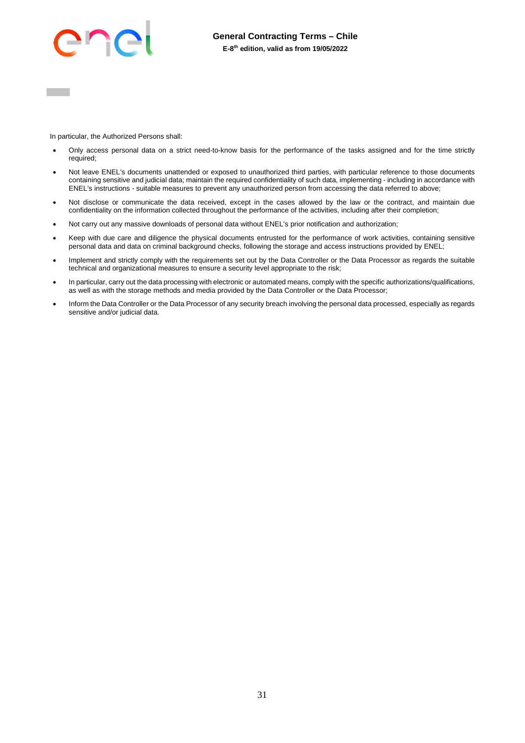In particular, the Authorized Persons shall:

- Only access personal data on a strict need-to-know basis for the performance of the tasks assigned and for the time strictly required;
- Not leave ENEL's documents unattended or exposed to unauthorized third parties, with particular reference to those documents containing sensitive and judicial data; maintain the required confidentiality of such data, implementing - including in accordance with ENEL's instructions - suitable measures to prevent any unauthorized person from accessing the data referred to above;
- Not disclose or communicate the data received, except in the cases allowed by the law or the contract, and maintain due confidentiality on the information collected throughout the performance of the activities, including after their completion;
- Not carry out any massive downloads of personal data without ENEL's prior notification and authorization;
- Keep with due care and diligence the physical documents entrusted for the performance of work activities, containing sensitive personal data and data on criminal background checks, following the storage and access instructions provided by ENEL;
- Implement and strictly comply with the requirements set out by the Data Controller or the Data Processor as regards the suitable technical and organizational measures to ensure a security level appropriate to the risk;
- In particular, carry out the data processing with electronic or automated means, comply with the specific authorizations/qualifications, as well as with the storage methods and media provided by the Data Controller or the Data Processor;
- Inform the Data Controller or the Data Processor of any security breach involving the personal data processed, especially as regards sensitive and/or judicial data.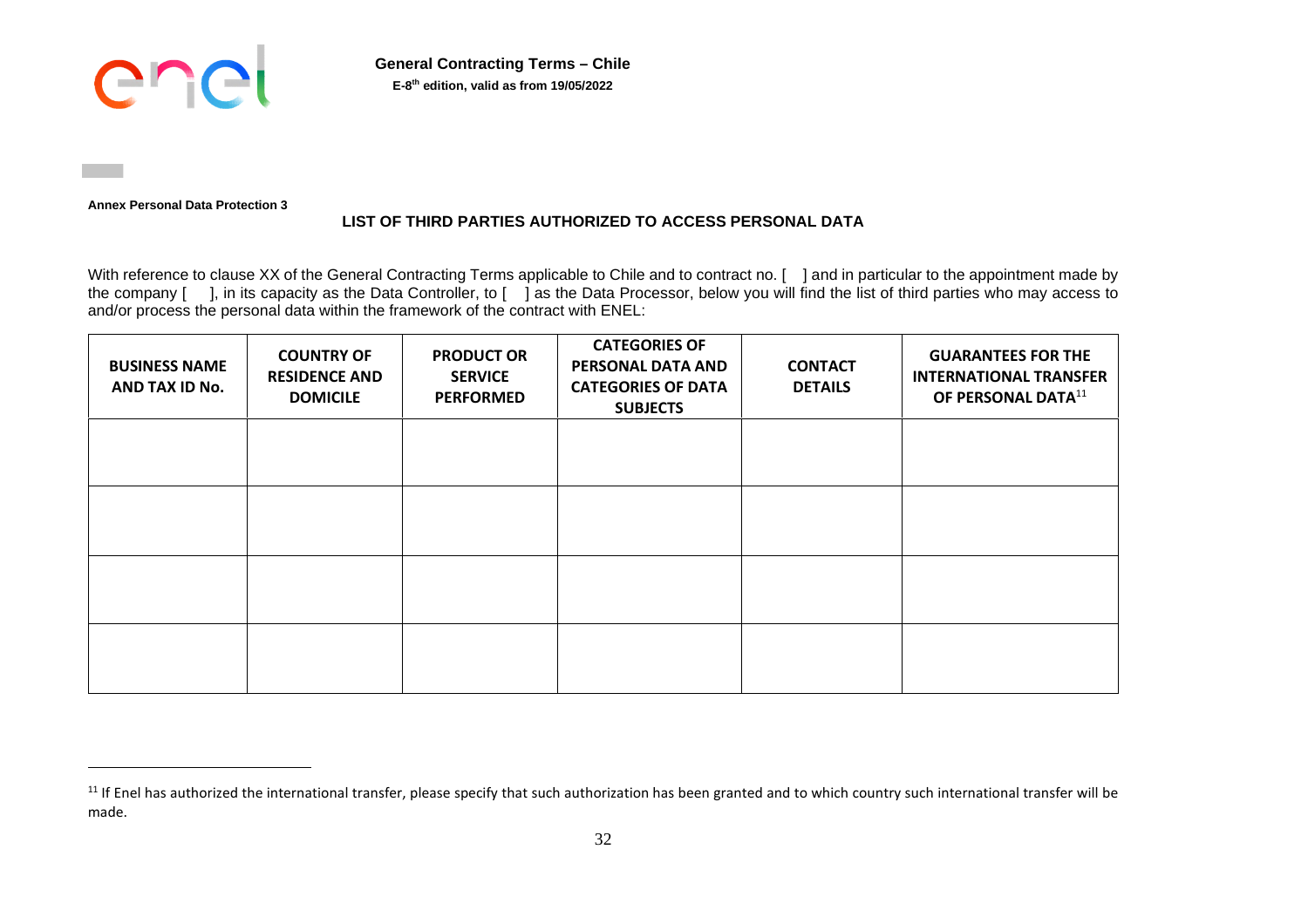**Annex Personal Data Protection 3**

## LIST OF THIRD PARTIES AUTHORIZED TO ACCESS PERSONAL DATA

With reference to clause XX of the General Contracting Terms applicable to Chile and to contract no. [ ] and in particular to the appointment made by the company [ ], in its capacity as the Data Controller, to [ ] as the Data Processor, below you will find the list of third parties who may access to and/or process the personal data within the framework of the contract with ENEL:

| BUSINESS NAME AND TAX ID No. | COUNTRY OF RESIDENCE AND DOMICILE | PRODUCT OR SERVICE PERFORMED | CATEGORIES OF PERSONAL DATA AND CATEGORIES OF DATA SUBJECTS | CONTACT DETAILS | GUARANTEES FOR THE INTERNATIONAL TRANSFER OF PERSONAL DATA[11] |
|---|---|---|---|---|---|
| | | | | | |
| | | | | | |
| | | | | | |
| | | | | | |

[11] If Enel has authorized the international transfer, please specify that such authorization has been granted and to which country such international transfer will be made.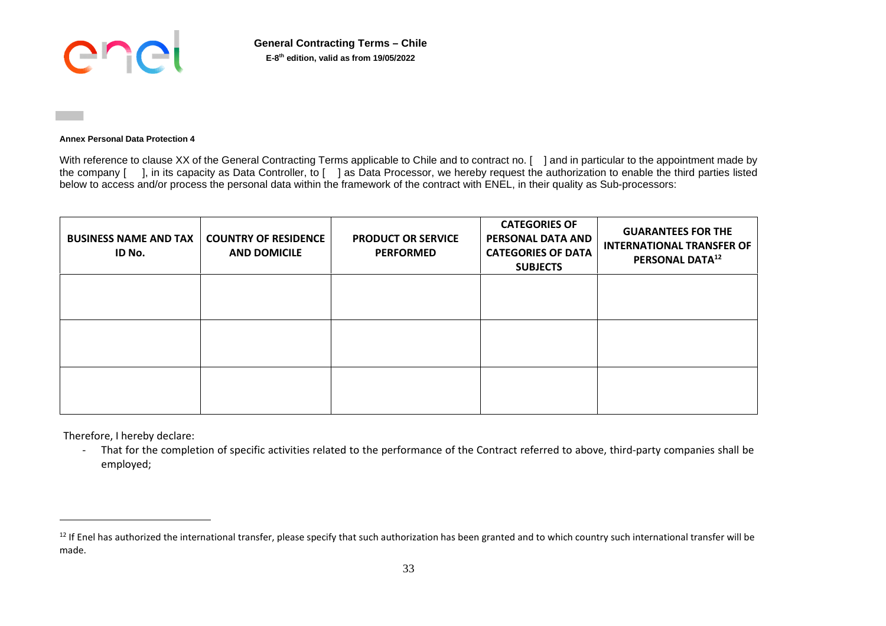**Annex Personal Data Protection 4**

With reference to clause XX of the General Contracting Terms applicable to Chile and to contract no. [ ] and in particular to the appointment made by the company [ ], in its capacity as Data Controller, to [ ] as Data Processor, we hereby request the authorization to enable the third parties listed below to access and/or process the personal data within the framework of the contract with ENEL, in their quality as Sub-processors:

| BUSINESS NAME AND TAX ID No. | COUNTRY OF RESIDENCE AND DOMICILE | PRODUCT OR SERVICE PERFORMED | CATEGORIES OF PERSONAL DATA AND CATEGORIES OF DATA SUBJECTS | GUARANTEES FOR THE INTERNATIONAL TRANSFER OF PERSONAL DATA[12] |
|---|---|---|---|---|
| | | | | |
| | | | | |
| | | | | |

Therefore, I hereby declare:

- That for the completion of specific activities related to the performance of the Contract referred to above, third-party companies shall be employed;

[12] If Enel has authorized the international transfer, please specify that such authorization has been granted and to which country such international transfer will be made.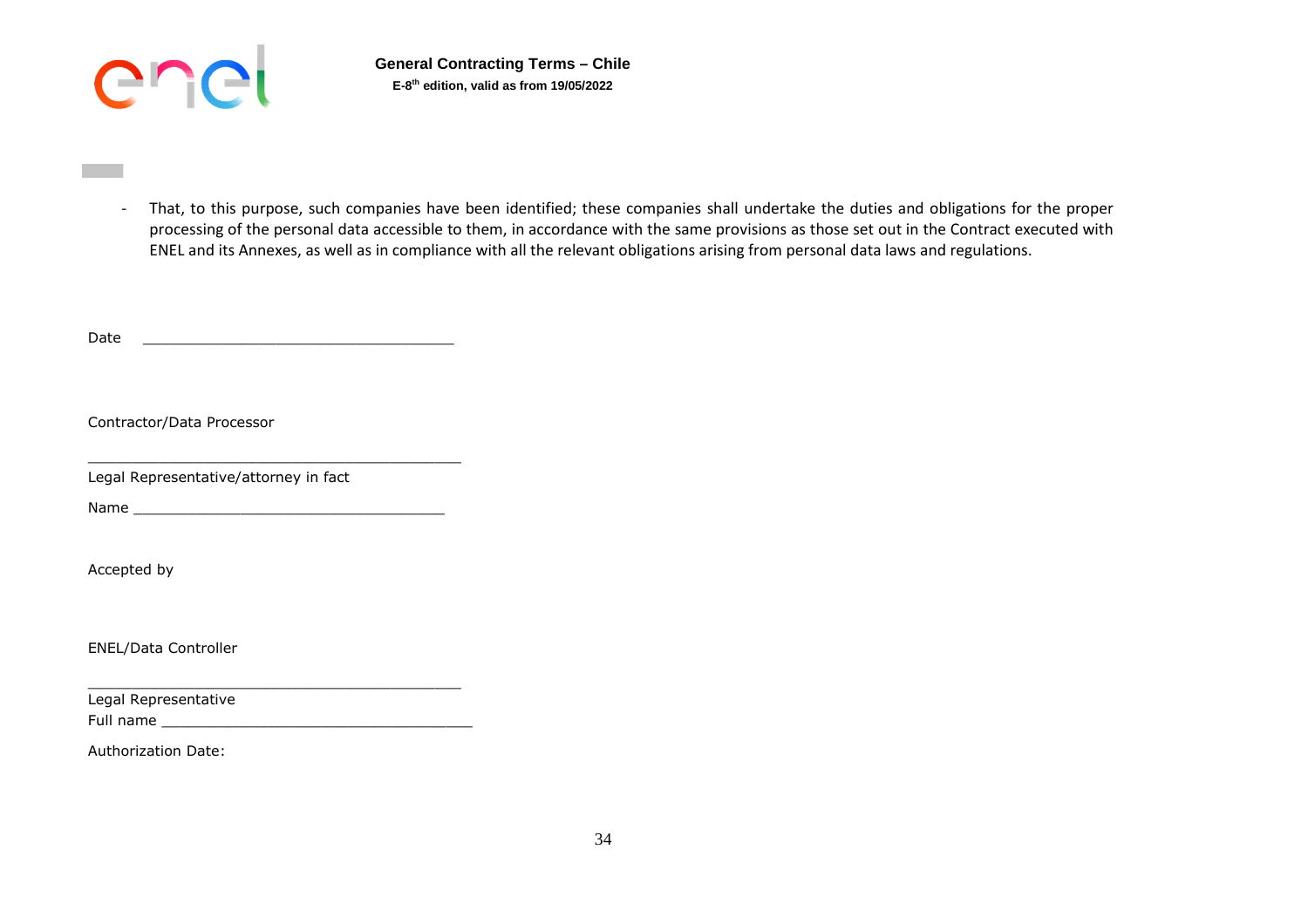- That, to this purpose, such companies have been identified; these companies shall undertake the duties and obligations for the proper processing of the personal data accessible to them, in accordance with the same provisions as those set out in the Contract executed with ENEL and its Annexes, as well as in compliance with all the relevant obligations arising from personal data laws and regulations.

Date ___________________________________

Contractor/Data Processor

___________________________________________

Legal Representative/attorney in fact

Name ___________________________________

Accepted by

ENEL/Data Controller

___________________________________________

Legal Representative

Full name ___________________________________

Authorization Date: